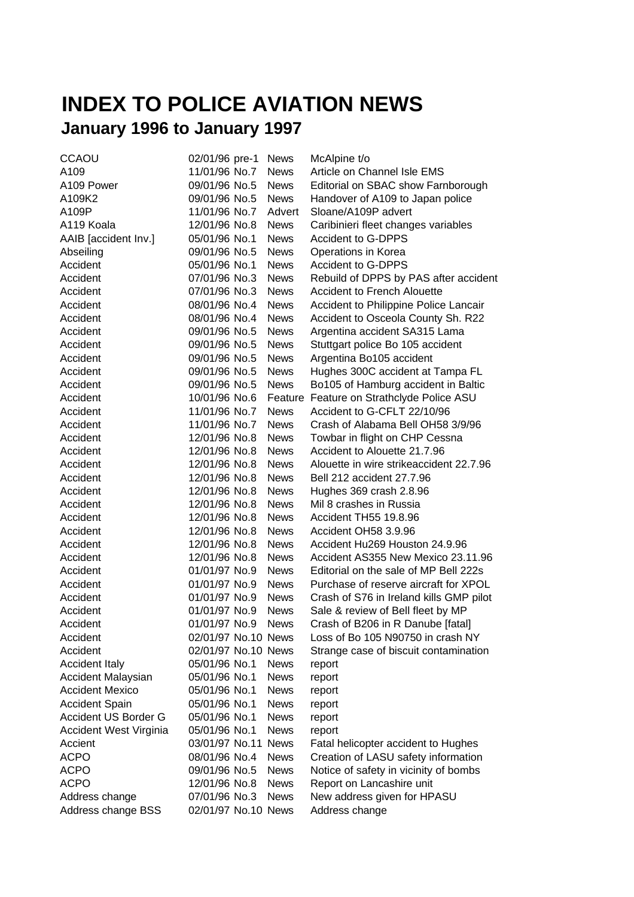# INDEX TO POLICE AVIATION NEWS

## January 1996 to January 1997

| | | | |
|---|---|---|---|
| CCAOU | 02/01/96 pre-1 | News | McAlpine t/o |
| A109 | 11/01/96 No.7 | News | Article on Channel Isle EMS |
| A109 Power | 09/01/96 No.5 | News | Editorial on SBAC show Farnborough |
| A109K2 | 09/01/96 No.5 | News | Handover of A109 to Japan police |
| A109P | 11/01/96 No.7 | Advert | Sloane/A109P advert |
| A119 Koala | 12/01/96 No.8 | News | Caribinieri fleet changes variables |
| AAIB [accident Inv.] | 05/01/96 No.1 | News | Accident to G-DPPS |
| Abseiling | 09/01/96 No.5 | News | Operations in Korea |
| Accident | 05/01/96 No.1 | News | Accident to G-DPPS |
| Accident | 07/01/96 No.3 | News | Rebuild of DPPS by PAS after accident |
| Accident | 07/01/96 No.3 | News | Accident to French Alouette |
| Accident | 08/01/96 No.4 | News | Accident to Philippine Police Lancair |
| Accident | 08/01/96 No.4 | News | Accident to Osceola County Sh. R22 |
| Accident | 09/01/96 No.5 | News | Argentina accident SA315 Lama |
| Accident | 09/01/96 No.5 | News | Stuttgart police Bo 105 accident |
| Accident | 09/01/96 No.5 | News | Argentina Bo105 accident |
| Accident | 09/01/96 No.5 | News | Hughes 300C accident at Tampa FL |
| Accident | 09/01/96 No.5 | News | Bo105 of Hamburg accident in Baltic |
| Accident | 10/01/96 No.6 | Feature | Feature on Strathclyde Police ASU |
| Accident | 11/01/96 No.7 | News | Accident to G-CFLT 22/10/96 |
| Accident | 11/01/96 No.7 | News | Crash of Alabama Bell OH58 3/9/96 |
| Accident | 12/01/96 No.8 | News | Towbar in flight on CHP Cessna |
| Accident | 12/01/96 No.8 | News | Accident to Alouette 21.7.96 |
| Accident | 12/01/96 No.8 | News | Alouette in wire strikeaccident 22.7.96 |
| Accident | 12/01/96 No.8 | News | Bell 212 accident 27.7.96 |
| Accident | 12/01/96 No.8 | News | Hughes 369 crash 2.8.96 |
| Accident | 12/01/96 No.8 | News | Mil 8 crashes in Russia |
| Accident | 12/01/96 No.8 | News | Accident TH55 19.8.96 |
| Accident | 12/01/96 No.8 | News | Accident OH58 3.9.96 |
| Accident | 12/01/96 No.8 | News | Accident Hu269 Houston 24.9.96 |
| Accident | 12/01/96 No.8 | News | Accident AS355 New Mexico 23.11.96 |
| Accident | 01/01/97 No.9 | News | Editorial on the sale of MP Bell 222s |
| Accident | 01/01/97 No.9 | News | Purchase of reserve aircraft for XPOL |
| Accident | 01/01/97 No.9 | News | Crash of S76 in Ireland kills GMP pilot |
| Accident | 01/01/97 No.9 | News | Sale & review of Bell fleet by MP |
| Accident | 01/01/97 No.9 | News | Crash of B206 in R Danube [fatal] |
| Accident | 02/01/97 No.10 | News | Loss of Bo 105 N90750 in crash NY |
| Accident | 02/01/97 No.10 | News | Strange case of biscuit contamination |
| Accident Italy | 05/01/96 No.1 | News | report |
| Accident Malaysian | 05/01/96 No.1 | News | report |
| Accident Mexico | 05/01/96 No.1 | News | report |
| Accident Spain | 05/01/96 No.1 | News | report |
| Accident US Border G | 05/01/96 No.1 | News | report |
| Accident West Virginia | 05/01/96 No.1 | News | report |
| Accient | 03/01/97 No.11 | News | Fatal helicopter accident to Hughes |
| ACPO | 08/01/96 No.4 | News | Creation of LASU safety information |
| ACPO | 09/01/96 No.5 | News | Notice of safety in vicinity of bombs |
| ACPO | 12/01/96 No.8 | News | Report on Lancashire unit |
| Address change | 07/01/96 No.3 | News | New address given for HPASU |
| Address change BSS | 02/01/97 No.10 | News | Address change |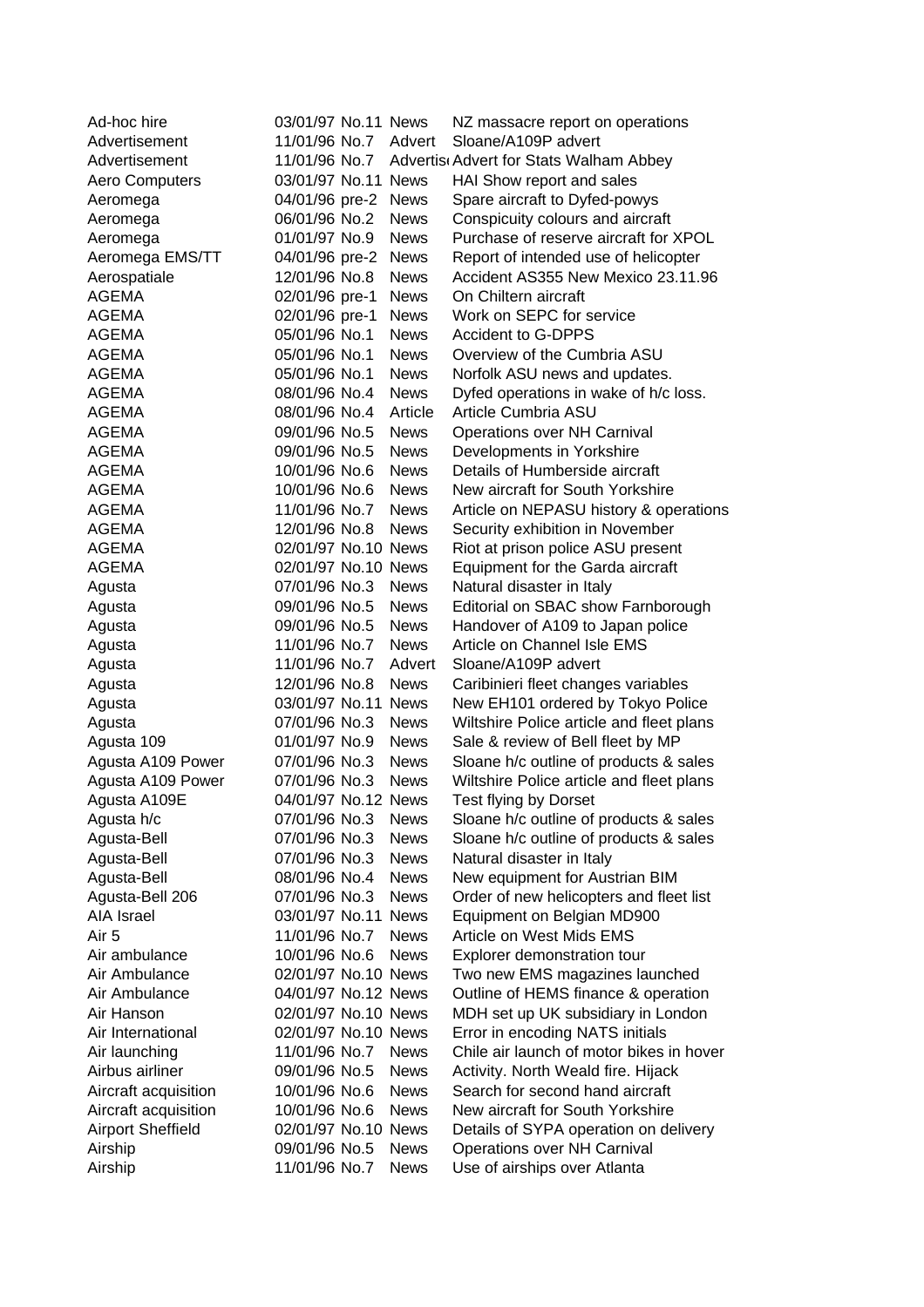| | | | | |
|---|---|---|---|---|
| Ad-hoc hire | 03/01/97 | No.11 | News | NZ massacre report on operations |
| Advertisement | 11/01/96 | No.7 | Advert | Sloane/A109P advert |
| Advertisement | 11/01/96 | No.7 | Advertis | Advert for Stats Walham Abbey |
| Aero Computers | 03/01/97 | No.11 | News | HAI Show report and sales |
| Aeromega | 04/01/96 | pre-2 | News | Spare aircraft to Dyfed-powys |
| Aeromega | 06/01/96 | No.2 | News | Conspicuity colours and aircraft |
| Aeromega | 01/01/97 | No.9 | News | Purchase of reserve aircraft for XPOL |
| Aeromega EMS/TT | 04/01/96 | pre-2 | News | Report of intended use of helicopter |
| Aerospatiale | 12/01/96 | No.8 | News | Accident AS355 New Mexico 23.11.96 |
| AGEMA | 02/01/96 | pre-1 | News | On Chiltern aircraft |
| AGEMA | 02/01/96 | pre-1 | News | Work on SEPC for service |
| AGEMA | 05/01/96 | No.1 | News | Accident to G-DPPS |
| AGEMA | 05/01/96 | No.1 | News | Overview of the Cumbria ASU |
| AGEMA | 05/01/96 | No.1 | News | Norfolk ASU news and updates. |
| AGEMA | 08/01/96 | No.4 | News | Dyfed operations in wake of h/c loss. |
| AGEMA | 08/01/96 | No.4 | Article | Article Cumbria ASU |
| AGEMA | 09/01/96 | No.5 | News | Operations over NH Carnival |
| AGEMA | 09/01/96 | No.5 | News | Developments in Yorkshire |
| AGEMA | 10/01/96 | No.6 | News | Details of Humberside aircraft |
| AGEMA | 10/01/96 | No.6 | News | New aircraft for South Yorkshire |
| AGEMA | 11/01/96 | No.7 | News | Article on NEPASU history & operations |
| AGEMA | 12/01/96 | No.8 | News | Security exhibition in November |
| AGEMA | 02/01/97 | No.10 | News | Riot at prison police ASU present |
| AGEMA | 02/01/97 | No.10 | News | Equipment for the Garda aircraft |
| Agusta | 07/01/96 | No.3 | News | Natural disaster in Italy |
| Agusta | 09/01/96 | No.5 | News | Editorial on SBAC show Farnborough |
| Agusta | 09/01/96 | No.5 | News | Handover of A109 to Japan police |
| Agusta | 11/01/96 | No.7 | News | Article on Channel Isle EMS |
| Agusta | 11/01/96 | No.7 | Advert | Sloane/A109P advert |
| Agusta | 12/01/96 | No.8 | News | Caribinieri fleet changes variables |
| Agusta | 03/01/97 | No.11 | News | New EH101 ordered by Tokyo Police |
| Agusta | 07/01/96 | No.3 | News | Wiltshire Police article and fleet plans |
| Agusta 109 | 01/01/97 | No.9 | News | Sale & review of Bell fleet by MP |
| Agusta A109 Power | 07/01/96 | No.3 | News | Sloane h/c outline of products & sales |
| Agusta A109 Power | 07/01/96 | No.3 | News | Wiltshire Police article and fleet plans |
| Agusta A109E | 04/01/97 | No.12 | News | Test flying by Dorset |
| Agusta h/c | 07/01/96 | No.3 | News | Sloane h/c outline of products & sales |
| Agusta-Bell | 07/01/96 | No.3 | News | Sloane h/c outline of products & sales |
| Agusta-Bell | 07/01/96 | No.3 | News | Natural disaster in Italy |
| Agusta-Bell | 08/01/96 | No.4 | News | New equipment for Austrian BIM |
| Agusta-Bell 206 | 07/01/96 | No.3 | News | Order of new helicopters and fleet list |
| AIA Israel | 03/01/97 | No.11 | News | Equipment on Belgian MD900 |
| Air 5 | 11/01/96 | No.7 | News | Article on West Mids EMS |
| Air ambulance | 10/01/96 | No.6 | News | Explorer demonstration tour |
| Air Ambulance | 02/01/97 | No.10 | News | Two new EMS magazines launched |
| Air Ambulance | 04/01/97 | No.12 | News | Outline of HEMS finance & operation |
| Air Hanson | 02/01/97 | No.10 | News | MDH set up UK subsidiary in London |
| Air International | 02/01/97 | No.10 | News | Error in encoding NATS initials |
| Air launching | 11/01/96 | No.7 | News | Chile air launch of motor bikes in hover |
| Airbus airliner | 09/01/96 | No.5 | News | Activity. North Weald fire. Hijack |
| Aircraft acquisition | 10/01/96 | No.6 | News | Search for second hand aircraft |
| Aircraft acquisition | 10/01/96 | No.6 | News | New aircraft for South Yorkshire |
| Airport Sheffield | 02/01/97 | No.10 | News | Details of SYPA operation on delivery |
| Airship | 09/01/96 | No.5 | News | Operations over NH Carnival |
| Airship | 11/01/96 | No.7 | News | Use of airships over Atlanta |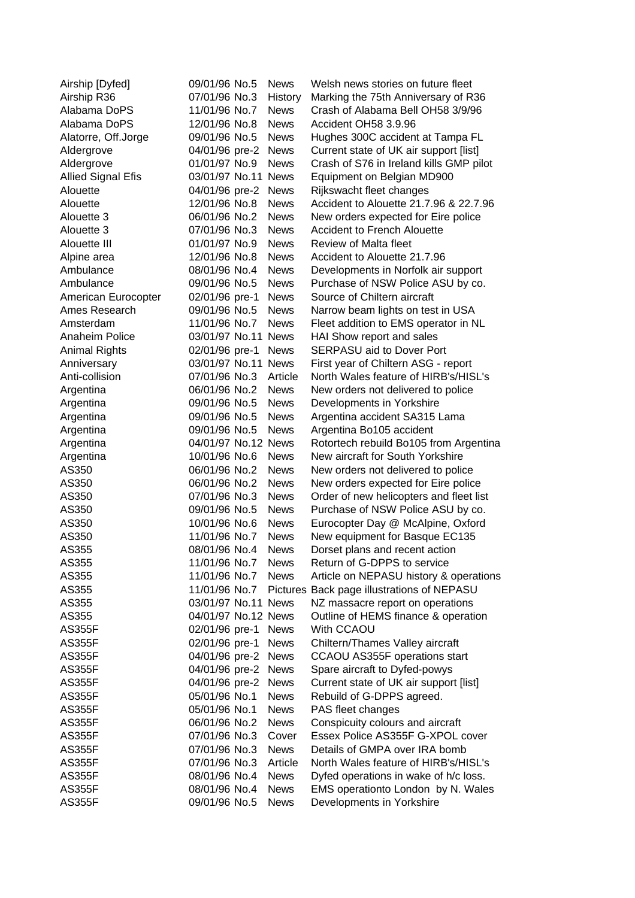| | | | |
|---|---|---|---|
| Airship [Dyfed] | 09/01/96 No.5 | News | Welsh news stories on future fleet |
| Airship R36 | 07/01/96 No.3 | History | Marking the 75th Anniversary of R36 |
| Alabama DoPS | 11/01/96 No.7 | News | Crash of Alabama Bell OH58 3/9/96 |
| Alabama DoPS | 12/01/96 No.8 | News | Accident OH58 3.9.96 |
| Alatorre, Off.Jorge | 09/01/96 No.5 | News | Hughes 300C accident at Tampa FL |
| Aldergrove | 04/01/96 pre-2 | News | Current state of UK air support [list] |
| Aldergrove | 01/01/97 No.9 | News | Crash of S76 in Ireland kills GMP pilot |
| Allied Signal Efis | 03/01/97 No.11 | News | Equipment on Belgian MD900 |
| Alouette | 04/01/96 pre-2 | News | Rijkswacht fleet changes |
| Alouette | 12/01/96 No.8 | News | Accident to Alouette 21.7.96 & 22.7.96 |
| Alouette 3 | 06/01/96 No.2 | News | New orders expected for Eire police |
| Alouette 3 | 07/01/96 No.3 | News | Accident to French Alouette |
| Alouette III | 01/01/97 No.9 | News | Review of Malta fleet |
| Alpine area | 12/01/96 No.8 | News | Accident to Alouette 21.7.96 |
| Ambulance | 08/01/96 No.4 | News | Developments in Norfolk air support |
| Ambulance | 09/01/96 No.5 | News | Purchase of NSW Police ASU by co. |
| American Eurocopter | 02/01/96 pre-1 | News | Source of Chiltern aircraft |
| Ames Research | 09/01/96 No.5 | News | Narrow beam lights on test in USA |
| Amsterdam | 11/01/96 No.7 | News | Fleet addition to EMS operator in NL |
| Anaheim Police | 03/01/97 No.11 | News | HAI Show report and sales |
| Animal Rights | 02/01/96 pre-1 | News | SERPASU aid to Dover Port |
| Anniversary | 03/01/97 No.11 | News | First year of Chiltern ASG - report |
| Anti-collision | 07/01/96 No.3 | Article | North Wales feature of HIRB's/HISL's |
| Argentina | 06/01/96 No.2 | News | New orders not delivered to police |
| Argentina | 09/01/96 No.5 | News | Developments in Yorkshire |
| Argentina | 09/01/96 No.5 | News | Argentina accident SA315 Lama |
| Argentina | 09/01/96 No.5 | News | Argentina Bo105 accident |
| Argentina | 04/01/97 No.12 | News | Rotortech rebuild Bo105 from Argentina |
| Argentina | 10/01/96 No.6 | News | New aircraft for South Yorkshire |
| AS350 | 06/01/96 No.2 | News | New orders not delivered to police |
| AS350 | 06/01/96 No.2 | News | New orders expected for Eire police |
| AS350 | 07/01/96 No.3 | News | Order of new helicopters and fleet list |
| AS350 | 09/01/96 No.5 | News | Purchase of NSW Police ASU by co. |
| AS350 | 10/01/96 No.6 | News | Eurocopter Day @ McAlpine, Oxford |
| AS350 | 11/01/96 No.7 | News | New equipment for Basque EC135 |
| AS355 | 08/01/96 No.4 | News | Dorset plans and recent action |
| AS355 | 11/01/96 No.7 | News | Return of G-DPPS to service |
| AS355 | 11/01/96 No.7 | News | Article on NEPASU history & operations |
| AS355 | 11/01/96 No.7 | Pictures | Back page illustrations of NEPASU |
| AS355 | 03/01/97 No.11 | News | NZ massacre report on operations |
| AS355 | 04/01/97 No.12 | News | Outline of HEMS finance & operation |
| AS355F | 02/01/96 pre-1 | News | With CCAOU |
| AS355F | 02/01/96 pre-1 | News | Chiltern/Thames Valley aircraft |
| AS355F | 04/01/96 pre-2 | News | CCAOU AS355F operations start |
| AS355F | 04/01/96 pre-2 | News | Spare aircraft to Dyfed-powys |
| AS355F | 04/01/96 pre-2 | News | Current state of UK air support [list] |
| AS355F | 05/01/96 No.1 | News | Rebuild of G-DPPS agreed. |
| AS355F | 05/01/96 No.1 | News | PAS fleet changes |
| AS355F | 06/01/96 No.2 | News | Conspicuity colours and aircraft |
| AS355F | 07/01/96 No.3 | Cover | Essex Police AS355F G-XPOL cover |
| AS355F | 07/01/96 No.3 | News | Details of GMPA over IRA bomb |
| AS355F | 07/01/96 No.3 | Article | North Wales feature of HIRB's/HISL's |
| AS355F | 08/01/96 No.4 | News | Dyfed operations in wake of h/c loss. |
| AS355F | 08/01/96 No.4 | News | EMS operationto London by N. Wales |
| AS355F | 09/01/96 No.5 | News | Developments in Yorkshire |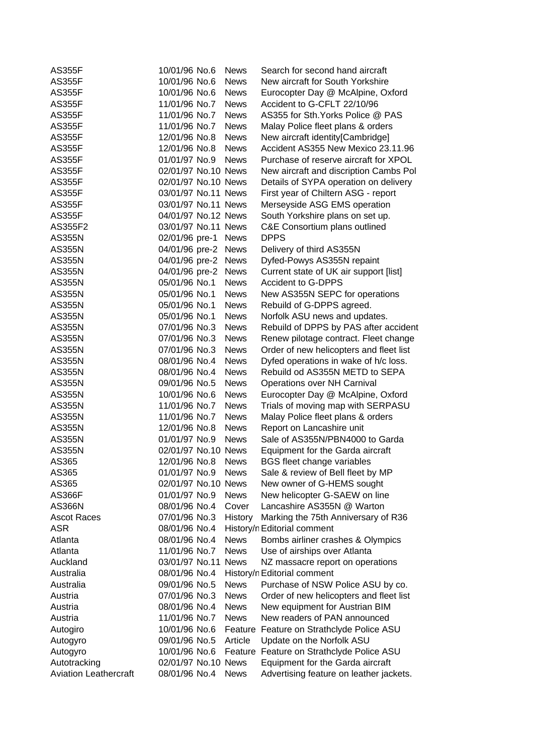| | | | | |
|---|---|---|---|---|
| AS355F | 10/01/96 | No.6 | News | Search for second hand aircraft |
| AS355F | 10/01/96 | No.6 | News | New aircraft for South Yorkshire |
| AS355F | 10/01/96 | No.6 | News | Eurocopter Day @ McAlpine, Oxford |
| AS355F | 11/01/96 | No.7 | News | Accident to G-CFLT 22/10/96 |
| AS355F | 11/01/96 | No.7 | News | AS355 for Sth.Yorks Police @ PAS |
| AS355F | 11/01/96 | No.7 | News | Malay Police fleet plans & orders |
| AS355F | 12/01/96 | No.8 | News | New aircraft identity[Cambridge] |
| AS355F | 12/01/96 | No.8 | News | Accident AS355 New Mexico 23.11.96 |
| AS355F | 01/01/97 | No.9 | News | Purchase of reserve aircraft for XPOL |
| AS355F | 02/01/97 | No.10 | News | New aircraft and discription Cambs Pol |
| AS355F | 02/01/97 | No.10 | News | Details of SYPA operation on delivery |
| AS355F | 03/01/97 | No.11 | News | First year of Chiltern ASG - report |
| AS355F | 03/01/97 | No.11 | News | Merseyside ASG EMS operation |
| AS355F | 04/01/97 | No.12 | News | South Yorkshire plans on set up. |
| AS355F2 | 03/01/97 | No.11 | News | C&E Consortium plans outlined |
| AS355N | 02/01/96 | pre-1 | News | DPPS |
| AS355N | 04/01/96 | pre-2 | News | Delivery of third AS355N |
| AS355N | 04/01/96 | pre-2 | News | Dyfed-Powys AS355N repaint |
| AS355N | 04/01/96 | pre-2 | News | Current state of UK air support [list] |
| AS355N | 05/01/96 | No.1 | News | Accident to G-DPPS |
| AS355N | 05/01/96 | No.1 | News | New AS355N SEPC for operations |
| AS355N | 05/01/96 | No.1 | News | Rebuild of G-DPPS agreed. |
| AS355N | 05/01/96 | No.1 | News | Norfolk ASU news and updates. |
| AS355N | 07/01/96 | No.3 | News | Rebuild of DPPS by PAS after accident |
| AS355N | 07/01/96 | No.3 | News | Renew pilotage contract. Fleet change |
| AS355N | 07/01/96 | No.3 | News | Order of new helicopters and fleet list |
| AS355N | 08/01/96 | No.4 | News | Dyfed operations in wake of h/c loss. |
| AS355N | 08/01/96 | No.4 | News | Rebuild od AS355N METD to SEPA |
| AS355N | 09/01/96 | No.5 | News | Operations over NH Carnival |
| AS355N | 10/01/96 | No.6 | News | Eurocopter Day @ McAlpine, Oxford |
| AS355N | 11/01/96 | No.7 | News | Trials of moving map with SERPASU |
| AS355N | 11/01/96 | No.7 | News | Malay Police fleet plans & orders |
| AS355N | 12/01/96 | No.8 | News | Report on Lancashire unit |
| AS355N | 01/01/97 | No.9 | News | Sale of AS355N/PBN4000 to Garda |
| AS355N | 02/01/97 | No.10 | News | Equipment for the Garda aircraft |
| AS365 | 12/01/96 | No.8 | News | BGS fleet change variables |
| AS365 | 01/01/97 | No.9 | News | Sale & review of Bell fleet by MP |
| AS365 | 02/01/97 | No.10 | News | New owner of G-HEMS sought |
| AS366F | 01/01/97 | No.9 | News | New helicopter G-SAEW on line |
| AS366N | 08/01/96 | No.4 | Cover | Lancashire AS355N @ Warton |
| Ascot Races | 07/01/96 | No.3 | History | Marking the 75th Anniversary of R36 |
| ASR | 08/01/96 | No.4 | History/n | Editorial comment |
| Atlanta | 08/01/96 | No.4 | News | Bombs airliner crashes & Olympics |
| Atlanta | 11/01/96 | No.7 | News | Use of airships over Atlanta |
| Auckland | 03/01/97 | No.11 | News | NZ massacre report on operations |
| Australia | 08/01/96 | No.4 | History/n | Editorial comment |
| Australia | 09/01/96 | No.5 | News | Purchase of NSW Police ASU by co. |
| Austria | 07/01/96 | No.3 | News | Order of new helicopters and fleet list |
| Austria | 08/01/96 | No.4 | News | New equipment for Austrian BIM |
| Austria | 11/01/96 | No.7 | News | New readers of PAN announced |
| Autogiro | 10/01/96 | No.6 | Feature | Feature on Strathclyde Police ASU |
| Autogyro | 09/01/96 | No.5 | Article | Update on the Norfolk ASU |
| Autogyro | 10/01/96 | No.6 | Feature | Feature on Strathclyde Police ASU |
| Autotracking | 02/01/97 | No.10 | News | Equipment for the Garda aircraft |
| Aviation Leathercraft | 08/01/96 | No.4 | News | Advertising feature on leather jackets. |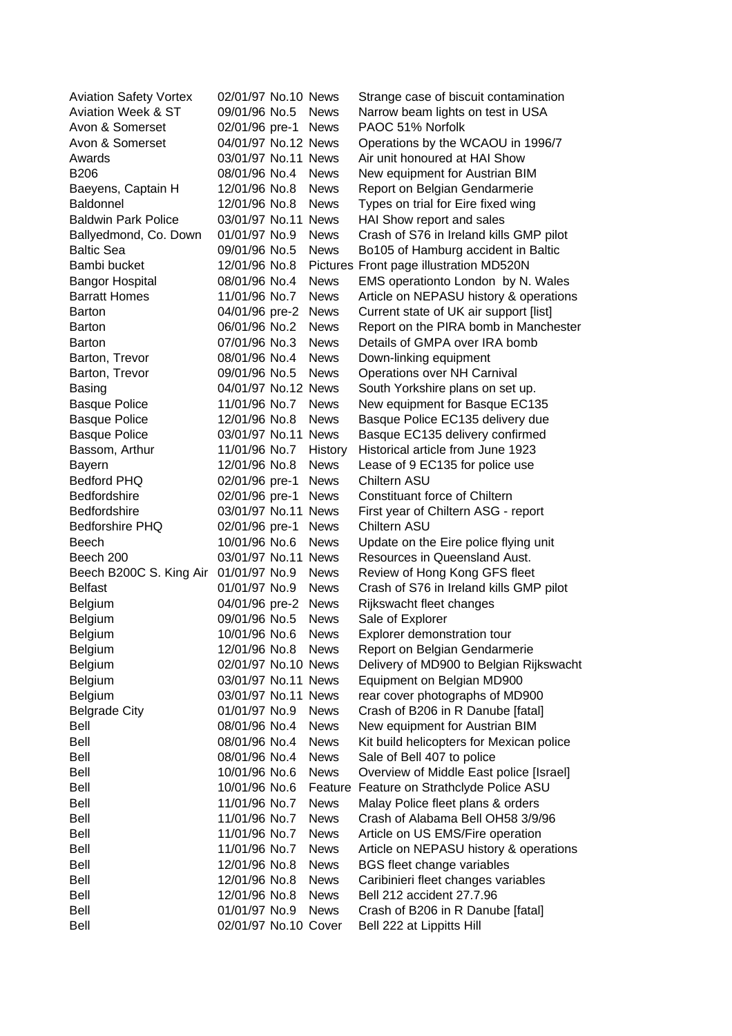| | | | | |
|---|---|---|---|---|
| Aviation Safety Vortex | 02/01/97 | No.10 | News | Strange case of biscuit contamination |
| Aviation Week & ST | 09/01/96 | No.5 | News | Narrow beam lights on test in USA |
| Avon & Somerset | 02/01/96 | pre-1 | News | PAOC 51% Norfolk |
| Avon & Somerset | 04/01/97 | No.12 | News | Operations by the WCAOU in 1996/7 |
| Awards | 03/01/97 | No.11 | News | Air unit honoured at HAI Show |
| B206 | 08/01/96 | No.4 | News | New equipment for Austrian BIM |
| Baeyens, Captain H | 12/01/96 | No.8 | News | Report on Belgian Gendarmerie |
| Baldonnel | 12/01/96 | No.8 | News | Types on trial for Eire fixed wing |
| Baldwin Park Police | 03/01/97 | No.11 | News | HAI Show report and sales |
| Ballyedmond, Co. Down | 01/01/97 | No.9 | News | Crash of S76 in Ireland kills GMP pilot |
| Baltic Sea | 09/01/96 | No.5 | News | Bo105 of Hamburg accident in Baltic |
| Bambi bucket | 12/01/96 | No.8 | Pictures | Front page illustration MD520N |
| Bangor Hospital | 08/01/96 | No.4 | News | EMS operationto London by N. Wales |
| Barratt Homes | 11/01/96 | No.7 | News | Article on NEPASU history & operations |
| Barton | 04/01/96 | pre-2 | News | Current state of UK air support [list] |
| Barton | 06/01/96 | No.2 | News | Report on the PIRA bomb in Manchester |
| Barton | 07/01/96 | No.3 | News | Details of GMPA over IRA bomb |
| Barton, Trevor | 08/01/96 | No.4 | News | Down-linking equipment |
| Barton, Trevor | 09/01/96 | No.5 | News | Operations over NH Carnival |
| Basing | 04/01/97 | No.12 | News | South Yorkshire plans on set up. |
| Basque Police | 11/01/96 | No.7 | News | New equipment for Basque EC135 |
| Basque Police | 12/01/96 | No.8 | News | Basque Police EC135 delivery due |
| Basque Police | 03/01/97 | No.11 | News | Basque EC135 delivery confirmed |
| Bassom, Arthur | 11/01/96 | No.7 | History | Historical article from June 1923 |
| Bayern | 12/01/96 | No.8 | News | Lease of 9 EC135 for police use |
| Bedford PHQ | 02/01/96 | pre-1 | News | Chiltern ASU |
| Bedfordshire | 02/01/96 | pre-1 | News | Constituant force of Chiltern |
| Bedfordshire | 03/01/97 | No.11 | News | First year of Chiltern ASG - report |
| Bedforshire PHQ | 02/01/96 | pre-1 | News | Chiltern ASU |
| Beech | 10/01/96 | No.6 | News | Update on the Eire police flying unit |
| Beech 200 | 03/01/97 | No.11 | News | Resources in Queensland Aust. |
| Beech B200C S. King Air | 01/01/97 | No.9 | News | Review of Hong Kong GFS fleet |
| Belfast | 01/01/97 | No.9 | News | Crash of S76 in Ireland kills GMP pilot |
| Belgium | 04/01/96 | pre-2 | News | Rijkswacht fleet changes |
| Belgium | 09/01/96 | No.5 | News | Sale of Explorer |
| Belgium | 10/01/96 | No.6 | News | Explorer demonstration tour |
| Belgium | 12/01/96 | No.8 | News | Report on Belgian Gendarmerie |
| Belgium | 02/01/97 | No.10 | News | Delivery of MD900 to Belgian Rijkswacht |
| Belgium | 03/01/97 | No.11 | News | Equipment on Belgian MD900 |
| Belgium | 03/01/97 | No.11 | News | rear cover photographs of MD900 |
| Belgrade City | 01/01/97 | No.9 | News | Crash of B206 in R Danube [fatal] |
| Bell | 08/01/96 | No.4 | News | New equipment for Austrian BIM |
| Bell | 08/01/96 | No.4 | News | Kit build helicopters for Mexican police |
| Bell | 08/01/96 | No.4 | News | Sale of Bell 407 to police |
| Bell | 10/01/96 | No.6 | News | Overview of Middle East police [Israel] |
| Bell | 10/01/96 | No.6 | Feature | Feature on Strathclyde Police ASU |
| Bell | 11/01/96 | No.7 | News | Malay Police fleet plans & orders |
| Bell | 11/01/96 | No.7 | News | Crash of Alabama Bell OH58 3/9/96 |
| Bell | 11/01/96 | No.7 | News | Article on US EMS/Fire operation |
| Bell | 11/01/96 | No.7 | News | Article on NEPASU history & operations |
| Bell | 12/01/96 | No.8 | News | BGS fleet change variables |
| Bell | 12/01/96 | No.8 | News | Caribinieri fleet changes variables |
| Bell | 12/01/96 | No.8 | News | Bell 212 accident 27.7.96 |
| Bell | 01/01/97 | No.9 | News | Crash of B206 in R Danube [fatal] |
| Bell | 02/01/97 | No.10 | Cover | Bell 222 at Lippitts Hill |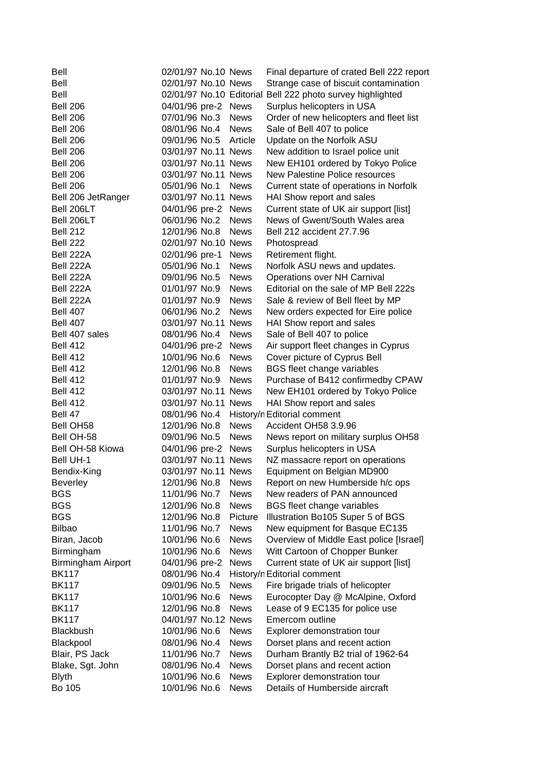| | | | | |
|---|---|---|---|---|
| Bell | 02/01/97 | No.10 | News | Final departure of crated Bell 222 report |
| Bell | 02/01/97 | No.10 | News | Strange case of biscuit contamination |
| Bell | 02/01/97 | No.10 | Editorial | Bell 222 photo survey highlighted |
| Bell 206 | 04/01/96 | pre-2 | News | Surplus helicopters in USA |
| Bell 206 | 07/01/96 | No.3 | News | Order of new helicopters and fleet list |
| Bell 206 | 08/01/96 | No.4 | News | Sale of Bell 407 to police |
| Bell 206 | 09/01/96 | No.5 | Article | Update on the Norfolk ASU |
| Bell 206 | 03/01/97 | No.11 | News | New addition to Israel police unit |
| Bell 206 | 03/01/97 | No.11 | News | New EH101 ordered by Tokyo Police |
| Bell 206 | 03/01/97 | No.11 | News | New Palestine Police resources |
| Bell 206 | 05/01/96 | No.1 | News | Current state of operations in Norfolk |
| Bell 206 JetRanger | 03/01/97 | No.11 | News | HAI Show report and sales |
| Bell 206LT | 04/01/96 | pre-2 | News | Current state of UK air support [list] |
| Bell 206LT | 06/01/96 | No.2 | News | News of Gwent/South Wales area |
| Bell 212 | 12/01/96 | No.8 | News | Bell 212 accident 27.7.96 |
| Bell 222 | 02/01/97 | No.10 | News | Photospread |
| Bell 222A | 02/01/96 | pre-1 | News | Retirement flight. |
| Bell 222A | 05/01/96 | No.1 | News | Norfolk ASU news and updates. |
| Bell 222A | 09/01/96 | No.5 | News | Operations over NH Carnival |
| Bell 222A | 01/01/97 | No.9 | News | Editorial on the sale of MP Bell 222s |
| Bell 222A | 01/01/97 | No.9 | News | Sale & review of Bell fleet by MP |
| Bell 407 | 06/01/96 | No.2 | News | New orders expected for Eire police |
| Bell 407 | 03/01/97 | No.11 | News | HAI Show report and sales |
| Bell 407 sales | 08/01/96 | No.4 | News | Sale of Bell 407 to police |
| Bell 412 | 04/01/96 | pre-2 | News | Air support fleet changes in Cyprus |
| Bell 412 | 10/01/96 | No.6 | News | Cover picture of Cyprus Bell |
| Bell 412 | 12/01/96 | No.8 | News | BGS fleet change variables |
| Bell 412 | 01/01/97 | No.9 | News | Purchase of B412 confirmedby CPAW |
| Bell 412 | 03/01/97 | No.11 | News | New EH101 ordered by Tokyo Police |
| Bell 412 | 03/01/97 | No.11 | News | HAI Show report and sales |
| Bell 47 | 08/01/96 | No.4 | History/n | Editorial comment |
| Bell OH58 | 12/01/96 | No.8 | News | Accident OH58 3.9.96 |
| Bell OH-58 | 09/01/96 | No.5 | News | News report on military surplus OH58 |
| Bell OH-58 Kiowa | 04/01/96 | pre-2 | News | Surplus helicopters in USA |
| Bell UH-1 | 03/01/97 | No.11 | News | NZ massacre report on operations |
| Bendix-King | 03/01/97 | No.11 | News | Equipment on Belgian MD900 |
| Beverley | 12/01/96 | No.8 | News | Report on new Humberside h/c ops |
| BGS | 11/01/96 | No.7 | News | New readers of PAN announced |
| BGS | 12/01/96 | No.8 | News | BGS fleet change variables |
| BGS | 12/01/96 | No.8 | Picture | Illustration Bo105 Super 5 of BGS |
| Bilbao | 11/01/96 | No.7 | News | New equipment for Basque EC135 |
| Biran, Jacob | 10/01/96 | No.6 | News | Overview of Middle East police [Israel] |
| Birmingham | 10/01/96 | No.6 | News | Witt Cartoon of Chopper Bunker |
| Birmingham Airport | 04/01/96 | pre-2 | News | Current state of UK air support [list] |
| BK117 | 08/01/96 | No.4 | History/n | Editorial comment |
| BK117 | 09/01/96 | No.5 | News | Fire brigade trials of helicopter |
| BK117 | 10/01/96 | No.6 | News | Eurocopter Day @ McAlpine, Oxford |
| BK117 | 12/01/96 | No.8 | News | Lease of 9 EC135 for police use |
| BK117 | 04/01/97 | No.12 | News | Emercom outline |
| Blackbush | 10/01/96 | No.6 | News | Explorer demonstration tour |
| Blackpool | 08/01/96 | No.4 | News | Dorset plans and recent action |
| Blair, PS Jack | 11/01/96 | No.7 | News | Durham Brantly B2 trial of 1962-64 |
| Blake, Sgt. John | 08/01/96 | No.4 | News | Dorset plans and recent action |
| Blyth | 10/01/96 | No.6 | News | Explorer demonstration tour |
| Bo 105 | 10/01/96 | No.6 | News | Details of Humberside aircraft |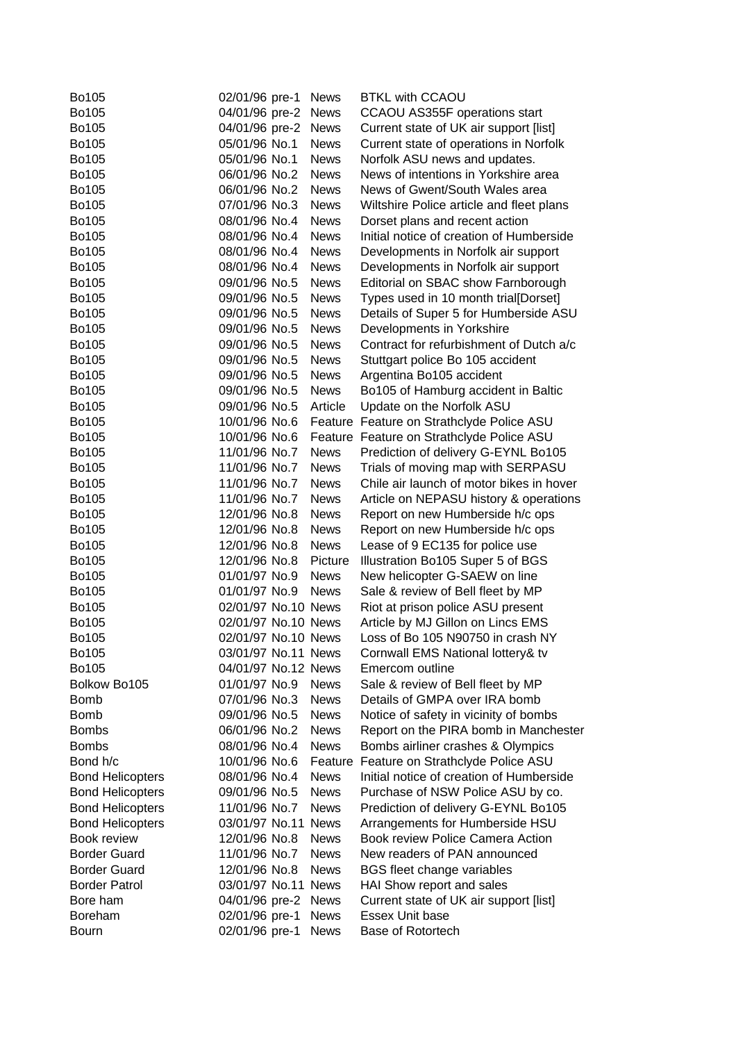| | | | |
|---|---|---|---|
| Bo105 | 02/01/96 pre-1 | News | BTKL with CCAOU |
| Bo105 | 04/01/96 pre-2 | News | CCAOU AS355F operations start |
| Bo105 | 04/01/96 pre-2 | News | Current state of UK air support [list] |
| Bo105 | 05/01/96 No.1 | News | Current state of operations in Norfolk |
| Bo105 | 05/01/96 No.1 | News | Norfolk ASU news and updates. |
| Bo105 | 06/01/96 No.2 | News | News of intentions in Yorkshire area |
| Bo105 | 06/01/96 No.2 | News | News of Gwent/South Wales area |
| Bo105 | 07/01/96 No.3 | News | Wiltshire Police article and fleet plans |
| Bo105 | 08/01/96 No.4 | News | Dorset plans and recent action |
| Bo105 | 08/01/96 No.4 | News | Initial notice of creation of Humberside |
| Bo105 | 08/01/96 No.4 | News | Developments in Norfolk air support |
| Bo105 | 08/01/96 No.4 | News | Developments in Norfolk air support |
| Bo105 | 09/01/96 No.5 | News | Editorial on SBAC show Farnborough |
| Bo105 | 09/01/96 No.5 | News | Types used in 10 month trial[Dorset] |
| Bo105 | 09/01/96 No.5 | News | Details of Super 5 for Humberside ASU |
| Bo105 | 09/01/96 No.5 | News | Developments in Yorkshire |
| Bo105 | 09/01/96 No.5 | News | Contract for refurbishment of Dutch a/c |
| Bo105 | 09/01/96 No.5 | News | Stuttgart police Bo 105 accident |
| Bo105 | 09/01/96 No.5 | News | Argentina Bo105 accident |
| Bo105 | 09/01/96 No.5 | News | Bo105 of Hamburg accident in Baltic |
| Bo105 | 09/01/96 No.5 | Article | Update on the Norfolk ASU |
| Bo105 | 10/01/96 No.6 | Feature | Feature on Strathclyde Police ASU |
| Bo105 | 10/01/96 No.6 | Feature | Feature on Strathclyde Police ASU |
| Bo105 | 11/01/96 No.7 | News | Prediction of delivery G-EYNL Bo105 |
| Bo105 | 11/01/96 No.7 | News | Trials of moving map with SERPASU |
| Bo105 | 11/01/96 No.7 | News | Chile air launch of motor bikes in hover |
| Bo105 | 11/01/96 No.7 | News | Article on NEPASU history & operations |
| Bo105 | 12/01/96 No.8 | News | Report on new Humberside h/c ops |
| Bo105 | 12/01/96 No.8 | News | Report on new Humberside h/c ops |
| Bo105 | 12/01/96 No.8 | News | Lease of 9 EC135 for police use |
| Bo105 | 12/01/96 No.8 | Picture | Illustration Bo105 Super 5 of BGS |
| Bo105 | 01/01/97 No.9 | News | New helicopter G-SAEW on line |
| Bo105 | 01/01/97 No.9 | News | Sale & review of Bell fleet by MP |
| Bo105 | 02/01/97 No.10 | News | Riot at prison police ASU present |
| Bo105 | 02/01/97 No.10 | News | Article by MJ Gillon on Lincs EMS |
| Bo105 | 02/01/97 No.10 | News | Loss of Bo 105 N90750 in crash NY |
| Bo105 | 03/01/97 No.11 | News | Cornwall EMS National lottery& tv |
| Bo105 | 04/01/97 No.12 | News | Emercom outline |
| Bolkow Bo105 | 01/01/97 No.9 | News | Sale & review of Bell fleet by MP |
| Bomb | 07/01/96 No.3 | News | Details of GMPA over IRA bomb |
| Bomb | 09/01/96 No.5 | News | Notice of safety in vicinity of bombs |
| Bombs | 06/01/96 No.2 | News | Report on the PIRA bomb in Manchester |
| Bombs | 08/01/96 No.4 | News | Bombs airliner crashes & Olympics |
| Bond h/c | 10/01/96 No.6 | Feature | Feature on Strathclyde Police ASU |
| Bond Helicopters | 08/01/96 No.4 | News | Initial notice of creation of Humberside |
| Bond Helicopters | 09/01/96 No.5 | News | Purchase of NSW Police ASU by co. |
| Bond Helicopters | 11/01/96 No.7 | News | Prediction of delivery G-EYNL Bo105 |
| Bond Helicopters | 03/01/97 No.11 | News | Arrangements for Humberside HSU |
| Book review | 12/01/96 No.8 | News | Book review Police Camera Action |
| Border Guard | 11/01/96 No.7 | News | New readers of PAN announced |
| Border Guard | 12/01/96 No.8 | News | BGS fleet change variables |
| Border Patrol | 03/01/97 No.11 | News | HAI Show report and sales |
| Bore ham | 04/01/96 pre-2 | News | Current state of UK air support [list] |
| Boreham | 02/01/96 pre-1 | News | Essex Unit base |
| Bourn | 02/01/96 pre-1 | News | Base of Rotortech |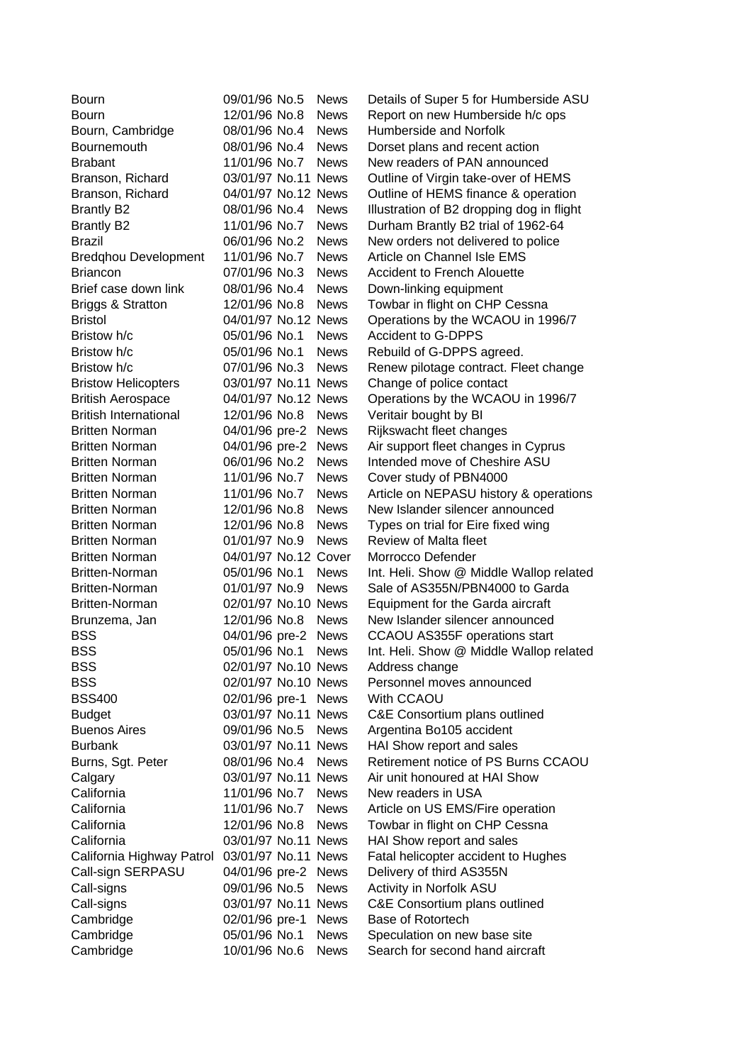| | | | | |
|---|---|---|---|---|
| Bourn | 09/01/96 | No.5 | News | Details of Super 5 for Humberside ASU |
| Bourn | 12/01/96 | No.8 | News | Report on new Humberside h/c ops |
| Bourn, Cambridge | 08/01/96 | No.4 | News | Humberside and Norfolk |
| Bournemouth | 08/01/96 | No.4 | News | Dorset plans and recent action |
| Brabant | 11/01/96 | No.7 | News | New readers of PAN announced |
| Branson, Richard | 03/01/97 | No.11 | News | Outline of Virgin take-over of HEMS |
| Branson, Richard | 04/01/97 | No.12 | News | Outline of HEMS finance & operation |
| Brantly B2 | 08/01/96 | No.4 | News | Illustration of B2 dropping dog in flight |
| Brantly B2 | 11/01/96 | No.7 | News | Durham Brantly B2 trial of 1962-64 |
| Brazil | 06/01/96 | No.2 | News | New orders not delivered to police |
| Bredqhou Development | 11/01/96 | No.7 | News | Article on Channel Isle EMS |
| Briancon | 07/01/96 | No.3 | News | Accident to French Alouette |
| Brief case down link | 08/01/96 | No.4 | News | Down-linking equipment |
| Briggs & Stratton | 12/01/96 | No.8 | News | Towbar in flight on CHP Cessna |
| Bristol | 04/01/97 | No.12 | News | Operations by the WCAOU in 1996/7 |
| Bristow h/c | 05/01/96 | No.1 | News | Accident to G-DPPS |
| Bristow h/c | 05/01/96 | No.1 | News | Rebuild of G-DPPS agreed. |
| Bristow h/c | 07/01/96 | No.3 | News | Renew pilotage contract. Fleet change |
| Bristow Helicopters | 03/01/97 | No.11 | News | Change of police contact |
| British Aerospace | 04/01/97 | No.12 | News | Operations by the WCAOU in 1996/7 |
| British International | 12/01/96 | No.8 | News | Veritair bought by BI |
| Britten Norman | 04/01/96 | pre-2 | News | Rijkswacht fleet changes |
| Britten Norman | 04/01/96 | pre-2 | News | Air support fleet changes in Cyprus |
| Britten Norman | 06/01/96 | No.2 | News | Intended move of Cheshire ASU |
| Britten Norman | 11/01/96 | No.7 | News | Cover study of PBN4000 |
| Britten Norman | 11/01/96 | No.7 | News | Article on NEPASU history & operations |
| Britten Norman | 12/01/96 | No.8 | News | New Islander silencer announced |
| Britten Norman | 12/01/96 | No.8 | News | Types on trial for Eire fixed wing |
| Britten Norman | 01/01/97 | No.9 | News | Review of Malta fleet |
| Britten Norman | 04/01/97 | No.12 | Cover | Morrocco Defender |
| Britten-Norman | 05/01/96 | No.1 | News | Int. Heli. Show @ Middle Wallop related |
| Britten-Norman | 01/01/97 | No.9 | News | Sale of AS355N/PBN4000 to Garda |
| Britten-Norman | 02/01/97 | No.10 | News | Equipment for the Garda aircraft |
| Brunzema, Jan | 12/01/96 | No.8 | News | New Islander silencer announced |
| BSS | 04/01/96 | pre-2 | News | CCAOU AS355F operations start |
| BSS | 05/01/96 | No.1 | News | Int. Heli. Show @ Middle Wallop related |
| BSS | 02/01/97 | No.10 | News | Address change |
| BSS | 02/01/97 | No.10 | News | Personnel moves announced |
| BSS400 | 02/01/96 | pre-1 | News | With CCAOU |
| Budget | 03/01/97 | No.11 | News | C&E Consortium plans outlined |
| Buenos Aires | 09/01/96 | No.5 | News | Argentina Bo105 accident |
| Burbank | 03/01/97 | No.11 | News | HAI Show report and sales |
| Burns, Sgt. Peter | 08/01/96 | No.4 | News | Retirement notice of PS Burns CCAOU |
| Calgary | 03/01/97 | No.11 | News | Air unit honoured at HAI Show |
| California | 11/01/96 | No.7 | News | New readers in USA |
| California | 11/01/96 | No.7 | News | Article on US EMS/Fire operation |
| California | 12/01/96 | No.8 | News | Towbar in flight on CHP Cessna |
| California | 03/01/97 | No.11 | News | HAI Show report and sales |
| California Highway Patrol | 03/01/97 | No.11 | News | Fatal helicopter accident to Hughes |
| Call-sign SERPASU | 04/01/96 | pre-2 | News | Delivery of third AS355N |
| Call-signs | 09/01/96 | No.5 | News | Activity in Norfolk ASU |
| Call-signs | 03/01/97 | No.11 | News | C&E Consortium plans outlined |
| Cambridge | 02/01/96 | pre-1 | News | Base of Rotortech |
| Cambridge | 05/01/96 | No.1 | News | Speculation on new base site |
| Cambridge | 10/01/96 | No.6 | News | Search for second hand aircraft |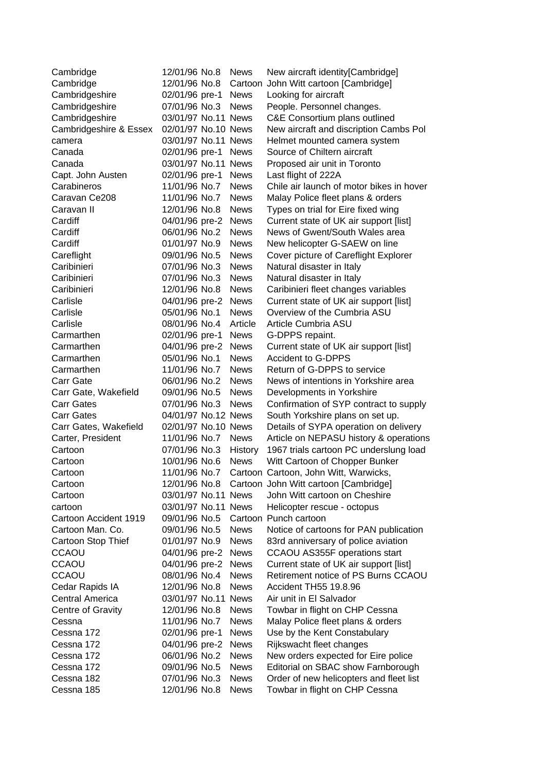| | | | | |
|---|---|---|---|---|
| Cambridge | 12/01/96 | No.8 | News | New aircraft identity[Cambridge] |
| Cambridge | 12/01/96 | No.8 | Cartoon | John Witt cartoon [Cambridge] |
| Cambridgeshire | 02/01/96 | pre-1 | News | Looking for aircraft |
| Cambridgeshire | 07/01/96 | No.3 | News | People. Personnel changes. |
| Cambridgeshire | 03/01/97 | No.11 | News | C&E Consortium plans outlined |
| Cambridgeshire & Essex | 02/01/97 | No.10 | News | New aircraft and discription Cambs Pol |
| camera | 03/01/97 | No.11 | News | Helmet mounted camera system |
| Canada | 02/01/96 | pre-1 | News | Source of Chiltern aircraft |
| Canada | 03/01/97 | No.11 | News | Proposed air unit in Toronto |
| Capt. John Austen | 02/01/96 | pre-1 | News | Last flight of 222A |
| Carabineros | 11/01/96 | No.7 | News | Chile air launch of motor bikes in hover |
| Caravan Ce208 | 11/01/96 | No.7 | News | Malay Police fleet plans & orders |
| Caravan II | 12/01/96 | No.8 | News | Types on trial for Eire fixed wing |
| Cardiff | 04/01/96 | pre-2 | News | Current state of UK air support [list] |
| Cardiff | 06/01/96 | No.2 | News | News of Gwent/South Wales area |
| Cardiff | 01/01/97 | No.9 | News | New helicopter G-SAEW on line |
| Careflight | 09/01/96 | No.5 | News | Cover picture of Careflight Explorer |
| Caribinieri | 07/01/96 | No.3 | News | Natural disaster in Italy |
| Caribinieri | 07/01/96 | No.3 | News | Natural disaster in Italy |
| Caribinieri | 12/01/96 | No.8 | News | Caribinieri fleet changes variables |
| Carlisle | 04/01/96 | pre-2 | News | Current state of UK air support [list] |
| Carlisle | 05/01/96 | No.1 | News | Overview of the Cumbria ASU |
| Carlisle | 08/01/96 | No.4 | Article | Article Cumbria ASU |
| Carmarthen | 02/01/96 | pre-1 | News | G-DPPS repaint. |
| Carmarthen | 04/01/96 | pre-2 | News | Current state of UK air support [list] |
| Carmarthen | 05/01/96 | No.1 | News | Accident to G-DPPS |
| Carmarthen | 11/01/96 | No.7 | News | Return of G-DPPS to service |
| Carr Gate | 06/01/96 | No.2 | News | News of intentions in Yorkshire area |
| Carr Gate, Wakefield | 09/01/96 | No.5 | News | Developments in Yorkshire |
| Carr Gates | 07/01/96 | No.3 | News | Confirmation of SYP contract to supply |
| Carr Gates | 04/01/97 | No.12 | News | South Yorkshire plans on set up. |
| Carr Gates, Wakefield | 02/01/97 | No.10 | News | Details of SYPA operation on delivery |
| Carter, President | 11/01/96 | No.7 | News | Article on NEPASU history & operations |
| Cartoon | 07/01/96 | No.3 | History | 1967 trials cartoon PC underslung load |
| Cartoon | 10/01/96 | No.6 | News | Witt Cartoon of Chopper Bunker |
| Cartoon | 11/01/96 | No.7 | Cartoon | Cartoon, John Witt, Warwicks, |
| Cartoon | 12/01/96 | No.8 | Cartoon | John Witt cartoon [Cambridge] |
| Cartoon | 03/01/97 | No.11 | News | John Witt cartoon on Cheshire |
| cartoon | 03/01/97 | No.11 | News | Helicopter rescue - octopus |
| Cartoon Accident 1919 | 09/01/96 | No.5 | Cartoon | Punch cartoon |
| Cartoon Man. Co. | 09/01/96 | No.5 | News | Notice of cartoons for PAN publication |
| Cartoon Stop Thief | 01/01/97 | No.9 | News | 83rd anniversary of police aviation |
| CCAOU | 04/01/96 | pre-2 | News | CCAOU AS355F operations start |
| CCAOU | 04/01/96 | pre-2 | News | Current state of UK air support [list] |
| CCAOU | 08/01/96 | No.4 | News | Retirement notice of PS Burns CCAOU |
| Cedar Rapids IA | 12/01/96 | No.8 | News | Accident TH55 19.8.96 |
| Central America | 03/01/97 | No.11 | News | Air unit in El Salvador |
| Centre of Gravity | 12/01/96 | No.8 | News | Towbar in flight on CHP Cessna |
| Cessna | 11/01/96 | No.7 | News | Malay Police fleet plans & orders |
| Cessna 172 | 02/01/96 | pre-1 | News | Use by the Kent Constabulary |
| Cessna 172 | 04/01/96 | pre-2 | News | Rijkswacht fleet changes |
| Cessna 172 | 06/01/96 | No.2 | News | New orders expected for Eire police |
| Cessna 172 | 09/01/96 | No.5 | News | Editorial on SBAC show Farnborough |
| Cessna 182 | 07/01/96 | No.3 | News | Order of new helicopters and fleet list |
| Cessna 185 | 12/01/96 | No.8 | News | Towbar in flight on CHP Cessna |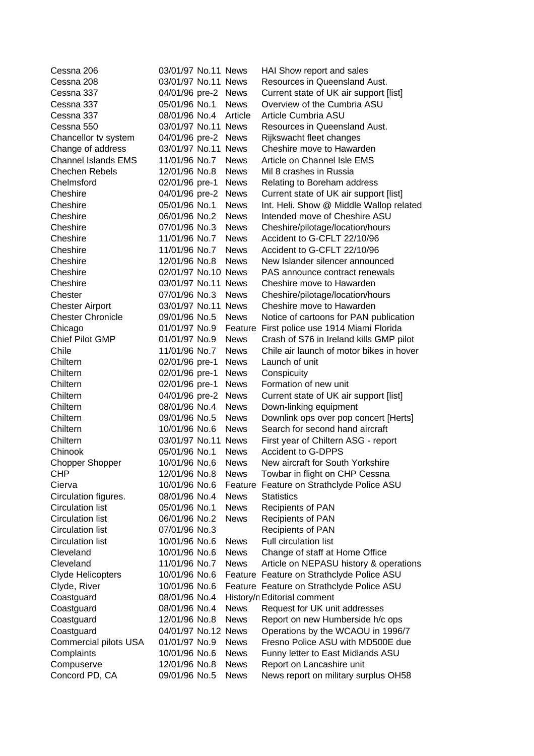| | | | | |
|---|---|---|---|---|
| Cessna 206 | 03/01/97 | No.11 | News | HAI Show report and sales |
| Cessna 208 | 03/01/97 | No.11 | News | Resources in Queensland Aust. |
| Cessna 337 | 04/01/96 | pre-2 | News | Current state of UK air support [list] |
| Cessna 337 | 05/01/96 | No.1 | News | Overview of the Cumbria ASU |
| Cessna 337 | 08/01/96 | No.4 | Article | Article Cumbria ASU |
| Cessna 550 | 03/01/97 | No.11 | News | Resources in Queensland Aust. |
| Chancellor tv system | 04/01/96 | pre-2 | News | Rijkswacht fleet changes |
| Change of address | 03/01/97 | No.11 | News | Cheshire move to Hawarden |
| Channel Islands EMS | 11/01/96 | No.7 | News | Article on Channel Isle EMS |
| Chechen Rebels | 12/01/96 | No.8 | News | Mil 8 crashes in Russia |
| Chelmsford | 02/01/96 | pre-1 | News | Relating to Boreham address |
| Cheshire | 04/01/96 | pre-2 | News | Current state of UK air support [list] |
| Cheshire | 05/01/96 | No.1 | News | Int. Heli. Show @ Middle Wallop related |
| Cheshire | 06/01/96 | No.2 | News | Intended move of Cheshire ASU |
| Cheshire | 07/01/96 | No.3 | News | Cheshire/pilotage/location/hours |
| Cheshire | 11/01/96 | No.7 | News | Accident to G-CFLT 22/10/96 |
| Cheshire | 11/01/96 | No.7 | News | Accident to G-CFLT 22/10/96 |
| Cheshire | 12/01/96 | No.8 | News | New Islander silencer announced |
| Cheshire | 02/01/97 | No.10 | News | PAS announce contract renewals |
| Cheshire | 03/01/97 | No.11 | News | Cheshire move to Hawarden |
| Chester | 07/01/96 | No.3 | News | Cheshire/pilotage/location/hours |
| Chester Airport | 03/01/97 | No.11 | News | Cheshire move to Hawarden |
| Chester Chronicle | 09/01/96 | No.5 | News | Notice of cartoons for PAN publication |
| Chicago | 01/01/97 | No.9 | Feature | First police use 1914 Miami Florida |
| Chief Pilot GMP | 01/01/97 | No.9 | News | Crash of S76 in Ireland kills GMP pilot |
| Chile | 11/01/96 | No.7 | News | Chile air launch of motor bikes in hover |
| Chiltern | 02/01/96 | pre-1 | News | Launch of unit |
| Chiltern | 02/01/96 | pre-1 | News | Conspicuity |
| Chiltern | 02/01/96 | pre-1 | News | Formation of new unit |
| Chiltern | 04/01/96 | pre-2 | News | Current state of UK air support [list] |
| Chiltern | 08/01/96 | No.4 | News | Down-linking equipment |
| Chiltern | 09/01/96 | No.5 | News | Downlink ops over pop concert [Herts] |
| Chiltern | 10/01/96 | No.6 | News | Search for second hand aircraft |
| Chiltern | 03/01/97 | No.11 | News | First year of Chiltern ASG - report |
| Chinook | 05/01/96 | No.1 | News | Accident to G-DPPS |
| Chopper Shopper | 10/01/96 | No.6 | News | New aircraft for South Yorkshire |
| CHP | 12/01/96 | No.8 | News | Towbar in flight on CHP Cessna |
| Cierva | 10/01/96 | No.6 | Feature | Feature on Strathclyde Police ASU |
| Circulation figures. | 08/01/96 | No.4 | News | Statistics |
| Circulation list | 05/01/96 | No.1 | News | Recipients of PAN |
| Circulation list | 06/01/96 | No.2 | News | Recipients of PAN |
| Circulation list | 07/01/96 | No.3 | | Recipients of PAN |
| Circulation list | 10/01/96 | No.6 | News | Full circulation list |
| Cleveland | 10/01/96 | No.6 | News | Change of staff at Home Office |
| Cleveland | 11/01/96 | No.7 | News | Article on NEPASU history & operations |
| Clyde Helicopters | 10/01/96 | No.6 | Feature | Feature on Strathclyde Police ASU |
| Clyde, River | 10/01/96 | No.6 | Feature | Feature on Strathclyde Police ASU |
| Coastguard | 08/01/96 | No.4 | History/n | Editorial comment |
| Coastguard | 08/01/96 | No.4 | News | Request for UK unit addresses |
| Coastguard | 12/01/96 | No.8 | News | Report on new Humberside h/c ops |
| Coastguard | 04/01/97 | No.12 | News | Operations by the WCAOU in 1996/7 |
| Commercial pilots USA | 01/01/97 | No.9 | News | Fresno Police ASU with MD500E due |
| Complaints | 10/01/96 | No.6 | News | Funny letter to East Midlands ASU |
| Compuserve | 12/01/96 | No.8 | News | Report on Lancashire unit |
| Concord PD, CA | 09/01/96 | No.5 | News | News report on military surplus OH58 |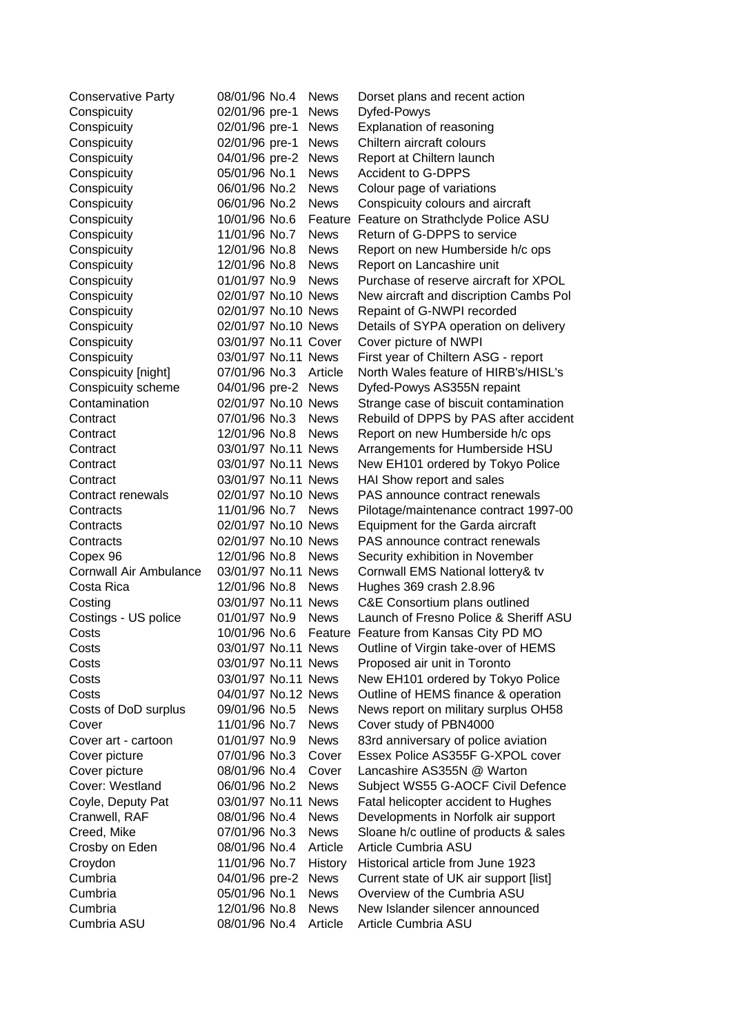| | | | | |
|---|---|---|---|---|
| Conservative Party | 08/01/96 | No.4 | News | Dorset plans and recent action |
| Conspicuity | 02/01/96 | pre-1 | News | Dyfed-Powys |
| Conspicuity | 02/01/96 | pre-1 | News | Explanation of reasoning |
| Conspicuity | 02/01/96 | pre-1 | News | Chiltern aircraft colours |
| Conspicuity | 04/01/96 | pre-2 | News | Report at Chiltern launch |
| Conspicuity | 05/01/96 | No.1 | News | Accident to G-DPPS |
| Conspicuity | 06/01/96 | No.2 | News | Colour page of variations |
| Conspicuity | 06/01/96 | No.2 | News | Conspicuity colours and aircraft |
| Conspicuity | 10/01/96 | No.6 | Feature | Feature on Strathclyde Police ASU |
| Conspicuity | 11/01/96 | No.7 | News | Return of G-DPPS to service |
| Conspicuity | 12/01/96 | No.8 | News | Report on new Humberside h/c ops |
| Conspicuity | 12/01/96 | No.8 | News | Report on Lancashire unit |
| Conspicuity | 01/01/97 | No.9 | News | Purchase of reserve aircraft for XPOL |
| Conspicuity | 02/01/97 | No.10 | News | New aircraft and discription Cambs Pol |
| Conspicuity | 02/01/97 | No.10 | News | Repaint of G-NWPI recorded |
| Conspicuity | 02/01/97 | No.10 | News | Details of SYPA operation on delivery |
| Conspicuity | 03/01/97 | No.11 | Cover | Cover picture of NWPI |
| Conspicuity | 03/01/97 | No.11 | News | First year of Chiltern ASG - report |
| Conspicuity [night] | 07/01/96 | No.3 | Article | North Wales feature of HIRB's/HISL's |
| Conspicuity scheme | 04/01/96 | pre-2 | News | Dyfed-Powys AS355N repaint |
| Contamination | 02/01/97 | No.10 | News | Strange case of biscuit contamination |
| Contract | 07/01/96 | No.3 | News | Rebuild of DPPS by PAS after accident |
| Contract | 12/01/96 | No.8 | News | Report on new Humberside h/c ops |
| Contract | 03/01/97 | No.11 | News | Arrangements for Humberside HSU |
| Contract | 03/01/97 | No.11 | News | New EH101 ordered by Tokyo Police |
| Contract | 03/01/97 | No.11 | News | HAI Show report and sales |
| Contract renewals | 02/01/97 | No.10 | News | PAS announce contract renewals |
| Contracts | 11/01/96 | No.7 | News | Pilotage/maintenance contract 1997-00 |
| Contracts | 02/01/97 | No.10 | News | Equipment for the Garda aircraft |
| Contracts | 02/01/97 | No.10 | News | PAS announce contract renewals |
| Copex 96 | 12/01/96 | No.8 | News | Security exhibition in November |
| Cornwall Air Ambulance | 03/01/97 | No.11 | News | Cornwall EMS National lottery& tv |
| Costa Rica | 12/01/96 | No.8 | News | Hughes 369 crash 2.8.96 |
| Costing | 03/01/97 | No.11 | News | C&E Consortium plans outlined |
| Costings - US police | 01/01/97 | No.9 | News | Launch of Fresno Police & Sheriff ASU |
| Costs | 10/01/96 | No.6 | Feature | Feature from Kansas City PD MO |
| Costs | 03/01/97 | No.11 | News | Outline of Virgin take-over of HEMS |
| Costs | 03/01/97 | No.11 | News | Proposed air unit in Toronto |
| Costs | 03/01/97 | No.11 | News | New EH101 ordered by Tokyo Police |
| Costs | 04/01/97 | No.12 | News | Outline of HEMS finance & operation |
| Costs of DoD surplus | 09/01/96 | No.5 | News | News report on military surplus OH58 |
| Cover | 11/01/96 | No.7 | News | Cover study of PBN4000 |
| Cover art - cartoon | 01/01/97 | No.9 | News | 83rd anniversary of police aviation |
| Cover picture | 07/01/96 | No.3 | Cover | Essex Police AS355F G-XPOL cover |
| Cover picture | 08/01/96 | No.4 | Cover | Lancashire AS355N @ Warton |
| Cover: Westland | 06/01/96 | No.2 | News | Subject WS55 G-AOCF Civil Defence |
| Coyle, Deputy Pat | 03/01/97 | No.11 | News | Fatal helicopter accident to Hughes |
| Cranwell, RAF | 08/01/96 | No.4 | News | Developments in Norfolk air support |
| Creed, Mike | 07/01/96 | No.3 | News | Sloane h/c outline of products & sales |
| Crosby on Eden | 08/01/96 | No.4 | Article | Article Cumbria ASU |
| Croydon | 11/01/96 | No.7 | History | Historical article from June 1923 |
| Cumbria | 04/01/96 | pre-2 | News | Current state of UK air support [list] |
| Cumbria | 05/01/96 | No.1 | News | Overview of the Cumbria ASU |
| Cumbria | 12/01/96 | No.8 | News | New Islander silencer announced |
| Cumbria ASU | 08/01/96 | No.4 | Article | Article Cumbria ASU |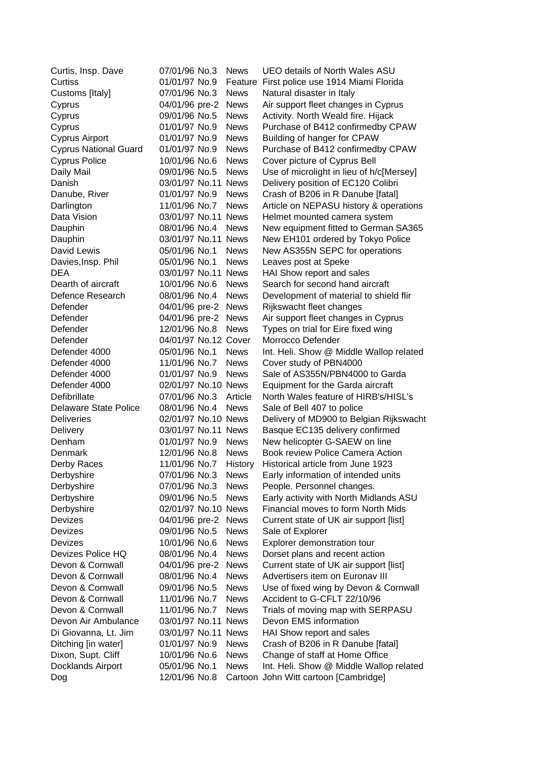| | | | | |
|---|---|---|---|---|
| Curtis, Insp. Dave | 07/01/96 | No.3 | News | UEO details of North Wales ASU |
| Curtiss | 01/01/97 | No.9 | Feature | First police use 1914 Miami Florida |
| Customs [Italy] | 07/01/96 | No.3 | News | Natural disaster in Italy |
| Cyprus | 04/01/96 | pre-2 | News | Air support fleet changes in Cyprus |
| Cyprus | 09/01/96 | No.5 | News | Activity. North Weald fire. Hijack |
| Cyprus | 01/01/97 | No.9 | News | Purchase of B412 confirmedby CPAW |
| Cyprus Airport | 01/01/97 | No.9 | News | Building of hanger for CPAW |
| Cyprus National Guard | 01/01/97 | No.9 | News | Purchase of B412 confirmedby CPAW |
| Cyprus Police | 10/01/96 | No.6 | News | Cover picture of Cyprus Bell |
| Daily Mail | 09/01/96 | No.5 | News | Use of microlight in lieu of h/c[Mersey] |
| Danish | 03/01/97 | No.11 | News | Delivery position of EC120 Colibri |
| Danube, River | 01/01/97 | No.9 | News | Crash of B206 in R Danube [fatal] |
| Darlington | 11/01/96 | No.7 | News | Article on NEPASU history & operations |
| Data Vision | 03/01/97 | No.11 | News | Helmet mounted camera system |
| Dauphin | 08/01/96 | No.4 | News | New equipment fitted to German SA365 |
| Dauphin | 03/01/97 | No.11 | News | New EH101 ordered by Tokyo Police |
| David Lewis | 05/01/96 | No.1 | News | New AS355N SEPC for operations |
| Davies,Insp. Phil | 05/01/96 | No.1 | News | Leaves post at Speke |
| DEA | 03/01/97 | No.11 | News | HAI Show report and sales |
| Dearth of aircraft | 10/01/96 | No.6 | News | Search for second hand aircraft |
| Defence Research | 08/01/96 | No.4 | News | Development of material to shield flir |
| Defender | 04/01/96 | pre-2 | News | Rijkswacht fleet changes |
| Defender | 04/01/96 | pre-2 | News | Air support fleet changes in Cyprus |
| Defender | 12/01/96 | No.8 | News | Types on trial for Eire fixed wing |
| Defender | 04/01/97 | No.12 | Cover | Morrocco Defender |
| Defender 4000 | 05/01/96 | No.1 | News | Int. Heli. Show @ Middle Wallop related |
| Defender 4000 | 11/01/96 | No.7 | News | Cover study of PBN4000 |
| Defender 4000 | 01/01/97 | No.9 | News | Sale of AS355N/PBN4000 to Garda |
| Defender 4000 | 02/01/97 | No.10 | News | Equipment for the Garda aircraft |
| Defibrillate | 07/01/96 | No.3 | Article | North Wales feature of HIRB's/HISL's |
| Delaware State Police | 08/01/96 | No.4 | News | Sale of Bell 407 to police |
| Deliveries | 02/01/97 | No.10 | News | Delivery of MD900 to Belgian Rijkswacht |
| Delivery | 03/01/97 | No.11 | News | Basque EC135 delivery confirmed |
| Denham | 01/01/97 | No.9 | News | New helicopter G-SAEW on line |
| Denmark | 12/01/96 | No.8 | News | Book review Police Camera Action |
| Derby Races | 11/01/96 | No.7 | History | Historical article from June 1923 |
| Derbyshire | 07/01/96 | No.3 | News | Early information of intended units |
| Derbyshire | 07/01/96 | No.3 | News | People. Personnel changes. |
| Derbyshire | 09/01/96 | No.5 | News | Early activity with North Midlands ASU |
| Derbyshire | 02/01/97 | No.10 | News | Financial moves to form North Mids |
| Devizes | 04/01/96 | pre-2 | News | Current state of UK air support [list] |
| Devizes | 09/01/96 | No.5 | News | Sale of Explorer |
| Devizes | 10/01/96 | No.6 | News | Explorer demonstration tour |
| Devizes Police HQ | 08/01/96 | No.4 | News | Dorset plans and recent action |
| Devon & Cornwall | 04/01/96 | pre-2 | News | Current state of UK air support [list] |
| Devon & Cornwall | 08/01/96 | No.4 | News | Advertisers item on Euronav III |
| Devon & Cornwall | 09/01/96 | No.5 | News | Use of fixed wing by Devon & Cornwall |
| Devon & Cornwall | 11/01/96 | No.7 | News | Accident to G-CFLT 22/10/96 |
| Devon & Cornwall | 11/01/96 | No.7 | News | Trials of moving map with SERPASU |
| Devon Air Ambulance | 03/01/97 | No.11 | News | Devon EMS information |
| Di Giovanna, Lt. Jim | 03/01/97 | No.11 | News | HAI Show report and sales |
| Ditching [in water] | 01/01/97 | No.9 | News | Crash of B206 in R Danube [fatal] |
| Dixon, Supt. Cliff | 10/01/96 | No.6 | News | Change of staff at Home Office |
| Docklands Airport | 05/01/96 | No.1 | News | Int. Heli. Show @ Middle Wallop related |
| Dog | 12/01/96 | No.8 | Cartoon | John Witt cartoon [Cambridge] |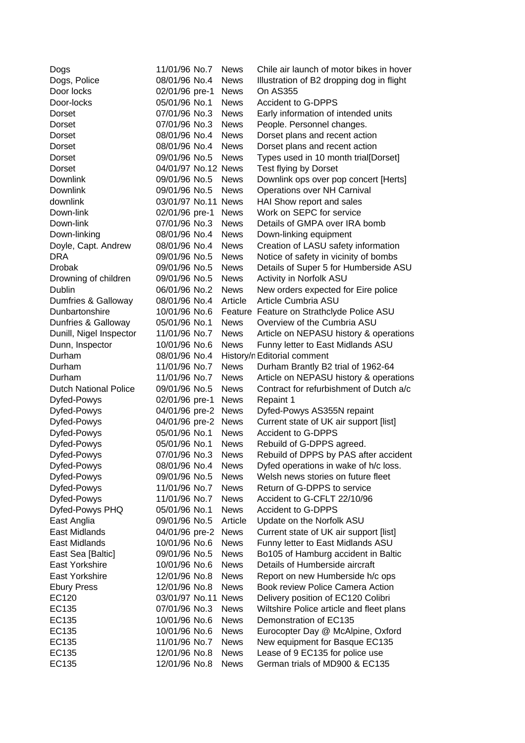| | | | |
|---|---|---|---|
| Dogs | 11/01/96 No.7 | News | Chile air launch of motor bikes in hover |
| Dogs, Police | 08/01/96 No.4 | News | Illustration of B2 dropping dog in flight |
| Door locks | 02/01/96 pre-1 | News | On AS355 |
| Door-locks | 05/01/96 No.1 | News | Accident to G-DPPS |
| Dorset | 07/01/96 No.3 | News | Early information of intended units |
| Dorset | 07/01/96 No.3 | News | People. Personnel changes. |
| Dorset | 08/01/96 No.4 | News | Dorset plans and recent action |
| Dorset | 08/01/96 No.4 | News | Dorset plans and recent action |
| Dorset | 09/01/96 No.5 | News | Types used in 10 month trial[Dorset] |
| Dorset | 04/01/97 No.12 | News | Test flying by Dorset |
| Downlink | 09/01/96 No.5 | News | Downlink ops over pop concert [Herts] |
| Downlink | 09/01/96 No.5 | News | Operations over NH Carnival |
| downlink | 03/01/97 No.11 | News | HAI Show report and sales |
| Down-link | 02/01/96 pre-1 | News | Work on SEPC for service |
| Down-link | 07/01/96 No.3 | News | Details of GMPA over IRA bomb |
| Down-linking | 08/01/96 No.4 | News | Down-linking equipment |
| Doyle, Capt. Andrew | 08/01/96 No.4 | News | Creation of LASU safety information |
| DRA | 09/01/96 No.5 | News | Notice of safety in vicinity of bombs |
| Drobak | 09/01/96 No.5 | News | Details of Super 5 for Humberside ASU |
| Drowning of children | 09/01/96 No.5 | News | Activity in Norfolk ASU |
| Dublin | 06/01/96 No.2 | News | New orders expected for Eire police |
| Dumfries & Galloway | 08/01/96 No.4 | Article | Article Cumbria ASU |
| Dunbartonshire | 10/01/96 No.6 | Feature | Feature on Strathclyde Police ASU |
| Dunfries & Galloway | 05/01/96 No.1 | News | Overview of the Cumbria ASU |
| Dunill, Nigel Inspector | 11/01/96 No.7 | News | Article on NEPASU history & operations |
| Dunn, Inspector | 10/01/96 No.6 | News | Funny letter to East Midlands ASU |
| Durham | 08/01/96 No.4 | History/n | Editorial comment |
| Durham | 11/01/96 No.7 | News | Durham Brantly B2 trial of 1962-64 |
| Durham | 11/01/96 No.7 | News | Article on NEPASU history & operations |
| Dutch National Police | 09/01/96 No.5 | News | Contract for refurbishment of Dutch a/c |
| Dyfed-Powys | 02/01/96 pre-1 | News | Repaint 1 |
| Dyfed-Powys | 04/01/96 pre-2 | News | Dyfed-Powys AS355N repaint |
| Dyfed-Powys | 04/01/96 pre-2 | News | Current state of UK air support [list] |
| Dyfed-Powys | 05/01/96 No.1 | News | Accident to G-DPPS |
| Dyfed-Powys | 05/01/96 No.1 | News | Rebuild of G-DPPS agreed. |
| Dyfed-Powys | 07/01/96 No.3 | News | Rebuild of DPPS by PAS after accident |
| Dyfed-Powys | 08/01/96 No.4 | News | Dyfed operations in wake of h/c loss. |
| Dyfed-Powys | 09/01/96 No.5 | News | Welsh news stories on future fleet |
| Dyfed-Powys | 11/01/96 No.7 | News | Return of G-DPPS to service |
| Dyfed-Powys | 11/01/96 No.7 | News | Accident to G-CFLT 22/10/96 |
| Dyfed-Powys PHQ | 05/01/96 No.1 | News | Accident to G-DPPS |
| East Anglia | 09/01/96 No.5 | Article | Update on the Norfolk ASU |
| East Midlands | 04/01/96 pre-2 | News | Current state of UK air support [list] |
| East Midlands | 10/01/96 No.6 | News | Funny letter to East Midlands ASU |
| East Sea [Baltic] | 09/01/96 No.5 | News | Bo105 of Hamburg accident in Baltic |
| East Yorkshire | 10/01/96 No.6 | News | Details of Humberside aircraft |
| East Yorkshire | 12/01/96 No.8 | News | Report on new Humberside h/c ops |
| Ebury Press | 12/01/96 No.8 | News | Book review Police Camera Action |
| EC120 | 03/01/97 No.11 | News | Delivery position of EC120 Colibri |
| EC135 | 07/01/96 No.3 | News | Wiltshire Police article and fleet plans |
| EC135 | 10/01/96 No.6 | News | Demonstration of EC135 |
| EC135 | 10/01/96 No.6 | News | Eurocopter Day @ McAlpine, Oxford |
| EC135 | 11/01/96 No.7 | News | New equipment for Basque EC135 |
| EC135 | 12/01/96 No.8 | News | Lease of 9 EC135 for police use |
| EC135 | 12/01/96 No.8 | News | German trials of MD900 & EC135 |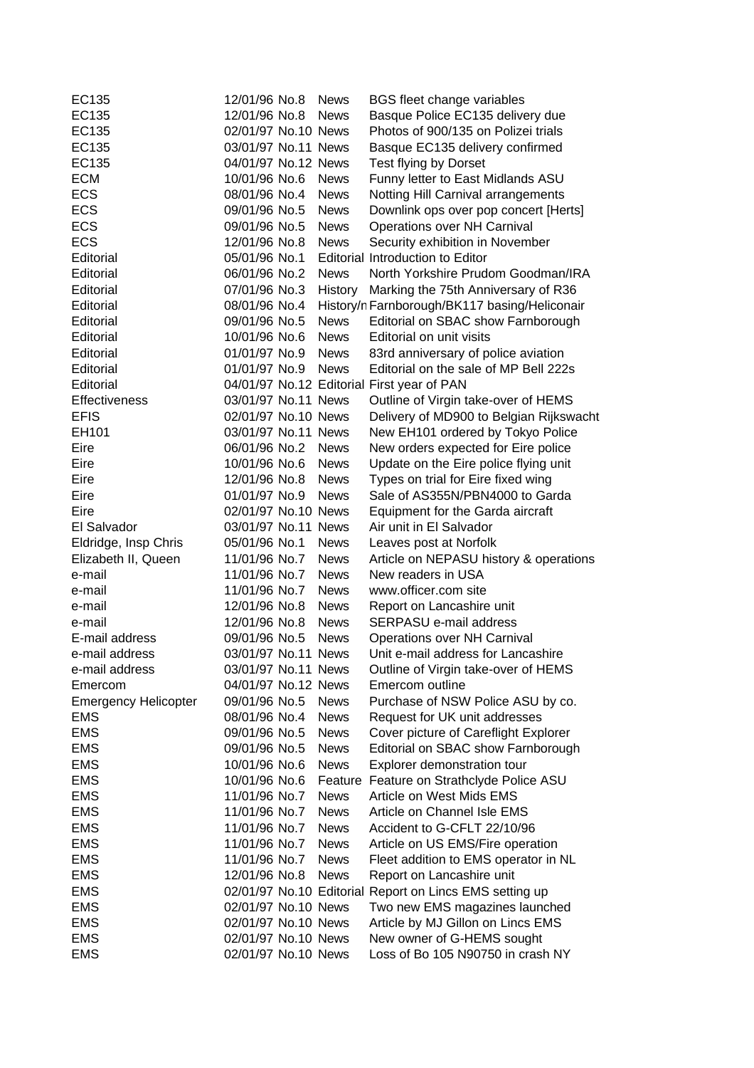| | | | |
|---|---|---|---|
| EC135 | 12/01/96 No.8 | News | BGS fleet change variables |
| EC135 | 12/01/96 No.8 | News | Basque Police EC135 delivery due |
| EC135 | 02/01/97 No.10 | News | Photos of 900/135 on Polizei trials |
| EC135 | 03/01/97 No.11 | News | Basque EC135 delivery confirmed |
| EC135 | 04/01/97 No.12 | News | Test flying by Dorset |
| ECM | 10/01/96 No.6 | News | Funny letter to East Midlands ASU |
| ECS | 08/01/96 No.4 | News | Notting Hill Carnival arrangements |
| ECS | 09/01/96 No.5 | News | Downlink ops over pop concert [Herts] |
| ECS | 09/01/96 No.5 | News | Operations over NH Carnival |
| ECS | 12/01/96 No.8 | News | Security exhibition in November |
| Editorial | 05/01/96 No.1 | Editorial | Introduction to Editor |
| Editorial | 06/01/96 No.2 | News | North Yorkshire Prudom Goodman/IRA |
| Editorial | 07/01/96 No.3 | History | Marking the 75th Anniversary of R36 |
| Editorial | 08/01/96 No.4 | History/n | Farnborough/BK117 basing/Heliconair |
| Editorial | 09/01/96 No.5 | News | Editorial on SBAC show Farnborough |
| Editorial | 10/01/96 No.6 | News | Editorial on unit visits |
| Editorial | 01/01/97 No.9 | News | 83rd anniversary of police aviation |
| Editorial | 01/01/97 No.9 | News | Editorial on the sale of MP Bell 222s |
| Editorial | 04/01/97 No.12 | Editorial | First year of PAN |
| Effectiveness | 03/01/97 No.11 | News | Outline of Virgin take-over of HEMS |
| EFIS | 02/01/97 No.10 | News | Delivery of MD900 to Belgian Rijkswacht |
| EH101 | 03/01/97 No.11 | News | New EH101 ordered by Tokyo Police |
| Eire | 06/01/96 No.2 | News | New orders expected for Eire police |
| Eire | 10/01/96 No.6 | News | Update on the Eire police flying unit |
| Eire | 12/01/96 No.8 | News | Types on trial for Eire fixed wing |
| Eire | 01/01/97 No.9 | News | Sale of AS355N/PBN4000 to Garda |
| Eire | 02/01/97 No.10 | News | Equipment for the Garda aircraft |
| El Salvador | 03/01/97 No.11 | News | Air unit in El Salvador |
| Eldridge, Insp Chris | 05/01/96 No.1 | News | Leaves post at Norfolk |
| Elizabeth II, Queen | 11/01/96 No.7 | News | Article on NEPASU history & operations |
| e-mail | 11/01/96 No.7 | News | New readers in USA |
| e-mail | 11/01/96 No.7 | News | www.officer.com site |
| e-mail | 12/01/96 No.8 | News | Report on Lancashire unit |
| e-mail | 12/01/96 No.8 | News | SERPASU e-mail address |
| E-mail address | 09/01/96 No.5 | News | Operations over NH Carnival |
| e-mail address | 03/01/97 No.11 | News | Unit e-mail address for Lancashire |
| e-mail address | 03/01/97 No.11 | News | Outline of Virgin take-over of HEMS |
| Emercom | 04/01/97 No.12 | News | Emercom outline |
| Emergency Helicopter | 09/01/96 No.5 | News | Purchase of NSW Police ASU by co. |
| EMS | 08/01/96 No.4 | News | Request for UK unit addresses |
| EMS | 09/01/96 No.5 | News | Cover picture of Careflight Explorer |
| EMS | 09/01/96 No.5 | News | Editorial on SBAC show Farnborough |
| EMS | 10/01/96 No.6 | News | Explorer demonstration tour |
| EMS | 10/01/96 No.6 | Feature | Feature on Strathclyde Police ASU |
| EMS | 11/01/96 No.7 | News | Article on West Mids EMS |
| EMS | 11/01/96 No.7 | News | Article on Channel Isle EMS |
| EMS | 11/01/96 No.7 | News | Accident to G-CFLT 22/10/96 |
| EMS | 11/01/96 No.7 | News | Article on US EMS/Fire operation |
| EMS | 11/01/96 No.7 | News | Fleet addition to EMS operator in NL |
| EMS | 12/01/96 No.8 | News | Report on Lancashire unit |
| EMS | 02/01/97 No.10 | Editorial | Report on Lincs EMS setting up |
| EMS | 02/01/97 No.10 | News | Two new EMS magazines launched |
| EMS | 02/01/97 No.10 | News | Article by MJ Gillon on Lincs EMS |
| EMS | 02/01/97 No.10 | News | New owner of G-HEMS sought |
| EMS | 02/01/97 No.10 | News | Loss of Bo 105 N90750 in crash NY |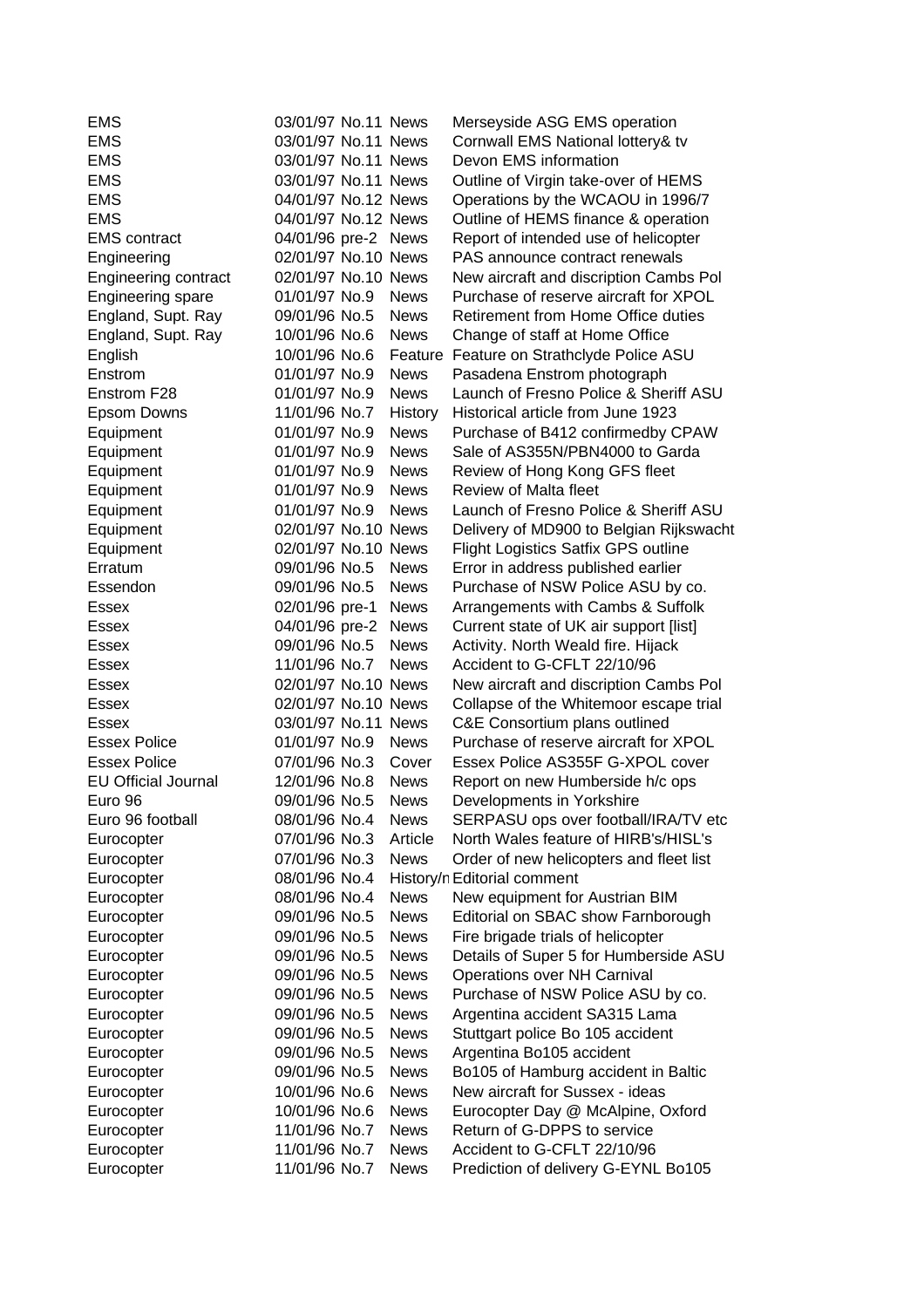| | | | | |
|---|---|---|---|---|
| EMS | 03/01/97 | No.11 | News | Merseyside ASG EMS operation |
| EMS | 03/01/97 | No.11 | News | Cornwall EMS National lottery& tv |
| EMS | 03/01/97 | No.11 | News | Devon EMS information |
| EMS | 03/01/97 | No.11 | News | Outline of Virgin take-over of HEMS |
| EMS | 04/01/97 | No.12 | News | Operations by the WCAOU in 1996/7 |
| EMS | 04/01/97 | No.12 | News | Outline of HEMS finance & operation |
| EMS contract | 04/01/96 | pre-2 | News | Report of intended use of helicopter |
| Engineering | 02/01/97 | No.10 | News | PAS announce contract renewals |
| Engineering contract | 02/01/97 | No.10 | News | New aircraft and discription Cambs Pol |
| Engineering spare | 01/01/97 | No.9 | News | Purchase of reserve aircraft for XPOL |
| England, Supt. Ray | 09/01/96 | No.5 | News | Retirement from Home Office duties |
| England, Supt. Ray | 10/01/96 | No.6 | News | Change of staff at Home Office |
| English | 10/01/96 | No.6 | Feature | Feature on Strathclyde Police ASU |
| Enstrom | 01/01/97 | No.9 | News | Pasadena Enstrom photograph |
| Enstrom F28 | 01/01/97 | No.9 | News | Launch of Fresno Police & Sheriff ASU |
| Epsom Downs | 11/01/96 | No.7 | History | Historical article from June 1923 |
| Equipment | 01/01/97 | No.9 | News | Purchase of B412 confirmedby CPAW |
| Equipment | 01/01/97 | No.9 | News | Sale of AS355N/PBN4000 to Garda |
| Equipment | 01/01/97 | No.9 | News | Review of Hong Kong GFS fleet |
| Equipment | 01/01/97 | No.9 | News | Review of Malta fleet |
| Equipment | 01/01/97 | No.9 | News | Launch of Fresno Police & Sheriff ASU |
| Equipment | 02/01/97 | No.10 | News | Delivery of MD900 to Belgian Rijkswacht |
| Equipment | 02/01/97 | No.10 | News | Flight Logistics Satfix GPS outline |
| Erratum | 09/01/96 | No.5 | News | Error in address published earlier |
| Essendon | 09/01/96 | No.5 | News | Purchase of NSW Police ASU by co. |
| Essex | 02/01/96 | pre-1 | News | Arrangements with Cambs & Suffolk |
| Essex | 04/01/96 | pre-2 | News | Current state of UK air support [list] |
| Essex | 09/01/96 | No.5 | News | Activity. North Weald fire. Hijack |
| Essex | 11/01/96 | No.7 | News | Accident to G-CFLT 22/10/96 |
| Essex | 02/01/97 | No.10 | News | New aircraft and discription Cambs Pol |
| Essex | 02/01/97 | No.10 | News | Collapse of the Whitemoor escape trial |
| Essex | 03/01/97 | No.11 | News | C&E Consortium plans outlined |
| Essex Police | 01/01/97 | No.9 | News | Purchase of reserve aircraft for XPOL |
| Essex Police | 07/01/96 | No.3 | Cover | Essex Police AS355F G-XPOL cover |
| EU Official Journal | 12/01/96 | No.8 | News | Report on new Humberside h/c ops |
| Euro 96 | 09/01/96 | No.5 | News | Developments in Yorkshire |
| Euro 96 football | 08/01/96 | No.4 | News | SERPASU ops over football/IRA/TV etc |
| Eurocopter | 07/01/96 | No.3 | Article | North Wales feature of HIRB's/HISL's |
| Eurocopter | 07/01/96 | No.3 | News | Order of new helicopters and fleet list |
| Eurocopter | 08/01/96 | No.4 | History/n | Editorial comment |
| Eurocopter | 08/01/96 | No.4 | News | New equipment for Austrian BIM |
| Eurocopter | 09/01/96 | No.5 | News | Editorial on SBAC show Farnborough |
| Eurocopter | 09/01/96 | No.5 | News | Fire brigade trials of helicopter |
| Eurocopter | 09/01/96 | No.5 | News | Details of Super 5 for Humberside ASU |
| Eurocopter | 09/01/96 | No.5 | News | Operations over NH Carnival |
| Eurocopter | 09/01/96 | No.5 | News | Purchase of NSW Police ASU by co. |
| Eurocopter | 09/01/96 | No.5 | News | Argentina accident SA315 Lama |
| Eurocopter | 09/01/96 | No.5 | News | Stuttgart police Bo 105 accident |
| Eurocopter | 09/01/96 | No.5 | News | Argentina Bo105 accident |
| Eurocopter | 09/01/96 | No.5 | News | Bo105 of Hamburg accident in Baltic |
| Eurocopter | 10/01/96 | No.6 | News | New aircraft for Sussex - ideas |
| Eurocopter | 10/01/96 | No.6 | News | Eurocopter Day @ McAlpine, Oxford |
| Eurocopter | 11/01/96 | No.7 | News | Return of G-DPPS to service |
| Eurocopter | 11/01/96 | No.7 | News | Accident to G-CFLT 22/10/96 |
| Eurocopter | 11/01/96 | No.7 | News | Prediction of delivery G-EYNL Bo105 |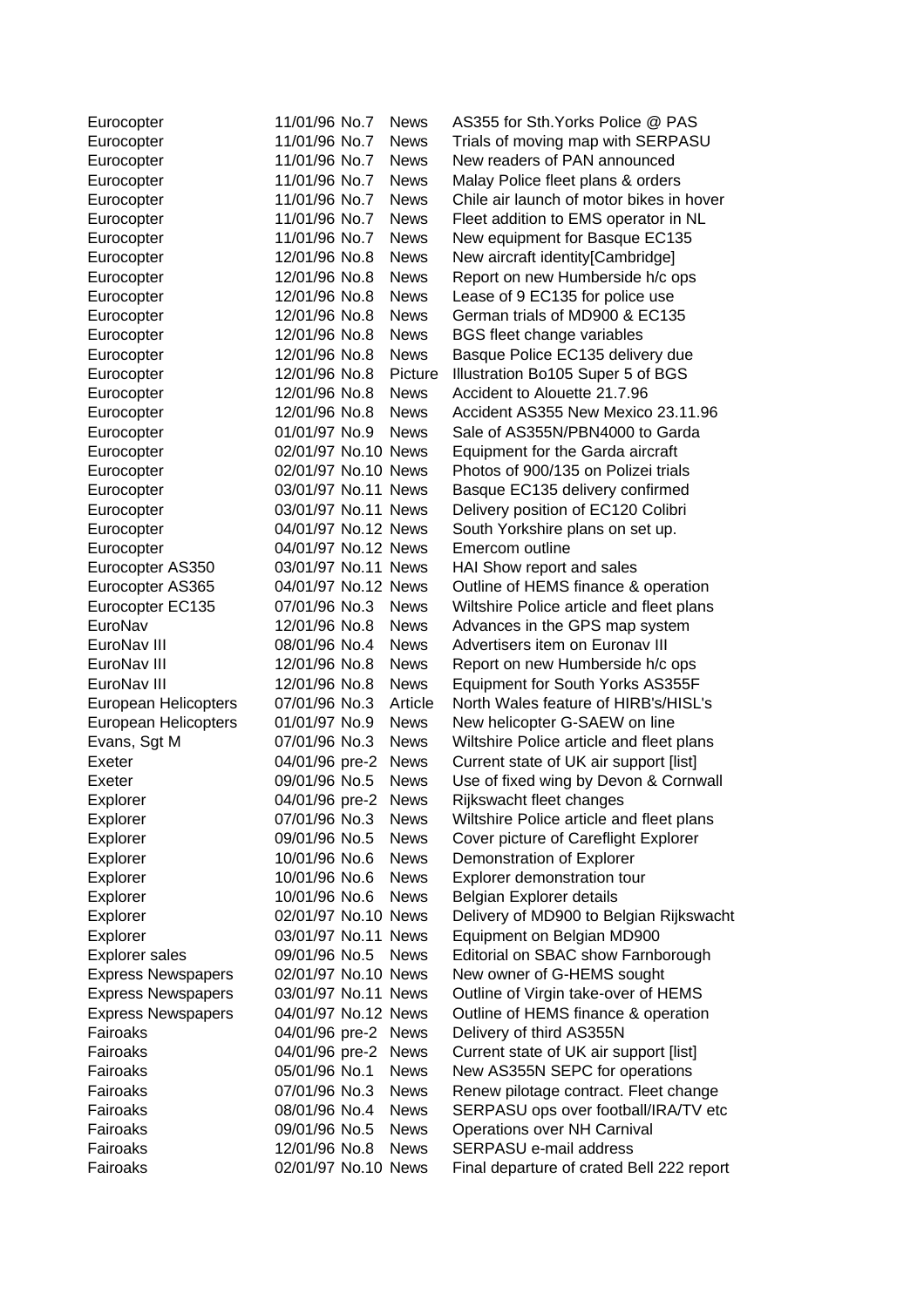| | | | | |
|---|---|---|---|---|
| Eurocopter | 11/01/96 | No.7 | News | AS355 for Sth.Yorks Police @ PAS |
| Eurocopter | 11/01/96 | No.7 | News | Trials of moving map with SERPASU |
| Eurocopter | 11/01/96 | No.7 | News | New readers of PAN announced |
| Eurocopter | 11/01/96 | No.7 | News | Malay Police fleet plans & orders |
| Eurocopter | 11/01/96 | No.7 | News | Chile air launch of motor bikes in hover |
| Eurocopter | 11/01/96 | No.7 | News | Fleet addition to EMS operator in NL |
| Eurocopter | 11/01/96 | No.7 | News | New equipment for Basque EC135 |
| Eurocopter | 12/01/96 | No.8 | News | New aircraft identity[Cambridge] |
| Eurocopter | 12/01/96 | No.8 | News | Report on new Humberside h/c ops |
| Eurocopter | 12/01/96 | No.8 | News | Lease of 9 EC135 for police use |
| Eurocopter | 12/01/96 | No.8 | News | German trials of MD900 & EC135 |
| Eurocopter | 12/01/96 | No.8 | News | BGS fleet change variables |
| Eurocopter | 12/01/96 | No.8 | News | Basque Police EC135 delivery due |
| Eurocopter | 12/01/96 | No.8 | Picture | Illustration Bo105 Super 5 of BGS |
| Eurocopter | 12/01/96 | No.8 | News | Accident to Alouette 21.7.96 |
| Eurocopter | 12/01/96 | No.8 | News | Accident AS355 New Mexico 23.11.96 |
| Eurocopter | 01/01/97 | No.9 | News | Sale of AS355N/PBN4000 to Garda |
| Eurocopter | 02/01/97 | No.10 | News | Equipment for the Garda aircraft |
| Eurocopter | 02/01/97 | No.10 | News | Photos of 900/135 on Polizei trials |
| Eurocopter | 03/01/97 | No.11 | News | Basque EC135 delivery confirmed |
| Eurocopter | 03/01/97 | No.11 | News | Delivery position of EC120 Colibri |
| Eurocopter | 04/01/97 | No.12 | News | South Yorkshire plans on set up. |
| Eurocopter | 04/01/97 | No.12 | News | Emercom outline |
| Eurocopter AS350 | 03/01/97 | No.11 | News | HAI Show report and sales |
| Eurocopter AS365 | 04/01/97 | No.12 | News | Outline of HEMS finance & operation |
| Eurocopter EC135 | 07/01/96 | No.3 | News | Wiltshire Police article and fleet plans |
| EuroNav | 12/01/96 | No.8 | News | Advances in the GPS map system |
| EuroNav III | 08/01/96 | No.4 | News | Advertisers item on Euronav III |
| EuroNav III | 12/01/96 | No.8 | News | Report on new Humberside h/c ops |
| EuroNav III | 12/01/96 | No.8 | News | Equipment for South Yorks AS355F |
| European Helicopters | 07/01/96 | No.3 | Article | North Wales feature of HIRB's/HISL's |
| European Helicopters | 01/01/97 | No.9 | News | New helicopter G-SAEW on line |
| Evans, Sgt M | 07/01/96 | No.3 | News | Wiltshire Police article and fleet plans |
| Exeter | 04/01/96 | pre-2 | News | Current state of UK air support [list] |
| Exeter | 09/01/96 | No.5 | News | Use of fixed wing by Devon & Cornwall |
| Explorer | 04/01/96 | pre-2 | News | Rijkswacht fleet changes |
| Explorer | 07/01/96 | No.3 | News | Wiltshire Police article and fleet plans |
| Explorer | 09/01/96 | No.5 | News | Cover picture of Careflight Explorer |
| Explorer | 10/01/96 | No.6 | News | Demonstration of Explorer |
| Explorer | 10/01/96 | No.6 | News | Explorer demonstration tour |
| Explorer | 10/01/96 | No.6 | News | Belgian Explorer details |
| Explorer | 02/01/97 | No.10 | News | Delivery of MD900 to Belgian Rijkswacht |
| Explorer | 03/01/97 | No.11 | News | Equipment on Belgian MD900 |
| Explorer sales | 09/01/96 | No.5 | News | Editorial on SBAC show Farnborough |
| Express Newspapers | 02/01/97 | No.10 | News | New owner of G-HEMS sought |
| Express Newspapers | 03/01/97 | No.11 | News | Outline of Virgin take-over of HEMS |
| Express Newspapers | 04/01/97 | No.12 | News | Outline of HEMS finance & operation |
| Fairoaks | 04/01/96 | pre-2 | News | Delivery of third AS355N |
| Fairoaks | 04/01/96 | pre-2 | News | Current state of UK air support [list] |
| Fairoaks | 05/01/96 | No.1 | News | New AS355N SEPC for operations |
| Fairoaks | 07/01/96 | No.3 | News | Renew pilotage contract. Fleet change |
| Fairoaks | 08/01/96 | No.4 | News | SERPASU ops over football/IRA/TV etc |
| Fairoaks | 09/01/96 | No.5 | News | Operations over NH Carnival |
| Fairoaks | 12/01/96 | No.8 | News | SERPASU e-mail address |
| Fairoaks | 02/01/97 | No.10 | News | Final departure of crated Bell 222 report |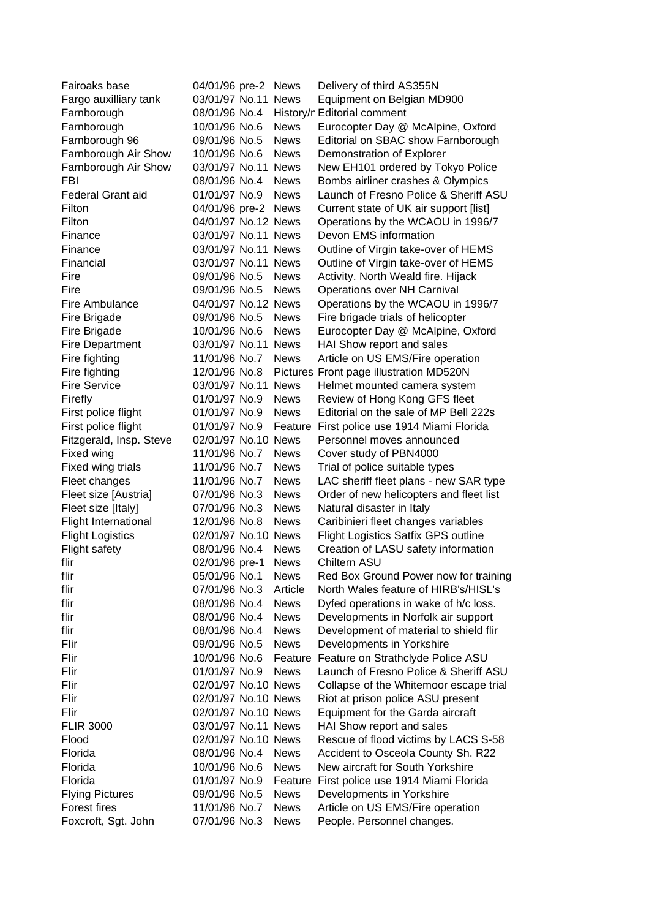| | | | | |
|---|---|---|---|---|
| Fairoaks base | 04/01/96 | pre-2 | News | Delivery of third AS355N |
| Fargo auxilliary tank | 03/01/97 | No.11 | News | Equipment on Belgian MD900 |
| Farnborough | 08/01/96 | No.4 | History/n | Editorial comment |
| Farnborough | 10/01/96 | No.6 | News | Eurocopter Day @ McAlpine, Oxford |
| Farnborough 96 | 09/01/96 | No.5 | News | Editorial on SBAC show Farnborough |
| Farnborough Air Show | 10/01/96 | No.6 | News | Demonstration of Explorer |
| Farnborough Air Show | 03/01/97 | No.11 | News | New EH101 ordered by Tokyo Police |
| FBI | 08/01/96 | No.4 | News | Bombs airliner crashes & Olympics |
| Federal Grant aid | 01/01/97 | No.9 | News | Launch of Fresno Police & Sheriff ASU |
| Filton | 04/01/96 | pre-2 | News | Current state of UK air support [list] |
| Filton | 04/01/97 | No.12 | News | Operations by the WCAOU in 1996/7 |
| Finance | 03/01/97 | No.11 | News | Devon EMS information |
| Finance | 03/01/97 | No.11 | News | Outline of Virgin take-over of HEMS |
| Financial | 03/01/97 | No.11 | News | Outline of Virgin take-over of HEMS |
| Fire | 09/01/96 | No.5 | News | Activity. North Weald fire. Hijack |
| Fire | 09/01/96 | No.5 | News | Operations over NH Carnival |
| Fire Ambulance | 04/01/97 | No.12 | News | Operations by the WCAOU in 1996/7 |
| Fire Brigade | 09/01/96 | No.5 | News | Fire brigade trials of helicopter |
| Fire Brigade | 10/01/96 | No.6 | News | Eurocopter Day @ McAlpine, Oxford |
| Fire Department | 03/01/97 | No.11 | News | HAI Show report and sales |
| Fire fighting | 11/01/96 | No.7 | News | Article on US EMS/Fire operation |
| Fire fighting | 12/01/96 | No.8 | Pictures | Front page illustration MD520N |
| Fire Service | 03/01/97 | No.11 | News | Helmet mounted camera system |
| Firefly | 01/01/97 | No.9 | News | Review of Hong Kong GFS fleet |
| First police flight | 01/01/97 | No.9 | News | Editorial on the sale of MP Bell 222s |
| First police flight | 01/01/97 | No.9 | Feature | First police use 1914 Miami Florida |
| Fitzgerald, Insp. Steve | 02/01/97 | No.10 | News | Personnel moves announced |
| Fixed wing | 11/01/96 | No.7 | News | Cover study of PBN4000 |
| Fixed wing trials | 11/01/96 | No.7 | News | Trial of police suitable types |
| Fleet changes | 11/01/96 | No.7 | News | LAC sheriff fleet plans - new SAR type |
| Fleet size [Austria] | 07/01/96 | No.3 | News | Order of new helicopters and fleet list |
| Fleet size [Italy] | 07/01/96 | No.3 | News | Natural disaster in Italy |
| Flight International | 12/01/96 | No.8 | News | Caribinieri fleet changes variables |
| Flight Logistics | 02/01/97 | No.10 | News | Flight Logistics Satfix GPS outline |
| Flight safety | 08/01/96 | No.4 | News | Creation of LASU safety information |
| flir | 02/01/96 | pre-1 | News | Chiltern ASU |
| flir | 05/01/96 | No.1 | News | Red Box Ground Power now for training |
| flir | 07/01/96 | No.3 | Article | North Wales feature of HIRB's/HISL's |
| flir | 08/01/96 | No.4 | News | Dyfed operations in wake of h/c loss. |
| flir | 08/01/96 | No.4 | News | Developments in Norfolk air support |
| flir | 08/01/96 | No.4 | News | Development of material to shield flir |
| Flir | 09/01/96 | No.5 | News | Developments in Yorkshire |
| Flir | 10/01/96 | No.6 | Feature | Feature on Strathclyde Police ASU |
| Flir | 01/01/97 | No.9 | News | Launch of Fresno Police & Sheriff ASU |
| Flir | 02/01/97 | No.10 | News | Collapse of the Whitemoor escape trial |
| Flir | 02/01/97 | No.10 | News | Riot at prison police ASU present |
| Flir | 02/01/97 | No.10 | News | Equipment for the Garda aircraft |
| FLIR 3000 | 03/01/97 | No.11 | News | HAI Show report and sales |
| Flood | 02/01/97 | No.10 | News | Rescue of flood victims by LACS S-58 |
| Florida | 08/01/96 | No.4 | News | Accident to Osceola County Sh. R22 |
| Florida | 10/01/96 | No.6 | News | New aircraft for South Yorkshire |
| Florida | 01/01/97 | No.9 | Feature | First police use 1914 Miami Florida |
| Flying Pictures | 09/01/96 | No.5 | News | Developments in Yorkshire |
| Forest fires | 11/01/96 | No.7 | News | Article on US EMS/Fire operation |
| Foxcroft, Sgt. John | 07/01/96 | No.3 | News | People. Personnel changes. |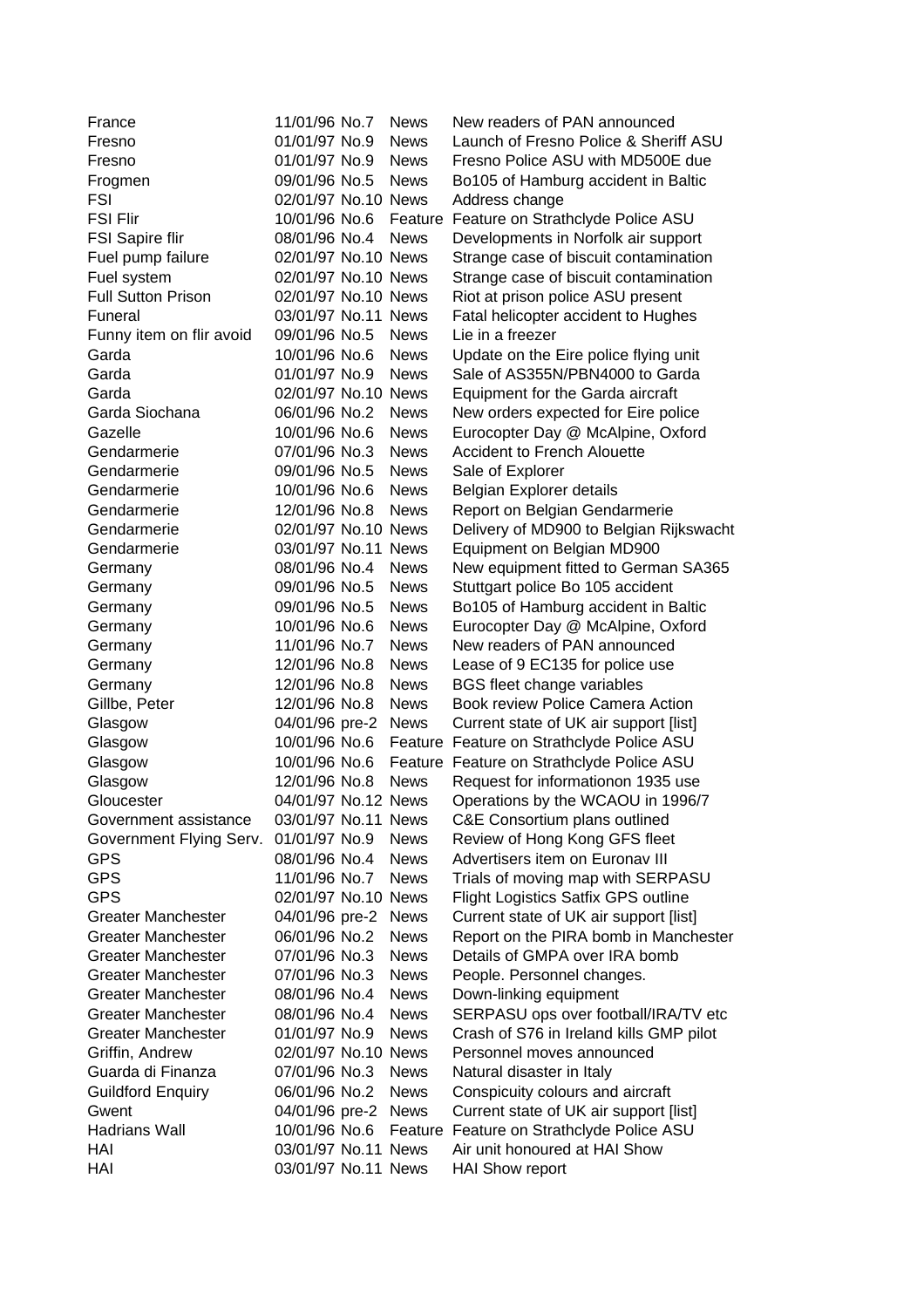| | | | | |
|---|---|---|---|---|
| France | 11/01/96 | No.7 | News | New readers of PAN announced |
| Fresno | 01/01/97 | No.9 | News | Launch of Fresno Police & Sheriff ASU |
| Fresno | 01/01/97 | No.9 | News | Fresno Police ASU with MD500E due |
| Frogmen | 09/01/96 | No.5 | News | Bo105 of Hamburg accident in Baltic |
| FSI | 02/01/97 | No.10 | News | Address change |
| FSI Flir | 10/01/96 | No.6 | Feature | Feature on Strathclyde Police ASU |
| FSI Sapire flir | 08/01/96 | No.4 | News | Developments in Norfolk air support |
| Fuel pump failure | 02/01/97 | No.10 | News | Strange case of biscuit contamination |
| Fuel system | 02/01/97 | No.10 | News | Strange case of biscuit contamination |
| Full Sutton Prison | 02/01/97 | No.10 | News | Riot at prison police ASU present |
| Funeral | 03/01/97 | No.11 | News | Fatal helicopter accident to Hughes |
| Funny item on flir avoid | 09/01/96 | No.5 | News | Lie in a freezer |
| Garda | 10/01/96 | No.6 | News | Update on the Eire police flying unit |
| Garda | 01/01/97 | No.9 | News | Sale of AS355N/PBN4000 to Garda |
| Garda | 02/01/97 | No.10 | News | Equipment for the Garda aircraft |
| Garda Siochana | 06/01/96 | No.2 | News | New orders expected for Eire police |
| Gazelle | 10/01/96 | No.6 | News | Eurocopter Day @ McAlpine, Oxford |
| Gendarmerie | 07/01/96 | No.3 | News | Accident to French Alouette |
| Gendarmerie | 09/01/96 | No.5 | News | Sale of Explorer |
| Gendarmerie | 10/01/96 | No.6 | News | Belgian Explorer details |
| Gendarmerie | 12/01/96 | No.8 | News | Report on Belgian Gendarmerie |
| Gendarmerie | 02/01/97 | No.10 | News | Delivery of MD900 to Belgian Rijkswacht |
| Gendarmerie | 03/01/97 | No.11 | News | Equipment on Belgian MD900 |
| Germany | 08/01/96 | No.4 | News | New equipment fitted to German SA365 |
| Germany | 09/01/96 | No.5 | News | Stuttgart police Bo 105 accident |
| Germany | 09/01/96 | No.5 | News | Bo105 of Hamburg accident in Baltic |
| Germany | 10/01/96 | No.6 | News | Eurocopter Day @ McAlpine, Oxford |
| Germany | 11/01/96 | No.7 | News | New readers of PAN announced |
| Germany | 12/01/96 | No.8 | News | Lease of 9 EC135 for police use |
| Germany | 12/01/96 | No.8 | News | BGS fleet change variables |
| Gillbe, Peter | 12/01/96 | No.8 | News | Book review Police Camera Action |
| Glasgow | 04/01/96 | pre-2 | News | Current state of UK air support [list] |
| Glasgow | 10/01/96 | No.6 | Feature | Feature on Strathclyde Police ASU |
| Glasgow | 10/01/96 | No.6 | Feature | Feature on Strathclyde Police ASU |
| Glasgow | 12/01/96 | No.8 | News | Request for informationon 1935 use |
| Gloucester | 04/01/97 | No.12 | News | Operations by the WCAOU in 1996/7 |
| Government assistance | 03/01/97 | No.11 | News | C&E Consortium plans outlined |
| Government Flying Serv. | 01/01/97 | No.9 | News | Review of Hong Kong GFS fleet |
| GPS | 08/01/96 | No.4 | News | Advertisers item on Euronav III |
| GPS | 11/01/96 | No.7 | News | Trials of moving map with SERPASU |
| GPS | 02/01/97 | No.10 | News | Flight Logistics Satfix GPS outline |
| Greater Manchester | 04/01/96 | pre-2 | News | Current state of UK air support [list] |
| Greater Manchester | 06/01/96 | No.2 | News | Report on the PIRA bomb in Manchester |
| Greater Manchester | 07/01/96 | No.3 | News | Details of GMPA over IRA bomb |
| Greater Manchester | 07/01/96 | No.3 | News | People. Personnel changes. |
| Greater Manchester | 08/01/96 | No.4 | News | Down-linking equipment |
| Greater Manchester | 08/01/96 | No.4 | News | SERPASU ops over football/IRA/TV etc |
| Greater Manchester | 01/01/97 | No.9 | News | Crash of S76 in Ireland kills GMP pilot |
| Griffin, Andrew | 02/01/97 | No.10 | News | Personnel moves announced |
| Guarda di Finanza | 07/01/96 | No.3 | News | Natural disaster in Italy |
| Guildford Enquiry | 06/01/96 | No.2 | News | Conspicuity colours and aircraft |
| Gwent | 04/01/96 | pre-2 | News | Current state of UK air support [list] |
| Hadrians Wall | 10/01/96 | No.6 | Feature | Feature on Strathclyde Police ASU |
| HAI | 03/01/97 | No.11 | News | Air unit honoured at HAI Show |
| HAI | 03/01/97 | No.11 | News | HAI Show report |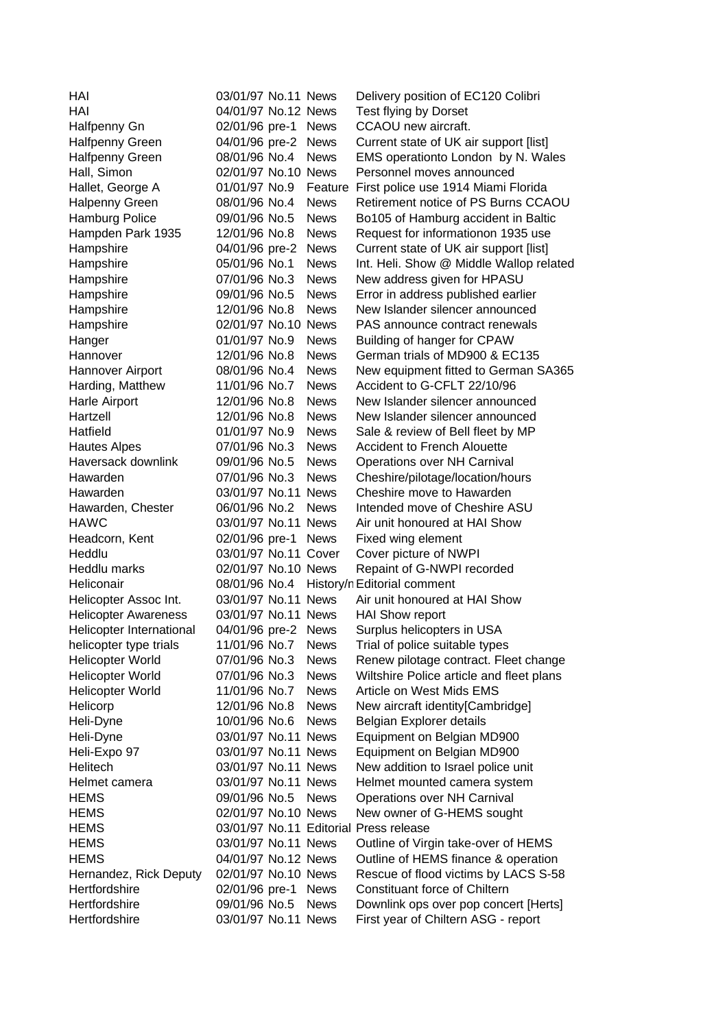| | | | | |
|---|---|---|---|---|
| HAI | 03/01/97 | No.11 | News | Delivery position of EC120 Colibri |
| HAI | 04/01/97 | No.12 | News | Test flying by Dorset |
| Halfpenny Gn | 02/01/96 | pre-1 | News | CCAOU new aircraft. |
| Halfpenny Green | 04/01/96 | pre-2 | News | Current state of UK air support [list] |
| Halfpenny Green | 08/01/96 | No.4 | News | EMS operationto London by N. Wales |
| Hall, Simon | 02/01/97 | No.10 | News | Personnel moves announced |
| Hallet, George A | 01/01/97 | No.9 | Feature | First police use 1914 Miami Florida |
| Halpenny Green | 08/01/96 | No.4 | News | Retirement notice of PS Burns CCAOU |
| Hamburg Police | 09/01/96 | No.5 | News | Bo105 of Hamburg accident in Baltic |
| Hampden Park 1935 | 12/01/96 | No.8 | News | Request for informationon 1935 use |
| Hampshire | 04/01/96 | pre-2 | News | Current state of UK air support [list] |
| Hampshire | 05/01/96 | No.1 | News | Int. Heli. Show @ Middle Wallop related |
| Hampshire | 07/01/96 | No.3 | News | New address given for HPASU |
| Hampshire | 09/01/96 | No.5 | News | Error in address published earlier |
| Hampshire | 12/01/96 | No.8 | News | New Islander silencer announced |
| Hampshire | 02/01/97 | No.10 | News | PAS announce contract renewals |
| Hanger | 01/01/97 | No.9 | News | Building of hanger for CPAW |
| Hannover | 12/01/96 | No.8 | News | German trials of MD900 & EC135 |
| Hannover Airport | 08/01/96 | No.4 | News | New equipment fitted to German SA365 |
| Harding, Matthew | 11/01/96 | No.7 | News | Accident to G-CFLT 22/10/96 |
| Harle Airport | 12/01/96 | No.8 | News | New Islander silencer announced |
| Hartzell | 12/01/96 | No.8 | News | New Islander silencer announced |
| Hatfield | 01/01/97 | No.9 | News | Sale & review of Bell fleet by MP |
| Hautes Alpes | 07/01/96 | No.3 | News | Accident to French Alouette |
| Haversack downlink | 09/01/96 | No.5 | News | Operations over NH Carnival |
| Hawarden | 07/01/96 | No.3 | News | Cheshire/pilotage/location/hours |
| Hawarden | 03/01/97 | No.11 | News | Cheshire move to Hawarden |
| Hawarden, Chester | 06/01/96 | No.2 | News | Intended move of Cheshire ASU |
| HAWC | 03/01/97 | No.11 | News | Air unit honoured at HAI Show |
| Headcorn, Kent | 02/01/96 | pre-1 | News | Fixed wing element |
| Heddlu | 03/01/97 | No.11 | Cover | Cover picture of NWPI |
| Heddlu marks | 02/01/97 | No.10 | News | Repaint of G-NWPI recorded |
| Heliconair | 08/01/96 | No.4 | History/n | Editorial comment |
| Helicopter Assoc Int. | 03/01/97 | No.11 | News | Air unit honoured at HAI Show |
| Helicopter Awareness | 03/01/97 | No.11 | News | HAI Show report |
| Helicopter International | 04/01/96 | pre-2 | News | Surplus helicopters in USA |
| helicopter type trials | 11/01/96 | No.7 | News | Trial of police suitable types |
| Helicopter World | 07/01/96 | No.3 | News | Renew pilotage contract. Fleet change |
| Helicopter World | 07/01/96 | No.3 | News | Wiltshire Police article and fleet plans |
| Helicopter World | 11/01/96 | No.7 | News | Article on West Mids EMS |
| Helicorp | 12/01/96 | No.8 | News | New aircraft identity[Cambridge] |
| Heli-Dyne | 10/01/96 | No.6 | News | Belgian Explorer details |
| Heli-Dyne | 03/01/97 | No.11 | News | Equipment on Belgian MD900 |
| Heli-Expo 97 | 03/01/97 | No.11 | News | Equipment on Belgian MD900 |
| Helitech | 03/01/97 | No.11 | News | New addition to Israel police unit |
| Helmet camera | 03/01/97 | No.11 | News | Helmet mounted camera system |
| HEMS | 09/01/96 | No.5 | News | Operations over NH Carnival |
| HEMS | 02/01/97 | No.10 | News | New owner of G-HEMS sought |
| HEMS | 03/01/97 | No.11 | Editorial | Press release |
| HEMS | 03/01/97 | No.11 | News | Outline of Virgin take-over of HEMS |
| HEMS | 04/01/97 | No.12 | News | Outline of HEMS finance & operation |
| Hernandez, Rick Deputy | 02/01/97 | No.10 | News | Rescue of flood victims by LACS S-58 |
| Hertfordshire | 02/01/96 | pre-1 | News | Constituant force of Chiltern |
| Hertfordshire | 09/01/96 | No.5 | News | Downlink ops over pop concert [Herts] |
| Hertfordshire | 03/01/97 | No.11 | News | First year of Chiltern ASG - report |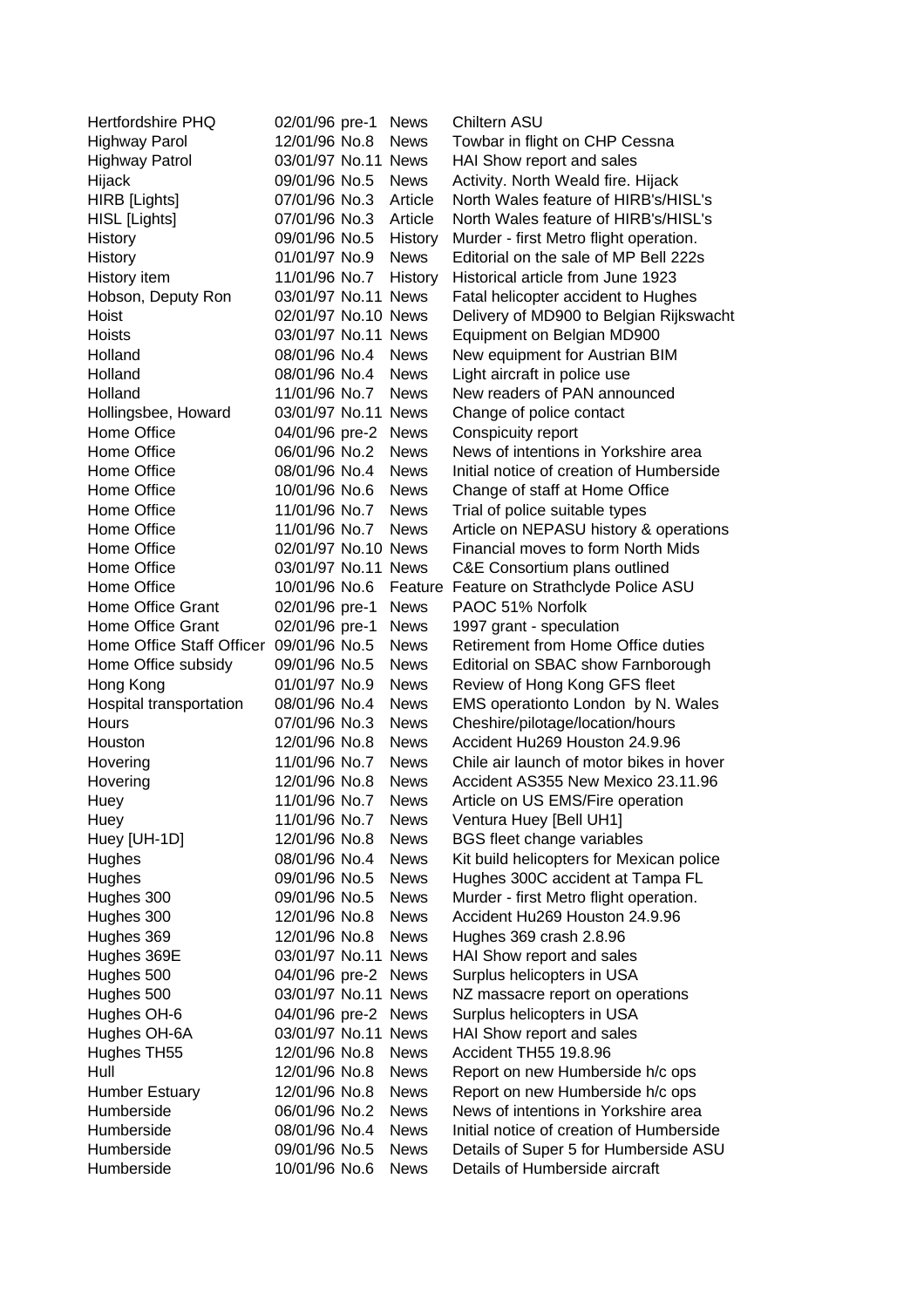| | | | | |
|---|---|---|---|---|
| Hertfordshire PHQ | 02/01/96 | pre-1 | News | Chiltern ASU |
| Highway Parol | 12/01/96 | No.8 | News | Towbar in flight on CHP Cessna |
| Highway Patrol | 03/01/97 | No.11 | News | HAI Show report and sales |
| Hijack | 09/01/96 | No.5 | News | Activity. North Weald fire. Hijack |
| HIRB [Lights] | 07/01/96 | No.3 | Article | North Wales feature of HIRB's/HISL's |
| HISL [Lights] | 07/01/96 | No.3 | Article | North Wales feature of HIRB's/HISL's |
| History | 09/01/96 | No.5 | History | Murder - first Metro flight operation. |
| History | 01/01/97 | No.9 | News | Editorial on the sale of MP Bell 222s |
| History item | 11/01/96 | No.7 | History | Historical article from June 1923 |
| Hobson, Deputy Ron | 03/01/97 | No.11 | News | Fatal helicopter accident to Hughes |
| Hoist | 02/01/97 | No.10 | News | Delivery of MD900 to Belgian Rijkswacht |
| Hoists | 03/01/97 | No.11 | News | Equipment on Belgian MD900 |
| Holland | 08/01/96 | No.4 | News | New equipment for Austrian BIM |
| Holland | 08/01/96 | No.4 | News | Light aircraft in police use |
| Holland | 11/01/96 | No.7 | News | New readers of PAN announced |
| Hollingsbee, Howard | 03/01/97 | No.11 | News | Change of police contact |
| Home Office | 04/01/96 | pre-2 | News | Conspicuity report |
| Home Office | 06/01/96 | No.2 | News | News of intentions in Yorkshire area |
| Home Office | 08/01/96 | No.4 | News | Initial notice of creation of Humberside |
| Home Office | 10/01/96 | No.6 | News | Change of staff at Home Office |
| Home Office | 11/01/96 | No.7 | News | Trial of police suitable types |
| Home Office | 11/01/96 | No.7 | News | Article on NEPASU history & operations |
| Home Office | 02/01/97 | No.10 | News | Financial moves to form North Mids |
| Home Office | 03/01/97 | No.11 | News | C&E Consortium plans outlined |
| Home Office | 10/01/96 | No.6 | Feature | Feature on Strathclyde Police ASU |
| Home Office Grant | 02/01/96 | pre-1 | News | PAOC 51% Norfolk |
| Home Office Grant | 02/01/96 | pre-1 | News | 1997 grant - speculation |
| Home Office Staff Officer | 09/01/96 | No.5 | News | Retirement from Home Office duties |
| Home Office subsidy | 09/01/96 | No.5 | News | Editorial on SBAC show Farnborough |
| Hong Kong | 01/01/97 | No.9 | News | Review of Hong Kong GFS fleet |
| Hospital transportation | 08/01/96 | No.4 | News | EMS operationto London by N. Wales |
| Hours | 07/01/96 | No.3 | News | Cheshire/pilotage/location/hours |
| Houston | 12/01/96 | No.8 | News | Accident Hu269 Houston 24.9.96 |
| Hovering | 11/01/96 | No.7 | News | Chile air launch of motor bikes in hover |
| Hovering | 12/01/96 | No.8 | News | Accident AS355 New Mexico 23.11.96 |
| Huey | 11/01/96 | No.7 | News | Article on US EMS/Fire operation |
| Huey | 11/01/96 | No.7 | News | Ventura Huey [Bell UH1] |
| Huey [UH-1D] | 12/01/96 | No.8 | News | BGS fleet change variables |
| Hughes | 08/01/96 | No.4 | News | Kit build helicopters for Mexican police |
| Hughes | 09/01/96 | No.5 | News | Hughes 300C accident at Tampa FL |
| Hughes 300 | 09/01/96 | No.5 | News | Murder - first Metro flight operation. |
| Hughes 300 | 12/01/96 | No.8 | News | Accident Hu269 Houston 24.9.96 |
| Hughes 369 | 12/01/96 | No.8 | News | Hughes 369 crash 2.8.96 |
| Hughes 369E | 03/01/97 | No.11 | News | HAI Show report and sales |
| Hughes 500 | 04/01/96 | pre-2 | News | Surplus helicopters in USA |
| Hughes 500 | 03/01/97 | No.11 | News | NZ massacre report on operations |
| Hughes OH-6 | 04/01/96 | pre-2 | News | Surplus helicopters in USA |
| Hughes OH-6A | 03/01/97 | No.11 | News | HAI Show report and sales |
| Hughes TH55 | 12/01/96 | No.8 | News | Accident TH55 19.8.96 |
| Hull | 12/01/96 | No.8 | News | Report on new Humberside h/c ops |
| Humber Estuary | 12/01/96 | No.8 | News | Report on new Humberside h/c ops |
| Humberside | 06/01/96 | No.2 | News | News of intentions in Yorkshire area |
| Humberside | 08/01/96 | No.4 | News | Initial notice of creation of Humberside |
| Humberside | 09/01/96 | No.5 | News | Details of Super 5 for Humberside ASU |
| Humberside | 10/01/96 | No.6 | News | Details of Humberside aircraft |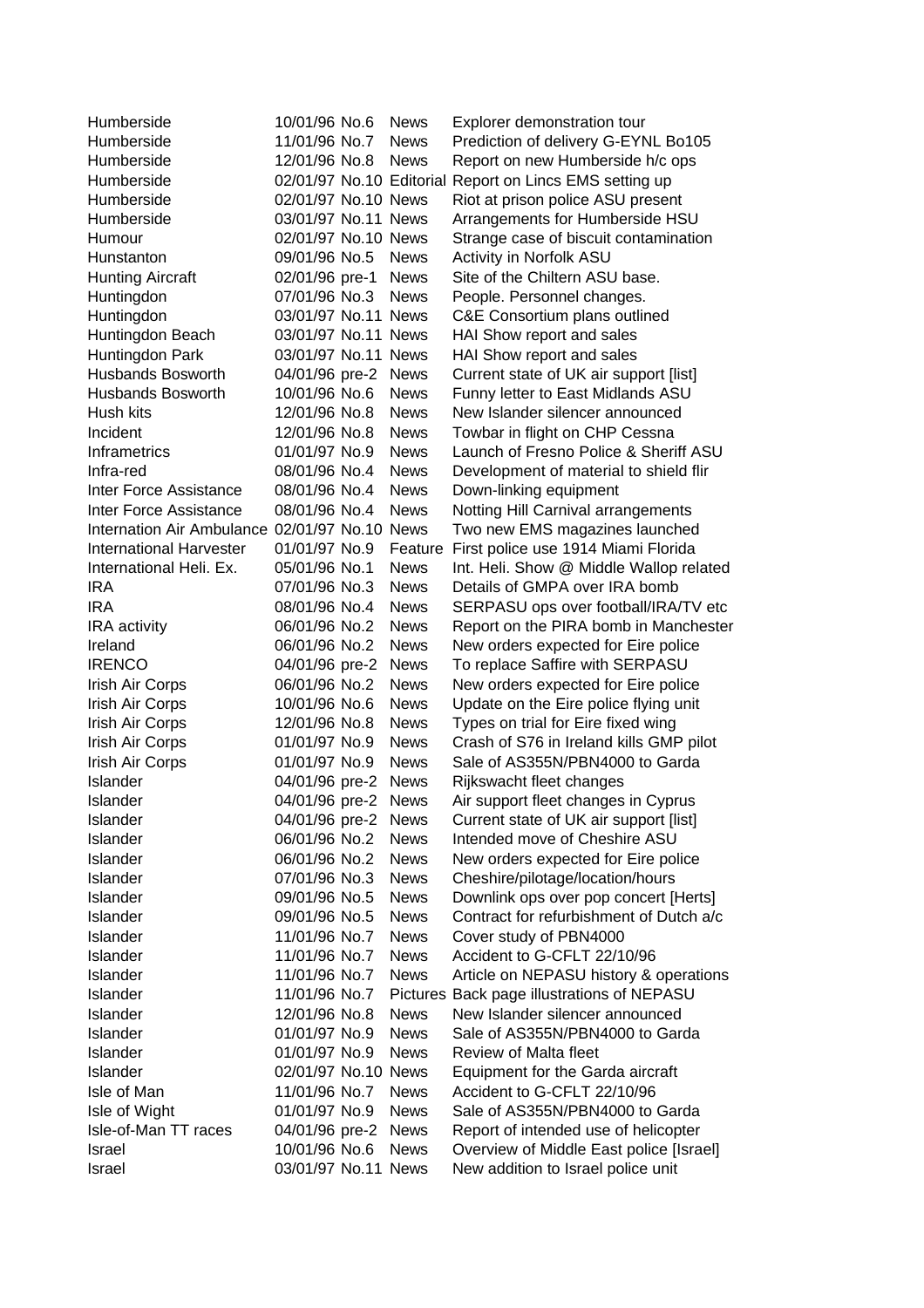| | | | | |
|---|---|---|---|---|
| Humberside | 10/01/96 | No.6 | News | Explorer demonstration tour |
| Humberside | 11/01/96 | No.7 | News | Prediction of delivery G-EYNL Bo105 |
| Humberside | 12/01/96 | No.8 | News | Report on new Humberside h/c ops |
| Humberside | 02/01/97 | No.10 | Editorial | Report on Lincs EMS setting up |
| Humberside | 02/01/97 | No.10 | News | Riot at prison police ASU present |
| Humberside | 03/01/97 | No.11 | News | Arrangements for Humberside HSU |
| Humour | 02/01/97 | No.10 | News | Strange case of biscuit contamination |
| Hunstanton | 09/01/96 | No.5 | News | Activity in Norfolk ASU |
| Hunting Aircraft | 02/01/96 | pre-1 | News | Site of the Chiltern ASU base. |
| Huntingdon | 07/01/96 | No.3 | News | People. Personnel changes. |
| Huntingdon | 03/01/97 | No.11 | News | C&E Consortium plans outlined |
| Huntingdon Beach | 03/01/97 | No.11 | News | HAI Show report and sales |
| Huntingdon Park | 03/01/97 | No.11 | News | HAI Show report and sales |
| Husbands Bosworth | 04/01/96 | pre-2 | News | Current state of UK air support [list] |
| Husbands Bosworth | 10/01/96 | No.6 | News | Funny letter to East Midlands ASU |
| Hush kits | 12/01/96 | No.8 | News | New Islander silencer announced |
| Incident | 12/01/96 | No.8 | News | Towbar in flight on CHP Cessna |
| Inframetrics | 01/01/97 | No.9 | News | Launch of Fresno Police & Sheriff ASU |
| Infra-red | 08/01/96 | No.4 | News | Development of material to shield flir |
| Inter Force Assistance | 08/01/96 | No.4 | News | Down-linking equipment |
| Inter Force Assistance | 08/01/96 | No.4 | News | Notting Hill Carnival arrangements |
| Internation Air Ambulance | 02/01/97 | No.10 | News | Two new EMS magazines launched |
| International Harvester | 01/01/97 | No.9 | Feature | First police use 1914 Miami Florida |
| International Heli. Ex. | 05/01/96 | No.1 | News | Int. Heli. Show @ Middle Wallop related |
| IRA | 07/01/96 | No.3 | News | Details of GMPA over IRA bomb |
| IRA | 08/01/96 | No.4 | News | SERPASU ops over football/IRA/TV etc |
| IRA activity | 06/01/96 | No.2 | News | Report on the PIRA bomb in Manchester |
| Ireland | 06/01/96 | No.2 | News | New orders expected for Eire police |
| IRENCO | 04/01/96 | pre-2 | News | To replace Saffire with SERPASU |
| Irish Air Corps | 06/01/96 | No.2 | News | New orders expected for Eire police |
| Irish Air Corps | 10/01/96 | No.6 | News | Update on the Eire police flying unit |
| Irish Air Corps | 12/01/96 | No.8 | News | Types on trial for Eire fixed wing |
| Irish Air Corps | 01/01/97 | No.9 | News | Crash of S76 in Ireland kills GMP pilot |
| Irish Air Corps | 01/01/97 | No.9 | News | Sale of AS355N/PBN4000 to Garda |
| Islander | 04/01/96 | pre-2 | News | Rijkswacht fleet changes |
| Islander | 04/01/96 | pre-2 | News | Air support fleet changes in Cyprus |
| Islander | 04/01/96 | pre-2 | News | Current state of UK air support [list] |
| Islander | 06/01/96 | No.2 | News | Intended move of Cheshire ASU |
| Islander | 06/01/96 | No.2 | News | New orders expected for Eire police |
| Islander | 07/01/96 | No.3 | News | Cheshire/pilotage/location/hours |
| Islander | 09/01/96 | No.5 | News | Downlink ops over pop concert [Herts] |
| Islander | 09/01/96 | No.5 | News | Contract for refurbishment of Dutch a/c |
| Islander | 11/01/96 | No.7 | News | Cover study of PBN4000 |
| Islander | 11/01/96 | No.7 | News | Accident to G-CFLT 22/10/96 |
| Islander | 11/01/96 | No.7 | News | Article on NEPASU history & operations |
| Islander | 11/01/96 | No.7 | Pictures | Back page illustrations of NEPASU |
| Islander | 12/01/96 | No.8 | News | New Islander silencer announced |
| Islander | 01/01/97 | No.9 | News | Sale of AS355N/PBN4000 to Garda |
| Islander | 01/01/97 | No.9 | News | Review of Malta fleet |
| Islander | 02/01/97 | No.10 | News | Equipment for the Garda aircraft |
| Isle of Man | 11/01/96 | No.7 | News | Accident to G-CFLT 22/10/96 |
| Isle of Wight | 01/01/97 | No.9 | News | Sale of AS355N/PBN4000 to Garda |
| Isle-of-Man TT races | 04/01/96 | pre-2 | News | Report of intended use of helicopter |
| Israel | 10/01/96 | No.6 | News | Overview of Middle East police [Israel] |
| Israel | 03/01/97 | No.11 | News | New addition to Israel police unit |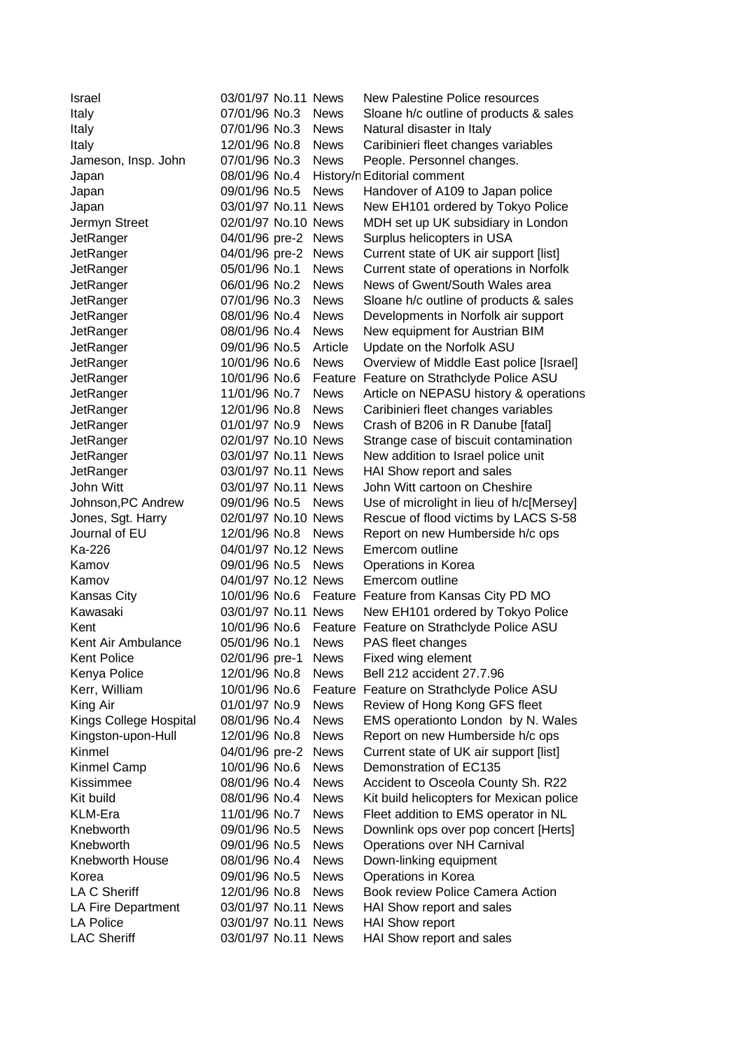| | | | | |
|---|---|---|---|---|
| Israel | 03/01/97 | No.11 | News | New Palestine Police resources |
| Italy | 07/01/96 | No.3 | News | Sloane h/c outline of products & sales |
| Italy | 07/01/96 | No.3 | News | Natural disaster in Italy |
| Italy | 12/01/96 | No.8 | News | Caribinieri fleet changes variables |
| Jameson, Insp. John | 07/01/96 | No.3 | News | People. Personnel changes. |
| Japan | 08/01/96 | No.4 | History/n | Editorial comment |
| Japan | 09/01/96 | No.5 | News | Handover of A109 to Japan police |
| Japan | 03/01/97 | No.11 | News | New EH101 ordered by Tokyo Police |
| Jermyn Street | 02/01/97 | No.10 | News | MDH set up UK subsidiary in London |
| JetRanger | 04/01/96 | pre-2 | News | Surplus helicopters in USA |
| JetRanger | 04/01/96 | pre-2 | News | Current state of UK air support [list] |
| JetRanger | 05/01/96 | No.1 | News | Current state of operations in Norfolk |
| JetRanger | 06/01/96 | No.2 | News | News of Gwent/South Wales area |
| JetRanger | 07/01/96 | No.3 | News | Sloane h/c outline of products & sales |
| JetRanger | 08/01/96 | No.4 | News | Developments in Norfolk air support |
| JetRanger | 08/01/96 | No.4 | News | New equipment for Austrian BIM |
| JetRanger | 09/01/96 | No.5 | Article | Update on the Norfolk ASU |
| JetRanger | 10/01/96 | No.6 | News | Overview of Middle East police [Israel] |
| JetRanger | 10/01/96 | No.6 | Feature | Feature on Strathclyde Police ASU |
| JetRanger | 11/01/96 | No.7 | News | Article on NEPASU history & operations |
| JetRanger | 12/01/96 | No.8 | News | Caribinieri fleet changes variables |
| JetRanger | 01/01/97 | No.9 | News | Crash of B206 in R Danube [fatal] |
| JetRanger | 02/01/97 | No.10 | News | Strange case of biscuit contamination |
| JetRanger | 03/01/97 | No.11 | News | New addition to Israel police unit |
| JetRanger | 03/01/97 | No.11 | News | HAI Show report and sales |
| John Witt | 03/01/97 | No.11 | News | John Witt cartoon on Cheshire |
| Johnson,PC Andrew | 09/01/96 | No.5 | News | Use of microlight in lieu of h/c[Mersey] |
| Jones, Sgt. Harry | 02/01/97 | No.10 | News | Rescue of flood victims by LACS S-58 |
| Journal of EU | 12/01/96 | No.8 | News | Report on new Humberside h/c ops |
| Ka-226 | 04/01/97 | No.12 | News | Emercom outline |
| Kamov | 09/01/96 | No.5 | News | Operations in Korea |
| Kamov | 04/01/97 | No.12 | News | Emercom outline |
| Kansas City | 10/01/96 | No.6 | Feature | Feature from Kansas City PD MO |
| Kawasaki | 03/01/97 | No.11 | News | New EH101 ordered by Tokyo Police |
| Kent | 10/01/96 | No.6 | Feature | Feature on Strathclyde Police ASU |
| Kent Air Ambulance | 05/01/96 | No.1 | News | PAS fleet changes |
| Kent Police | 02/01/96 | pre-1 | News | Fixed wing element |
| Kenya Police | 12/01/96 | No.8 | News | Bell 212 accident 27.7.96 |
| Kerr, William | 10/01/96 | No.6 | Feature | Feature on Strathclyde Police ASU |
| King Air | 01/01/97 | No.9 | News | Review of Hong Kong GFS fleet |
| Kings College Hospital | 08/01/96 | No.4 | News | EMS operationto London by N. Wales |
| Kingston-upon-Hull | 12/01/96 | No.8 | News | Report on new Humberside h/c ops |
| Kinmel | 04/01/96 | pre-2 | News | Current state of UK air support [list] |
| Kinmel Camp | 10/01/96 | No.6 | News | Demonstration of EC135 |
| Kissimmee | 08/01/96 | No.4 | News | Accident to Osceola County Sh. R22 |
| Kit build | 08/01/96 | No.4 | News | Kit build helicopters for Mexican police |
| KLM-Era | 11/01/96 | No.7 | News | Fleet addition to EMS operator in NL |
| Knebworth | 09/01/96 | No.5 | News | Downlink ops over pop concert [Herts] |
| Knebworth | 09/01/96 | No.5 | News | Operations over NH Carnival |
| Knebworth House | 08/01/96 | No.4 | News | Down-linking equipment |
| Korea | 09/01/96 | No.5 | News | Operations in Korea |
| LA C Sheriff | 12/01/96 | No.8 | News | Book review Police Camera Action |
| LA Fire Department | 03/01/97 | No.11 | News | HAI Show report and sales |
| LA Police | 03/01/97 | No.11 | News | HAI Show report |
| LAC Sheriff | 03/01/97 | No.11 | News | HAI Show report and sales |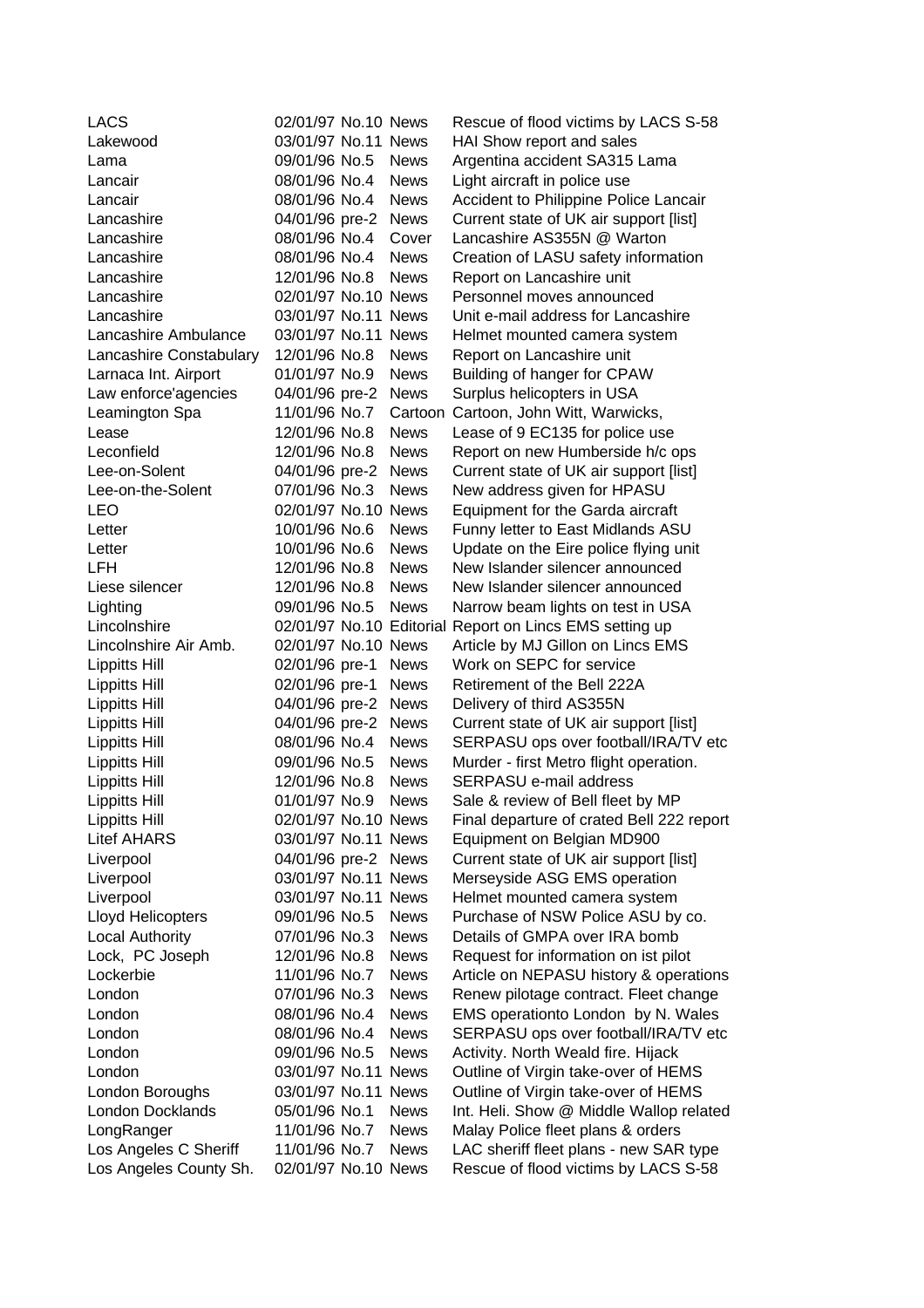| | | | | |
|---|---|---|---|---|
| LACS | 02/01/97 | No.10 | News | Rescue of flood victims by LACS S-58 |
| Lakewood | 03/01/97 | No.11 | News | HAI Show report and sales |
| Lama | 09/01/96 | No.5 | News | Argentina accident SA315 Lama |
| Lancair | 08/01/96 | No.4 | News | Light aircraft in police use |
| Lancair | 08/01/96 | No.4 | News | Accident to Philippine Police Lancair |
| Lancashire | 04/01/96 | pre-2 | News | Current state of UK air support [list] |
| Lancashire | 08/01/96 | No.4 | Cover | Lancashire AS355N @ Warton |
| Lancashire | 08/01/96 | No.4 | News | Creation of LASU safety information |
| Lancashire | 12/01/96 | No.8 | News | Report on Lancashire unit |
| Lancashire | 02/01/97 | No.10 | News | Personnel moves announced |
| Lancashire | 03/01/97 | No.11 | News | Unit e-mail address for Lancashire |
| Lancashire Ambulance | 03/01/97 | No.11 | News | Helmet mounted camera system |
| Lancashire Constabulary | 12/01/96 | No.8 | News | Report on Lancashire unit |
| Larnaca Int. Airport | 01/01/97 | No.9 | News | Building of hanger for CPAW |
| Law enforce'agencies | 04/01/96 | pre-2 | News | Surplus helicopters in USA |
| Leamington Spa | 11/01/96 | No.7 | Cartoon | Cartoon, John Witt, Warwicks, |
| Lease | 12/01/96 | No.8 | News | Lease of 9 EC135 for police use |
| Leconfield | 12/01/96 | No.8 | News | Report on new Humberside h/c ops |
| Lee-on-Solent | 04/01/96 | pre-2 | News | Current state of UK air support [list] |
| Lee-on-the-Solent | 07/01/96 | No.3 | News | New address given for HPASU |
| LEO | 02/01/97 | No.10 | News | Equipment for the Garda aircraft |
| Letter | 10/01/96 | No.6 | News | Funny letter to East Midlands ASU |
| Letter | 10/01/96 | No.6 | News | Update on the Eire police flying unit |
| LFH | 12/01/96 | No.8 | News | New Islander silencer announced |
| Liese silencer | 12/01/96 | No.8 | News | New Islander silencer announced |
| Lighting | 09/01/96 | No.5 | News | Narrow beam lights on test in USA |
| Lincolnshire | 02/01/97 | No.10 | Editorial | Report on Lincs EMS setting up |
| Lincolnshire Air Amb. | 02/01/97 | No.10 | News | Article by MJ Gillon on Lincs EMS |
| Lippitts Hill | 02/01/96 | pre-1 | News | Work on SEPC for service |
| Lippitts Hill | 02/01/96 | pre-1 | News | Retirement of the Bell 222A |
| Lippitts Hill | 04/01/96 | pre-2 | News | Delivery of third AS355N |
| Lippitts Hill | 04/01/96 | pre-2 | News | Current state of UK air support [list] |
| Lippitts Hill | 08/01/96 | No.4 | News | SERPASU ops over football/IRA/TV etc |
| Lippitts Hill | 09/01/96 | No.5 | News | Murder - first Metro flight operation. |
| Lippitts Hill | 12/01/96 | No.8 | News | SERPASU e-mail address |
| Lippitts Hill | 01/01/97 | No.9 | News | Sale & review of Bell fleet by MP |
| Lippitts Hill | 02/01/97 | No.10 | News | Final departure of crated Bell 222 report |
| Litef AHARS | 03/01/97 | No.11 | News | Equipment on Belgian MD900 |
| Liverpool | 04/01/96 | pre-2 | News | Current state of UK air support [list] |
| Liverpool | 03/01/97 | No.11 | News | Merseyside ASG EMS operation |
| Liverpool | 03/01/97 | No.11 | News | Helmet mounted camera system |
| Lloyd Helicopters | 09/01/96 | No.5 | News | Purchase of NSW Police ASU by co. |
| Local Authority | 07/01/96 | No.3 | News | Details of GMPA over IRA bomb |
| Lock, PC Joseph | 12/01/96 | No.8 | News | Request for information on ist pilot |
| Lockerbie | 11/01/96 | No.7 | News | Article on NEPASU history & operations |
| London | 07/01/96 | No.3 | News | Renew pilotage contract. Fleet change |
| London | 08/01/96 | No.4 | News | EMS operationto London by N. Wales |
| London | 08/01/96 | No.4 | News | SERPASU ops over football/IRA/TV etc |
| London | 09/01/96 | No.5 | News | Activity. North Weald fire. Hijack |
| London | 03/01/97 | No.11 | News | Outline of Virgin take-over of HEMS |
| London Boroughs | 03/01/97 | No.11 | News | Outline of Virgin take-over of HEMS |
| London Docklands | 05/01/96 | No.1 | News | Int. Heli. Show @ Middle Wallop related |
| LongRanger | 11/01/96 | No.7 | News | Malay Police fleet plans & orders |
| Los Angeles C Sheriff | 11/01/96 | No.7 | News | LAC sheriff fleet plans - new SAR type |
| Los Angeles County Sh. | 02/01/97 | No.10 | News | Rescue of flood victims by LACS S-58 |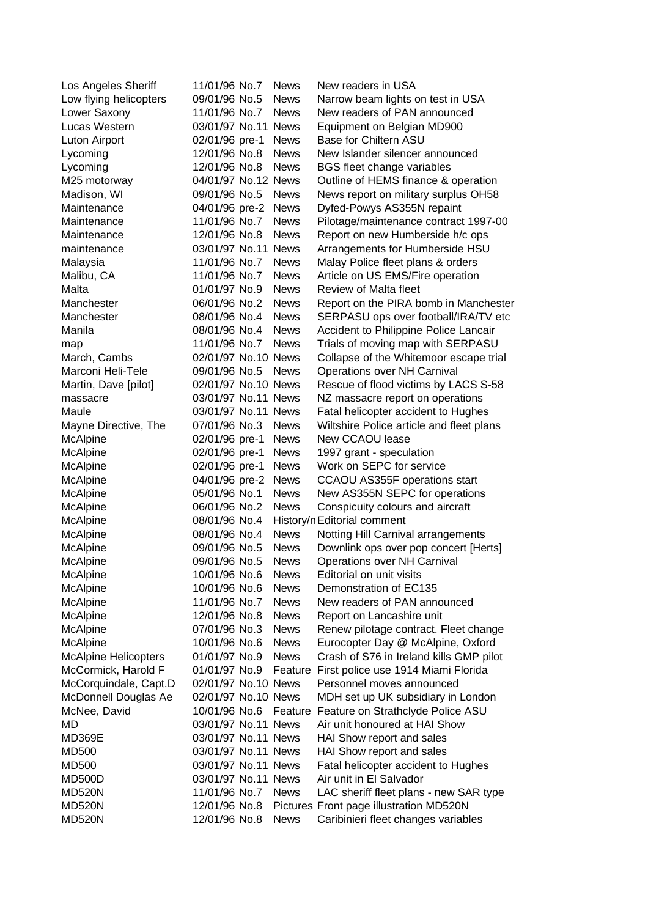| | | | | |
|---|---|---|---|---|
| Los Angeles Sheriff | 11/01/96 | No.7 | News | New readers in USA |
| Low flying helicopters | 09/01/96 | No.5 | News | Narrow beam lights on test in USA |
| Lower Saxony | 11/01/96 | No.7 | News | New readers of PAN announced |
| Lucas Western | 03/01/97 | No.11 | News | Equipment on Belgian MD900 |
| Luton Airport | 02/01/96 | pre-1 | News | Base for Chiltern ASU |
| Lycoming | 12/01/96 | No.8 | News | New Islander silencer announced |
| Lycoming | 12/01/96 | No.8 | News | BGS fleet change variables |
| M25 motorway | 04/01/97 | No.12 | News | Outline of HEMS finance & operation |
| Madison, WI | 09/01/96 | No.5 | News | News report on military surplus OH58 |
| Maintenance | 04/01/96 | pre-2 | News | Dyfed-Powys AS355N repaint |
| Maintenance | 11/01/96 | No.7 | News | Pilotage/maintenance contract 1997-00 |
| Maintenance | 12/01/96 | No.8 | News | Report on new Humberside h/c ops |
| maintenance | 03/01/97 | No.11 | News | Arrangements for Humberside HSU |
| Malaysia | 11/01/96 | No.7 | News | Malay Police fleet plans & orders |
| Malibu, CA | 11/01/96 | No.7 | News | Article on US EMS/Fire operation |
| Malta | 01/01/97 | No.9 | News | Review of Malta fleet |
| Manchester | 06/01/96 | No.2 | News | Report on the PIRA bomb in Manchester |
| Manchester | 08/01/96 | No.4 | News | SERPASU ops over football/IRA/TV etc |
| Manila | 08/01/96 | No.4 | News | Accident to Philippine Police Lancair |
| map | 11/01/96 | No.7 | News | Trials of moving map with SERPASU |
| March, Cambs | 02/01/97 | No.10 | News | Collapse of the Whitemoor escape trial |
| Marconi Heli-Tele | 09/01/96 | No.5 | News | Operations over NH Carnival |
| Martin, Dave [pilot] | 02/01/97 | No.10 | News | Rescue of flood victims by LACS S-58 |
| massacre | 03/01/97 | No.11 | News | NZ massacre report on operations |
| Maule | 03/01/97 | No.11 | News | Fatal helicopter accident to Hughes |
| Mayne Directive, The | 07/01/96 | No.3 | News | Wiltshire Police article and fleet plans |
| McAlpine | 02/01/96 | pre-1 | News | New CCAOU lease |
| McAlpine | 02/01/96 | pre-1 | News | 1997 grant - speculation |
| McAlpine | 02/01/96 | pre-1 | News | Work on SEPC for service |
| McAlpine | 04/01/96 | pre-2 | News | CCAOU AS355F operations start |
| McAlpine | 05/01/96 | No.1 | News | New AS355N SEPC for operations |
| McAlpine | 06/01/96 | No.2 | News | Conspicuity colours and aircraft |
| McAlpine | 08/01/96 | No.4 | History/n | Editorial comment |
| McAlpine | 08/01/96 | No.4 | News | Notting Hill Carnival arrangements |
| McAlpine | 09/01/96 | No.5 | News | Downlink ops over pop concert [Herts] |
| McAlpine | 09/01/96 | No.5 | News | Operations over NH Carnival |
| McAlpine | 10/01/96 | No.6 | News | Editorial on unit visits |
| McAlpine | 10/01/96 | No.6 | News | Demonstration of EC135 |
| McAlpine | 11/01/96 | No.7 | News | New readers of PAN announced |
| McAlpine | 12/01/96 | No.8 | News | Report on Lancashire unit |
| McAlpine | 07/01/96 | No.3 | News | Renew pilotage contract. Fleet change |
| McAlpine | 10/01/96 | No.6 | News | Eurocopter Day @ McAlpine, Oxford |
| McAlpine Helicopters | 01/01/97 | No.9 | News | Crash of S76 in Ireland kills GMP pilot |
| McCormick, Harold F | 01/01/97 | No.9 | Feature | First police use 1914 Miami Florida |
| McCorquindale, Capt.D | 02/01/97 | No.10 | News | Personnel moves announced |
| McDonnell Douglas Ae | 02/01/97 | No.10 | News | MDH set up UK subsidiary in London |
| McNee, David | 10/01/96 | No.6 | Feature | Feature on Strathclyde Police ASU |
| MD | 03/01/97 | No.11 | News | Air unit honoured at HAI Show |
| MD369E | 03/01/97 | No.11 | News | HAI Show report and sales |
| MD500 | 03/01/97 | No.11 | News | HAI Show report and sales |
| MD500 | 03/01/97 | No.11 | News | Fatal helicopter accident to Hughes |
| MD500D | 03/01/97 | No.11 | News | Air unit in El Salvador |
| MD520N | 11/01/96 | No.7 | News | LAC sheriff fleet plans - new SAR type |
| MD520N | 12/01/96 | No.8 | Pictures | Front page illustration MD520N |
| MD520N | 12/01/96 | No.8 | News | Caribinieri fleet changes variables |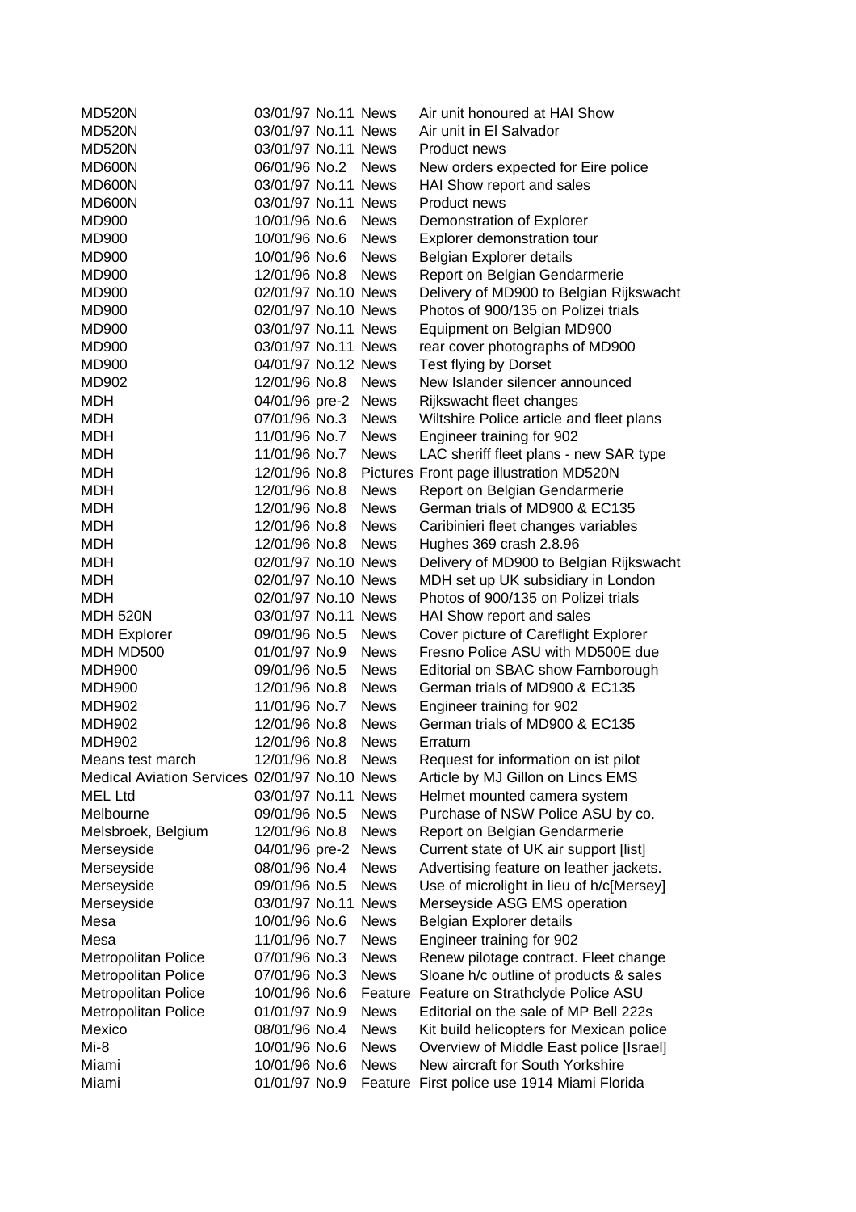| | | | | |
|---|---|---|---|---|
| MD520N | 03/01/97 | No.11 | News | Air unit honoured at HAI Show |
| MD520N | 03/01/97 | No.11 | News | Air unit in El Salvador |
| MD520N | 03/01/97 | No.11 | News | Product news |
| MD600N | 06/01/96 | No.2 | News | New orders expected for Eire police |
| MD600N | 03/01/97 | No.11 | News | HAI Show report and sales |
| MD600N | 03/01/97 | No.11 | News | Product news |
| MD900 | 10/01/96 | No.6 | News | Demonstration of Explorer |
| MD900 | 10/01/96 | No.6 | News | Explorer demonstration tour |
| MD900 | 10/01/96 | No.6 | News | Belgian Explorer details |
| MD900 | 12/01/96 | No.8 | News | Report on Belgian Gendarmerie |
| MD900 | 02/01/97 | No.10 | News | Delivery of MD900 to Belgian Rijkswacht |
| MD900 | 02/01/97 | No.10 | News | Photos of 900/135 on Polizei trials |
| MD900 | 03/01/97 | No.11 | News | Equipment on Belgian MD900 |
| MD900 | 03/01/97 | No.11 | News | rear cover photographs of MD900 |
| MD900 | 04/01/97 | No.12 | News | Test flying by Dorset |
| MD902 | 12/01/96 | No.8 | News | New Islander silencer announced |
| MDH | 04/01/96 | pre-2 | News | Rijkswacht fleet changes |
| MDH | 07/01/96 | No.3 | News | Wiltshire Police article and fleet plans |
| MDH | 11/01/96 | No.7 | News | Engineer training for 902 |
| MDH | 11/01/96 | No.7 | News | LAC sheriff fleet plans - new SAR type |
| MDH | 12/01/96 | No.8 | Pictures | Front page illustration MD520N |
| MDH | 12/01/96 | No.8 | News | Report on Belgian Gendarmerie |
| MDH | 12/01/96 | No.8 | News | German trials of MD900 & EC135 |
| MDH | 12/01/96 | No.8 | News | Caribinieri fleet changes variables |
| MDH | 12/01/96 | No.8 | News | Hughes 369 crash 2.8.96 |
| MDH | 02/01/97 | No.10 | News | Delivery of MD900 to Belgian Rijkswacht |
| MDH | 02/01/97 | No.10 | News | MDH set up UK subsidiary in London |
| MDH | 02/01/97 | No.10 | News | Photos of 900/135 on Polizei trials |
| MDH 520N | 03/01/97 | No.11 | News | HAI Show report and sales |
| MDH Explorer | 09/01/96 | No.5 | News | Cover picture of Careflight Explorer |
| MDH MD500 | 01/01/97 | No.9 | News | Fresno Police ASU with MD500E due |
| MDH900 | 09/01/96 | No.5 | News | Editorial on SBAC show Farnborough |
| MDH900 | 12/01/96 | No.8 | News | German trials of MD900 & EC135 |
| MDH902 | 11/01/96 | No.7 | News | Engineer training for 902 |
| MDH902 | 12/01/96 | No.8 | News | German trials of MD900 & EC135 |
| MDH902 | 12/01/96 | No.8 | News | Erratum |
| Means test march | 12/01/96 | No.8 | News | Request for information on ist pilot |
| Medical Aviation Services | 02/01/97 | No.10 | News | Article by MJ Gillon on Lincs EMS |
| MEL Ltd | 03/01/97 | No.11 | News | Helmet mounted camera system |
| Melbourne | 09/01/96 | No.5 | News | Purchase of NSW Police ASU by co. |
| Melsbroek, Belgium | 12/01/96 | No.8 | News | Report on Belgian Gendarmerie |
| Merseyside | 04/01/96 | pre-2 | News | Current state of UK air support [list] |
| Merseyside | 08/01/96 | No.4 | News | Advertising feature on leather jackets. |
| Merseyside | 09/01/96 | No.5 | News | Use of microlight in lieu of h/c[Mersey] |
| Merseyside | 03/01/97 | No.11 | News | Merseyside ASG EMS operation |
| Mesa | 10/01/96 | No.6 | News | Belgian Explorer details |
| Mesa | 11/01/96 | No.7 | News | Engineer training for 902 |
| Metropolitan Police | 07/01/96 | No.3 | News | Renew pilotage contract. Fleet change |
| Metropolitan Police | 07/01/96 | No.3 | News | Sloane h/c outline of products & sales |
| Metropolitan Police | 10/01/96 | No.6 | Feature | Feature on Strathclyde Police ASU |
| Metropolitan Police | 01/01/97 | No.9 | News | Editorial on the sale of MP Bell 222s |
| Mexico | 08/01/96 | No.4 | News | Kit build helicopters for Mexican police |
| Mi-8 | 10/01/96 | No.6 | News | Overview of Middle East police [Israel] |
| Miami | 10/01/96 | No.6 | News | New aircraft for South Yorkshire |
| Miami | 01/01/97 | No.9 | Feature | First police use 1914 Miami Florida |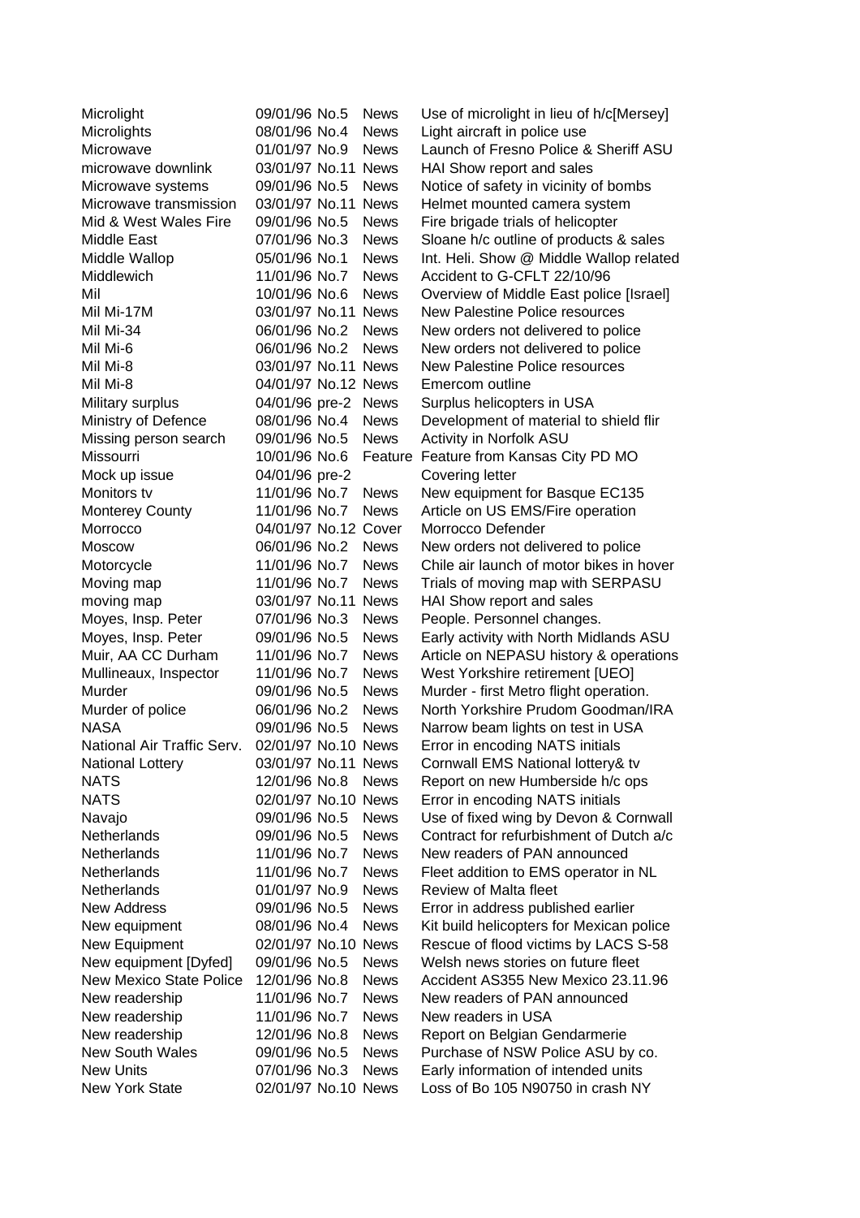| | | | | |
|---|---|---|---|---|
| Microlight | 09/01/96 | No.5 | News | Use of microlight in lieu of h/c[Mersey] |
| Microlights | 08/01/96 | No.4 | News | Light aircraft in police use |
| Microwave | 01/01/97 | No.9 | News | Launch of Fresno Police & Sheriff ASU |
| microwave downlink | 03/01/97 | No.11 | News | HAI Show report and sales |
| Microwave systems | 09/01/96 | No.5 | News | Notice of safety in vicinity of bombs |
| Microwave transmission | 03/01/97 | No.11 | News | Helmet mounted camera system |
| Mid & West Wales Fire | 09/01/96 | No.5 | News | Fire brigade trials of helicopter |
| Middle East | 07/01/96 | No.3 | News | Sloane h/c outline of products & sales |
| Middle Wallop | 05/01/96 | No.1 | News | Int. Heli. Show @ Middle Wallop related |
| Middlewich | 11/01/96 | No.7 | News | Accident to G-CFLT 22/10/96 |
| Mil | 10/01/96 | No.6 | News | Overview of Middle East police [Israel] |
| Mil Mi-17M | 03/01/97 | No.11 | News | New Palestine Police resources |
| Mil Mi-34 | 06/01/96 | No.2 | News | New orders not delivered to police |
| Mil Mi-6 | 06/01/96 | No.2 | News | New orders not delivered to police |
| Mil Mi-8 | 03/01/97 | No.11 | News | New Palestine Police resources |
| Mil Mi-8 | 04/01/97 | No.12 | News | Emercom outline |
| Military surplus | 04/01/96 | pre-2 | News | Surplus helicopters in USA |
| Ministry of Defence | 08/01/96 | No.4 | News | Development of material to shield flir |
| Missing person search | 09/01/96 | No.5 | News | Activity in Norfolk ASU |
| Missourri | 10/01/96 | No.6 | Feature | Feature from Kansas City PD MO |
| Mock up issue | 04/01/96 | pre-2 | | Covering letter |
| Monitors tv | 11/01/96 | No.7 | News | New equipment for Basque EC135 |
| Monterey County | 11/01/96 | No.7 | News | Article on US EMS/Fire operation |
| Morrocco | 04/01/97 | No.12 | Cover | Morrocco Defender |
| Moscow | 06/01/96 | No.2 | News | New orders not delivered to police |
| Motorcycle | 11/01/96 | No.7 | News | Chile air launch of motor bikes in hover |
| Moving map | 11/01/96 | No.7 | News | Trials of moving map with SERPASU |
| moving map | 03/01/97 | No.11 | News | HAI Show report and sales |
| Moyes, Insp. Peter | 07/01/96 | No.3 | News | People. Personnel changes. |
| Moyes, Insp. Peter | 09/01/96 | No.5 | News | Early activity with North Midlands ASU |
| Muir, AA CC Durham | 11/01/96 | No.7 | News | Article on NEPASU history & operations |
| Mullineaux, Inspector | 11/01/96 | No.7 | News | West Yorkshire retirement [UEO] |
| Murder | 09/01/96 | No.5 | News | Murder - first Metro flight operation. |
| Murder of police | 06/01/96 | No.2 | News | North Yorkshire Prudom Goodman/IRA |
| NASA | 09/01/96 | No.5 | News | Narrow beam lights on test in USA |
| National Air Traffic Serv. | 02/01/97 | No.10 | News | Error in encoding NATS initials |
| National Lottery | 03/01/97 | No.11 | News | Cornwall EMS National lottery& tv |
| NATS | 12/01/96 | No.8 | News | Report on new Humberside h/c ops |
| NATS | 02/01/97 | No.10 | News | Error in encoding NATS initials |
| Navajo | 09/01/96 | No.5 | News | Use of fixed wing by Devon & Cornwall |
| Netherlands | 09/01/96 | No.5 | News | Contract for refurbishment of Dutch a/c |
| Netherlands | 11/01/96 | No.7 | News | New readers of PAN announced |
| Netherlands | 11/01/96 | No.7 | News | Fleet addition to EMS operator in NL |
| Netherlands | 01/01/97 | No.9 | News | Review of Malta fleet |
| New Address | 09/01/96 | No.5 | News | Error in address published earlier |
| New equipment | 08/01/96 | No.4 | News | Kit build helicopters for Mexican police |
| New Equipment | 02/01/97 | No.10 | News | Rescue of flood victims by LACS S-58 |
| New equipment [Dyfed] | 09/01/96 | No.5 | News | Welsh news stories on future fleet |
| New Mexico State Police | 12/01/96 | No.8 | News | Accident AS355 New Mexico 23.11.96 |
| New readership | 11/01/96 | No.7 | News | New readers of PAN announced |
| New readership | 11/01/96 | No.7 | News | New readers in USA |
| New readership | 12/01/96 | No.8 | News | Report on Belgian Gendarmerie |
| New South Wales | 09/01/96 | No.5 | News | Purchase of NSW Police ASU by co. |
| New Units | 07/01/96 | No.3 | News | Early information of intended units |
| New York State | 02/01/97 | No.10 | News | Loss of Bo 105 N90750 in crash NY |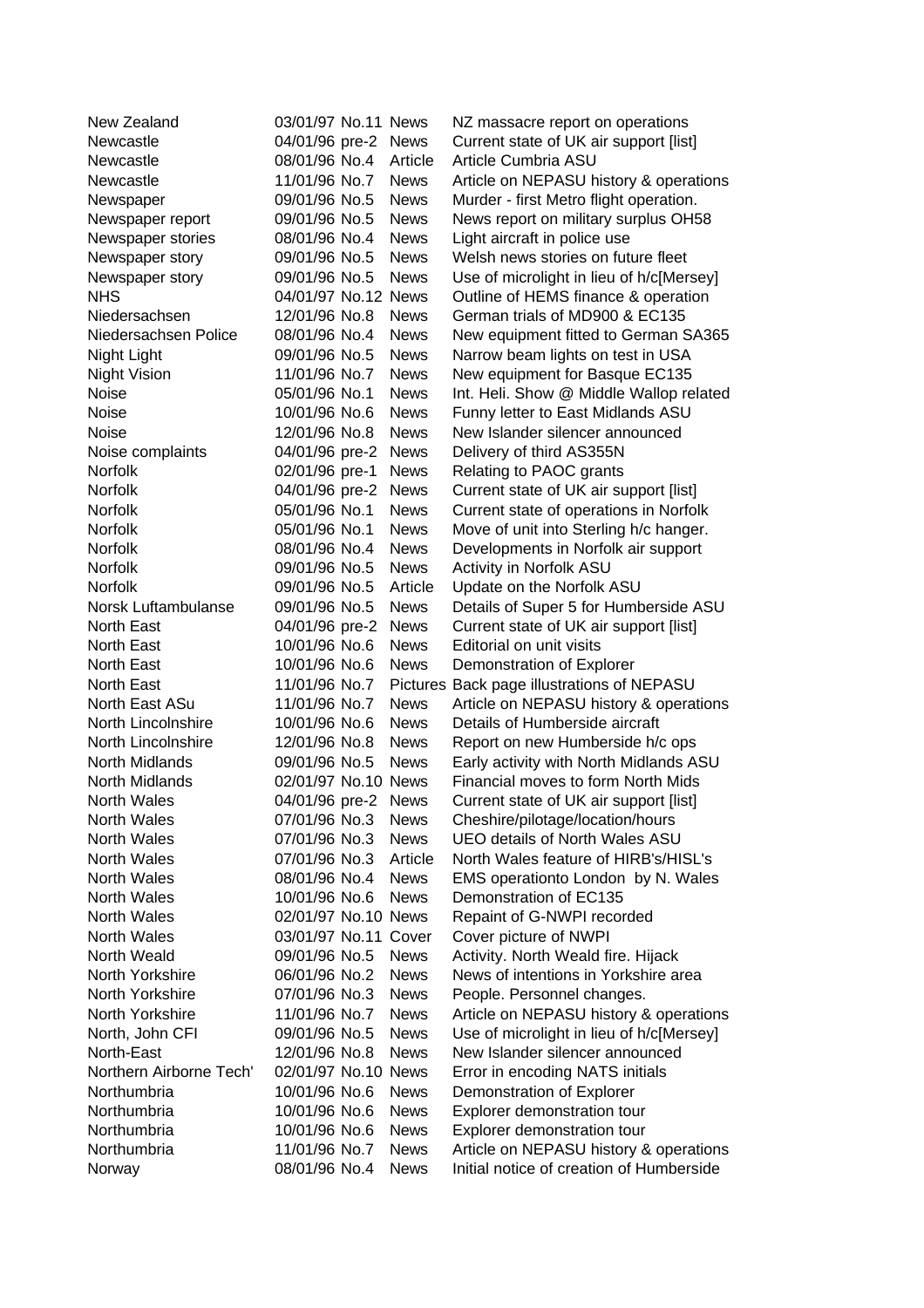| | | | | |
|---|---|---|---|---|
| New Zealand | 03/01/97 | No.11 | News | NZ massacre report on operations |
| Newcastle | 04/01/96 | pre-2 | News | Current state of UK air support [list] |
| Newcastle | 08/01/96 | No.4 | Article | Article Cumbria ASU |
| Newcastle | 11/01/96 | No.7 | News | Article on NEPASU history & operations |
| Newspaper | 09/01/96 | No.5 | News | Murder - first Metro flight operation. |
| Newspaper report | 09/01/96 | No.5 | News | News report on military surplus OH58 |
| Newspaper stories | 08/01/96 | No.4 | News | Light aircraft in police use |
| Newspaper story | 09/01/96 | No.5 | News | Welsh news stories on future fleet |
| Newspaper story | 09/01/96 | No.5 | News | Use of microlight in lieu of h/c[Mersey] |
| NHS | 04/01/97 | No.12 | News | Outline of HEMS finance & operation |
| Niedersachsen | 12/01/96 | No.8 | News | German trials of MD900 & EC135 |
| Niedersachsen Police | 08/01/96 | No.4 | News | New equipment fitted to German SA365 |
| Night Light | 09/01/96 | No.5 | News | Narrow beam lights on test in USA |
| Night Vision | 11/01/96 | No.7 | News | New equipment for Basque EC135 |
| Noise | 05/01/96 | No.1 | News | Int. Heli. Show @ Middle Wallop related |
| Noise | 10/01/96 | No.6 | News | Funny letter to East Midlands ASU |
| Noise | 12/01/96 | No.8 | News | New Islander silencer announced |
| Noise complaints | 04/01/96 | pre-2 | News | Delivery of third AS355N |
| Norfolk | 02/01/96 | pre-1 | News | Relating to PAOC grants |
| Norfolk | 04/01/96 | pre-2 | News | Current state of UK air support [list] |
| Norfolk | 05/01/96 | No.1 | News | Current state of operations in Norfolk |
| Norfolk | 05/01/96 | No.1 | News | Move of unit into Sterling h/c hanger. |
| Norfolk | 08/01/96 | No.4 | News | Developments in Norfolk air support |
| Norfolk | 09/01/96 | No.5 | News | Activity in Norfolk ASU |
| Norfolk | 09/01/96 | No.5 | Article | Update on the Norfolk ASU |
| Norsk Luftambulanse | 09/01/96 | No.5 | News | Details of Super 5 for Humberside ASU |
| North East | 04/01/96 | pre-2 | News | Current state of UK air support [list] |
| North East | 10/01/96 | No.6 | News | Editorial on unit visits |
| North East | 10/01/96 | No.6 | News | Demonstration of Explorer |
| North East | 11/01/96 | No.7 | Pictures | Back page illustrations of NEPASU |
| North East ASu | 11/01/96 | No.7 | News | Article on NEPASU history & operations |
| North Lincolnshire | 10/01/96 | No.6 | News | Details of Humberside aircraft |
| North Lincolnshire | 12/01/96 | No.8 | News | Report on new Humberside h/c ops |
| North Midlands | 09/01/96 | No.5 | News | Early activity with North Midlands ASU |
| North Midlands | 02/01/97 | No.10 | News | Financial moves to form North Mids |
| North Wales | 04/01/96 | pre-2 | News | Current state of UK air support [list] |
| North Wales | 07/01/96 | No.3 | News | Cheshire/pilotage/location/hours |
| North Wales | 07/01/96 | No.3 | News | UEO details of North Wales ASU |
| North Wales | 07/01/96 | No.3 | Article | North Wales feature of HIRB's/HISL's |
| North Wales | 08/01/96 | No.4 | News | EMS operationto London by N. Wales |
| North Wales | 10/01/96 | No.6 | News | Demonstration of EC135 |
| North Wales | 02/01/97 | No.10 | News | Repaint of G-NWPI recorded |
| North Wales | 03/01/97 | No.11 | Cover | Cover picture of NWPI |
| North Weald | 09/01/96 | No.5 | News | Activity. North Weald fire. Hijack |
| North Yorkshire | 06/01/96 | No.2 | News | News of intentions in Yorkshire area |
| North Yorkshire | 07/01/96 | No.3 | News | People. Personnel changes. |
| North Yorkshire | 11/01/96 | No.7 | News | Article on NEPASU history & operations |
| North, John CFI | 09/01/96 | No.5 | News | Use of microlight in lieu of h/c[Mersey] |
| North-East | 12/01/96 | No.8 | News | New Islander silencer announced |
| Northern Airborne Tech' | 02/01/97 | No.10 | News | Error in encoding NATS initials |
| Northumbria | 10/01/96 | No.6 | News | Demonstration of Explorer |
| Northumbria | 10/01/96 | No.6 | News | Explorer demonstration tour |
| Northumbria | 10/01/96 | No.6 | News | Explorer demonstration tour |
| Northumbria | 11/01/96 | No.7 | News | Article on NEPASU history & operations |
| Norway | 08/01/96 | No.4 | News | Initial notice of creation of Humberside |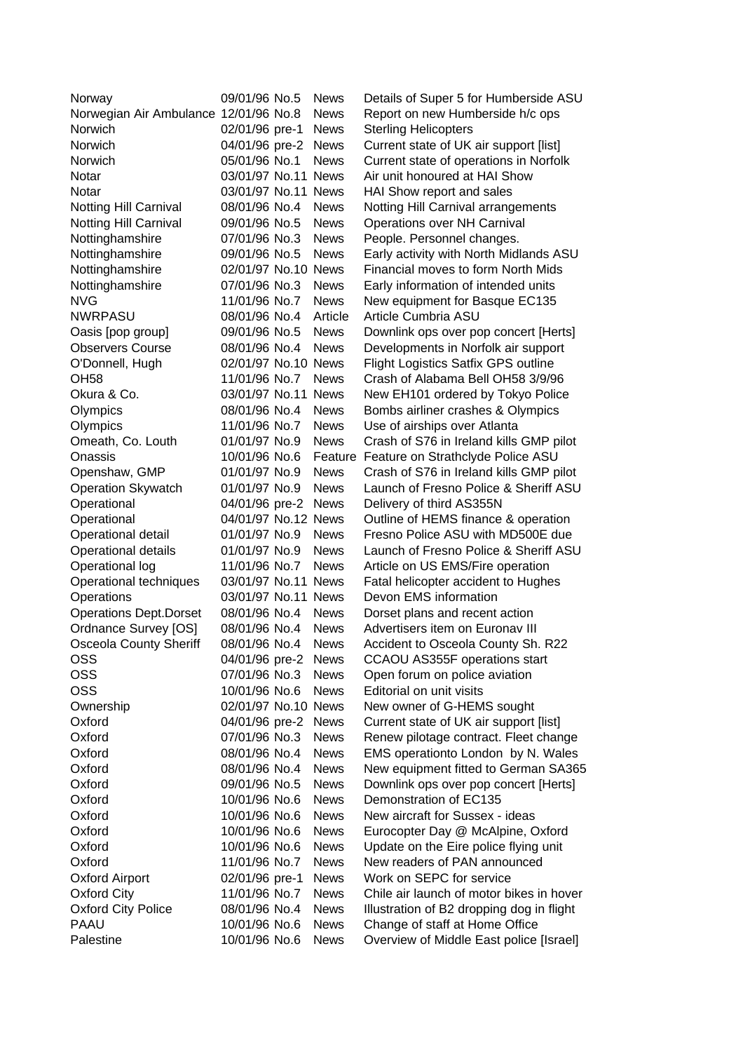| | | | |
|---|---|---|---|
| Norway | 09/01/96 No.5 | News | Details of Super 5 for Humberside ASU |
| Norwegian Air Ambulance | 12/01/96 No.8 | News | Report on new Humberside h/c ops |
| Norwich | 02/01/96 pre-1 | News | Sterling Helicopters |
| Norwich | 04/01/96 pre-2 | News | Current state of UK air support [list] |
| Norwich | 05/01/96 No.1 | News | Current state of operations in Norfolk |
| Notar | 03/01/97 No.11 | News | Air unit honoured at HAI Show |
| Notar | 03/01/97 No.11 | News | HAI Show report and sales |
| Notting Hill Carnival | 08/01/96 No.4 | News | Notting Hill Carnival arrangements |
| Notting Hill Carnival | 09/01/96 No.5 | News | Operations over NH Carnival |
| Nottinghamshire | 07/01/96 No.3 | News | People. Personnel changes. |
| Nottinghamshire | 09/01/96 No.5 | News | Early activity with North Midlands ASU |
| Nottinghamshire | 02/01/97 No.10 | News | Financial moves to form North Mids |
| Nottinghamshire | 07/01/96 No.3 | News | Early information of intended units |
| NVG | 11/01/96 No.7 | News | New equipment for Basque EC135 |
| NWRPASU | 08/01/96 No.4 | Article | Article Cumbria ASU |
| Oasis [pop group] | 09/01/96 No.5 | News | Downlink ops over pop concert [Herts] |
| Observers Course | 08/01/96 No.4 | News | Developments in Norfolk air support |
| O'Donnell, Hugh | 02/01/97 No.10 | News | Flight Logistics Satfix GPS outline |
| OH58 | 11/01/96 No.7 | News | Crash of Alabama Bell OH58 3/9/96 |
| Okura & Co. | 03/01/97 No.11 | News | New EH101 ordered by Tokyo Police |
| Olympics | 08/01/96 No.4 | News | Bombs airliner crashes & Olympics |
| Olympics | 11/01/96 No.7 | News | Use of airships over Atlanta |
| Omeath, Co. Louth | 01/01/97 No.9 | News | Crash of S76 in Ireland kills GMP pilot |
| Onassis | 10/01/96 No.6 | Feature | Feature on Strathclyde Police ASU |
| Openshaw, GMP | 01/01/97 No.9 | News | Crash of S76 in Ireland kills GMP pilot |
| Operation Skywatch | 01/01/97 No.9 | News | Launch of Fresno Police & Sheriff ASU |
| Operational | 04/01/96 pre-2 | News | Delivery of third AS355N |
| Operational | 04/01/97 No.12 | News | Outline of HEMS finance & operation |
| Operational detail | 01/01/97 No.9 | News | Fresno Police ASU with MD500E due |
| Operational details | 01/01/97 No.9 | News | Launch of Fresno Police & Sheriff ASU |
| Operational log | 11/01/96 No.7 | News | Article on US EMS/Fire operation |
| Operational techniques | 03/01/97 No.11 | News | Fatal helicopter accident to Hughes |
| Operations | 03/01/97 No.11 | News | Devon EMS information |
| Operations Dept.Dorset | 08/01/96 No.4 | News | Dorset plans and recent action |
| Ordnance Survey [OS] | 08/01/96 No.4 | News | Advertisers item on Euronav III |
| Osceola County Sheriff | 08/01/96 No.4 | News | Accident to Osceola County Sh. R22 |
| OSS | 04/01/96 pre-2 | News | CCAOU AS355F operations start |
| OSS | 07/01/96 No.3 | News | Open forum on police aviation |
| OSS | 10/01/96 No.6 | News | Editorial on unit visits |
| Ownership | 02/01/97 No.10 | News | New owner of G-HEMS sought |
| Oxford | 04/01/96 pre-2 | News | Current state of UK air support [list] |
| Oxford | 07/01/96 No.3 | News | Renew pilotage contract. Fleet change |
| Oxford | 08/01/96 No.4 | News | EMS operationto London by N. Wales |
| Oxford | 08/01/96 No.4 | News | New equipment fitted to German SA365 |
| Oxford | 09/01/96 No.5 | News | Downlink ops over pop concert [Herts] |
| Oxford | 10/01/96 No.6 | News | Demonstration of EC135 |
| Oxford | 10/01/96 No.6 | News | New aircraft for Sussex - ideas |
| Oxford | 10/01/96 No.6 | News | Eurocopter Day @ McAlpine, Oxford |
| Oxford | 10/01/96 No.6 | News | Update on the Eire police flying unit |
| Oxford | 11/01/96 No.7 | News | New readers of PAN announced |
| Oxford Airport | 02/01/96 pre-1 | News | Work on SEPC for service |
| Oxford City | 11/01/96 No.7 | News | Chile air launch of motor bikes in hover |
| Oxford City Police | 08/01/96 No.4 | News | Illustration of B2 dropping dog in flight |
| PAAU | 10/01/96 No.6 | News | Change of staff at Home Office |
| Palestine | 10/01/96 No.6 | News | Overview of Middle East police [Israel] |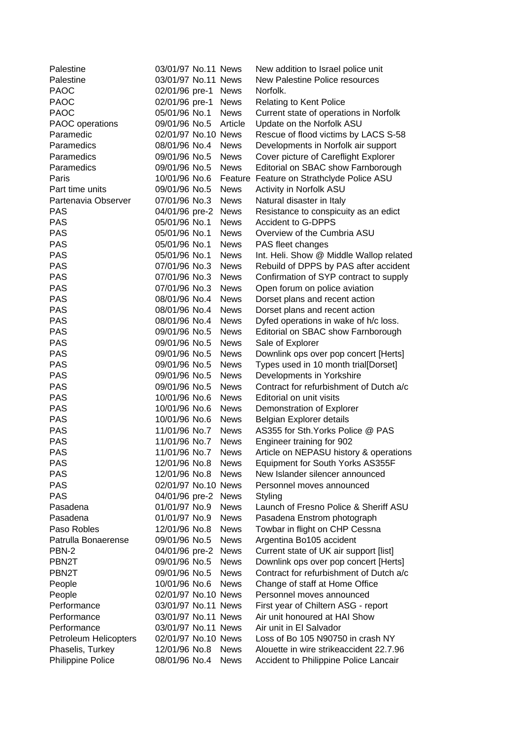| | | | |
|---|---|---|---|
| Palestine | 03/01/97 No.11 | News | New addition to Israel police unit |
| Palestine | 03/01/97 No.11 | News | New Palestine Police resources |
| PAOC | 02/01/96 pre-1 | News | Norfolk. |
| PAOC | 02/01/96 pre-1 | News | Relating to Kent Police |
| PAOC | 05/01/96 No.1 | News | Current state of operations in Norfolk |
| PAOC operations | 09/01/96 No.5 | Article | Update on the Norfolk ASU |
| Paramedic | 02/01/97 No.10 | News | Rescue of flood victims by LACS S-58 |
| Paramedics | 08/01/96 No.4 | News | Developments in Norfolk air support |
| Paramedics | 09/01/96 No.5 | News | Cover picture of Careflight Explorer |
| Paramedics | 09/01/96 No.5 | News | Editorial on SBAC show Farnborough |
| Paris | 10/01/96 No.6 | Feature | Feature on Strathclyde Police ASU |
| Part time units | 09/01/96 No.5 | News | Activity in Norfolk ASU |
| Partenavia Observer | 07/01/96 No.3 | News | Natural disaster in Italy |
| PAS | 04/01/96 pre-2 | News | Resistance to conspicuity as an edict |
| PAS | 05/01/96 No.1 | News | Accident to G-DPPS |
| PAS | 05/01/96 No.1 | News | Overview of the Cumbria ASU |
| PAS | 05/01/96 No.1 | News | PAS fleet changes |
| PAS | 05/01/96 No.1 | News | Int. Heli. Show @ Middle Wallop related |
| PAS | 07/01/96 No.3 | News | Rebuild of DPPS by PAS after accident |
| PAS | 07/01/96 No.3 | News | Confirmation of SYP contract to supply |
| PAS | 07/01/96 No.3 | News | Open forum on police aviation |
| PAS | 08/01/96 No.4 | News | Dorset plans and recent action |
| PAS | 08/01/96 No.4 | News | Dorset plans and recent action |
| PAS | 08/01/96 No.4 | News | Dyfed operations in wake of h/c loss. |
| PAS | 09/01/96 No.5 | News | Editorial on SBAC show Farnborough |
| PAS | 09/01/96 No.5 | News | Sale of Explorer |
| PAS | 09/01/96 No.5 | News | Downlink ops over pop concert [Herts] |
| PAS | 09/01/96 No.5 | News | Types used in 10 month trial[Dorset] |
| PAS | 09/01/96 No.5 | News | Developments in Yorkshire |
| PAS | 09/01/96 No.5 | News | Contract for refurbishment of Dutch a/c |
| PAS | 10/01/96 No.6 | News | Editorial on unit visits |
| PAS | 10/01/96 No.6 | News | Demonstration of Explorer |
| PAS | 10/01/96 No.6 | News | Belgian Explorer details |
| PAS | 11/01/96 No.7 | News | AS355 for Sth.Yorks Police @ PAS |
| PAS | 11/01/96 No.7 | News | Engineer training for 902 |
| PAS | 11/01/96 No.7 | News | Article on NEPASU history & operations |
| PAS | 12/01/96 No.8 | News | Equipment for South Yorks AS355F |
| PAS | 12/01/96 No.8 | News | New Islander silencer announced |
| PAS | 02/01/97 No.10 | News | Personnel moves announced |
| PAS | 04/01/96 pre-2 | News | Styling |
| Pasadena | 01/01/97 No.9 | News | Launch of Fresno Police & Sheriff ASU |
| Pasadena | 01/01/97 No.9 | News | Pasadena Enstrom photograph |
| Paso Robles | 12/01/96 No.8 | News | Towbar in flight on CHP Cessna |
| Patrulla Bonaerense | 09/01/96 No.5 | News | Argentina Bo105 accident |
| PBN-2 | 04/01/96 pre-2 | News | Current state of UK air support [list] |
| PBN2T | 09/01/96 No.5 | News | Downlink ops over pop concert [Herts] |
| PBN2T | 09/01/96 No.5 | News | Contract for refurbishment of Dutch a/c |
| People | 10/01/96 No.6 | News | Change of staff at Home Office |
| People | 02/01/97 No.10 | News | Personnel moves announced |
| Performance | 03/01/97 No.11 | News | First year of Chiltern ASG - report |
| Performance | 03/01/97 No.11 | News | Air unit honoured at HAI Show |
| Performance | 03/01/97 No.11 | News | Air unit in El Salvador |
| Petroleum Helicopters | 02/01/97 No.10 | News | Loss of Bo 105 N90750 in crash NY |
| Phaselis, Turkey | 12/01/96 No.8 | News | Alouette in wire strikeaccident 22.7.96 |
| Philippine Police | 08/01/96 No.4 | News | Accident to Philippine Police Lancair |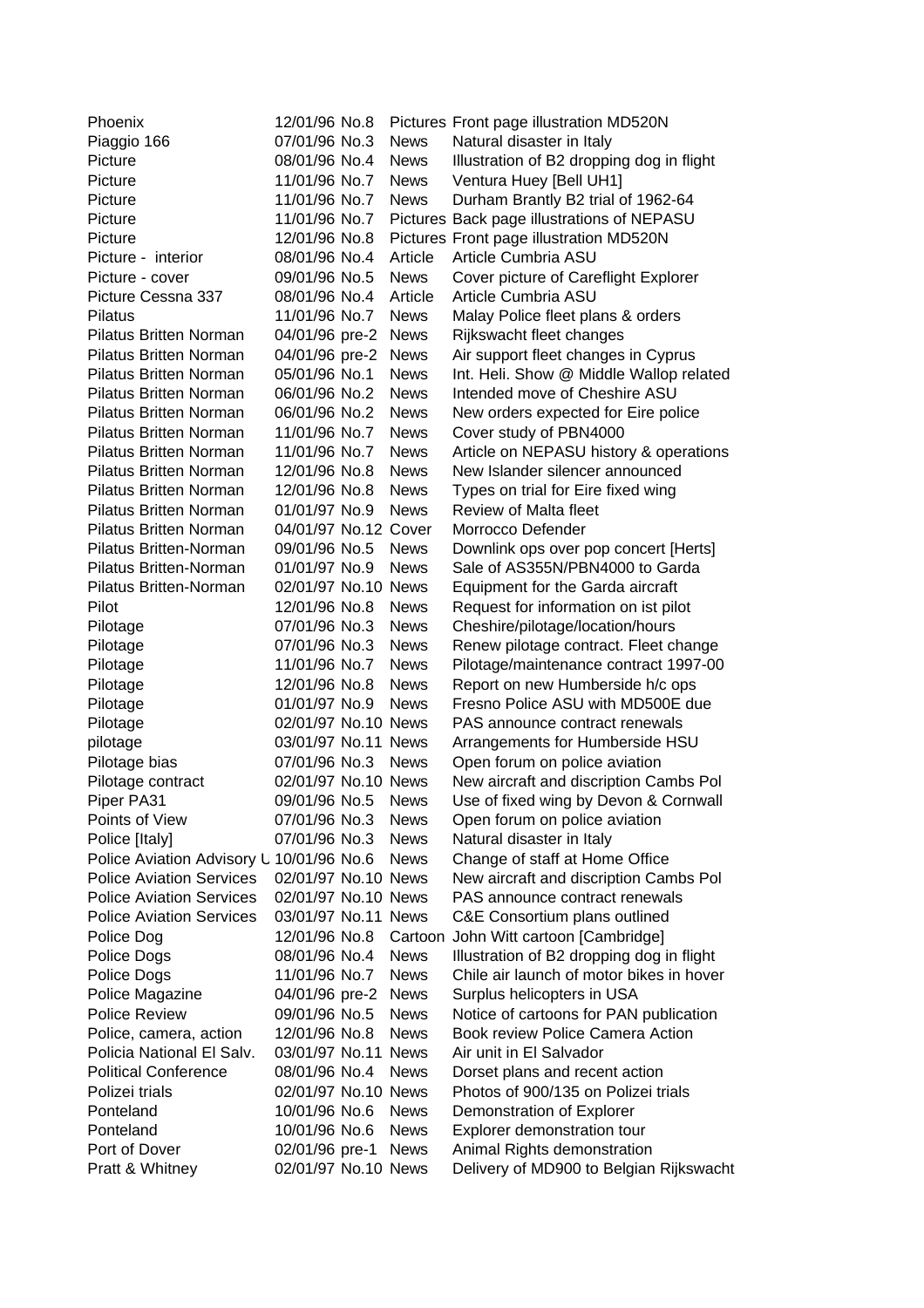| | | | | |
|---|---|---|---|---|
| Phoenix | 12/01/96 | No.8 | Pictures | Front page illustration MD520N |
| Piaggio 166 | 07/01/96 | No.3 | News | Natural disaster in Italy |
| Picture | 08/01/96 | No.4 | News | Illustration of B2 dropping dog in flight |
| Picture | 11/01/96 | No.7 | News | Ventura Huey [Bell UH1] |
| Picture | 11/01/96 | No.7 | News | Durham Brantly B2 trial of 1962-64 |
| Picture | 11/01/96 | No.7 | Pictures | Back page illustrations of NEPASU |
| Picture | 12/01/96 | No.8 | Pictures | Front page illustration MD520N |
| Picture -  interior | 08/01/96 | No.4 | Article | Article Cumbria ASU |
| Picture - cover | 09/01/96 | No.5 | News | Cover picture of Careflight Explorer |
| Picture Cessna 337 | 08/01/96 | No.4 | Article | Article Cumbria ASU |
| Pilatus | 11/01/96 | No.7 | News | Malay Police fleet plans & orders |
| Pilatus Britten Norman | 04/01/96 | pre-2 | News | Rijkswacht fleet changes |
| Pilatus Britten Norman | 04/01/96 | pre-2 | News | Air support fleet changes in Cyprus |
| Pilatus Britten Norman | 05/01/96 | No.1 | News | Int. Heli. Show @ Middle Wallop related |
| Pilatus Britten Norman | 06/01/96 | No.2 | News | Intended move of Cheshire ASU |
| Pilatus Britten Norman | 06/01/96 | No.2 | News | New orders expected for Eire police |
| Pilatus Britten Norman | 11/01/96 | No.7 | News | Cover study of PBN4000 |
| Pilatus Britten Norman | 11/01/96 | No.7 | News | Article on NEPASU history & operations |
| Pilatus Britten Norman | 12/01/96 | No.8 | News | New Islander silencer announced |
| Pilatus Britten Norman | 12/01/96 | No.8 | News | Types on trial for Eire fixed wing |
| Pilatus Britten Norman | 01/01/97 | No.9 | News | Review of Malta fleet |
| Pilatus Britten Norman | 04/01/97 | No.12 | Cover | Morrocco Defender |
| Pilatus Britten-Norman | 09/01/96 | No.5 | News | Downlink ops over pop concert [Herts] |
| Pilatus Britten-Norman | 01/01/97 | No.9 | News | Sale of AS355N/PBN4000 to Garda |
| Pilatus Britten-Norman | 02/01/97 | No.10 | News | Equipment for the Garda aircraft |
| Pilot | 12/01/96 | No.8 | News | Request for information on ist pilot |
| Pilotage | 07/01/96 | No.3 | News | Cheshire/pilotage/location/hours |
| Pilotage | 07/01/96 | No.3 | News | Renew pilotage contract. Fleet change |
| Pilotage | 11/01/96 | No.7 | News | Pilotage/maintenance contract 1997-00 |
| Pilotage | 12/01/96 | No.8 | News | Report on new Humberside h/c ops |
| Pilotage | 01/01/97 | No.9 | News | Fresno Police ASU with MD500E due |
| Pilotage | 02/01/97 | No.10 | News | PAS announce contract renewals |
| pilotage | 03/01/97 | No.11 | News | Arrangements for Humberside HSU |
| Pilotage bias | 07/01/96 | No.3 | News | Open forum on police aviation |
| Pilotage contract | 02/01/97 | No.10 | News | New aircraft and discription Cambs Pol |
| Piper PA31 | 09/01/96 | No.5 | News | Use of fixed wing by Devon & Cornwall |
| Points of View | 07/01/96 | No.3 | News | Open forum on police aviation |
| Police [Italy] | 07/01/96 | No.3 | News | Natural disaster in Italy |
| Police Aviation Advisory U | 10/01/96 | No.6 | News | Change of staff at Home Office |
| Police Aviation Services | 02/01/97 | No.10 | News | New aircraft and discription Cambs Pol |
| Police Aviation Services | 02/01/97 | No.10 | News | PAS announce contract renewals |
| Police Aviation Services | 03/01/97 | No.11 | News | C&E Consortium plans outlined |
| Police Dog | 12/01/96 | No.8 | Cartoon | John Witt cartoon [Cambridge] |
| Police Dogs | 08/01/96 | No.4 | News | Illustration of B2 dropping dog in flight |
| Police Dogs | 11/01/96 | No.7 | News | Chile air launch of motor bikes in hover |
| Police Magazine | 04/01/96 | pre-2 | News | Surplus helicopters in USA |
| Police Review | 09/01/96 | No.5 | News | Notice of cartoons for PAN publication |
| Police, camera, action | 12/01/96 | No.8 | News | Book review Police Camera Action |
| Policia National El Salv. | 03/01/97 | No.11 | News | Air unit in El Salvador |
| Political Conference | 08/01/96 | No.4 | News | Dorset plans and recent action |
| Polizei trials | 02/01/97 | No.10 | News | Photos of 900/135 on Polizei trials |
| Ponteland | 10/01/96 | No.6 | News | Demonstration of Explorer |
| Ponteland | 10/01/96 | No.6 | News | Explorer demonstration tour |
| Port of Dover | 02/01/96 | pre-1 | News | Animal Rights demonstration |
| Pratt & Whitney | 02/01/97 | No.10 | News | Delivery of MD900 to Belgian Rijkswacht |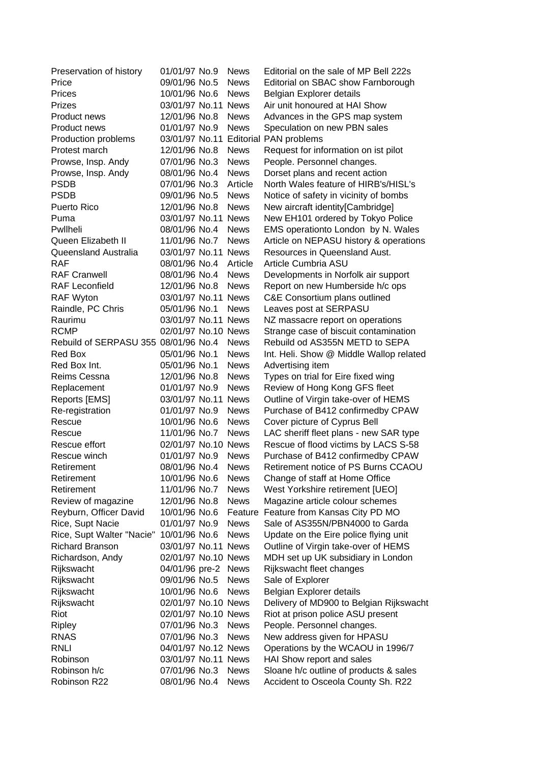| | | | |
|---|---|---|---|
| Preservation of history | 01/01/97 No.9 | News | Editorial on the sale of MP Bell 222s |
| Price | 09/01/96 No.5 | News | Editorial on SBAC show Farnborough |
| Prices | 10/01/96 No.6 | News | Belgian Explorer details |
| Prizes | 03/01/97 No.11 | News | Air unit honoured at HAI Show |
| Product news | 12/01/96 No.8 | News | Advances in the GPS map system |
| Product news | 01/01/97 No.9 | News | Speculation on new PBN sales |
| Production problems | 03/01/97 No.11 | Editorial | PAN problems |
| Protest march | 12/01/96 No.8 | News | Request for information on ist pilot |
| Prowse, Insp. Andy | 07/01/96 No.3 | News | People. Personnel changes. |
| Prowse, Insp. Andy | 08/01/96 No.4 | News | Dorset plans and recent action |
| PSDB | 07/01/96 No.3 | Article | North Wales feature of HIRB's/HISL's |
| PSDB | 09/01/96 No.5 | News | Notice of safety in vicinity of bombs |
| Puerto Rico | 12/01/96 No.8 | News | New aircraft identity[Cambridge] |
| Puma | 03/01/97 No.11 | News | New EH101 ordered by Tokyo Police |
| Pwllheli | 08/01/96 No.4 | News | EMS operationto London by N. Wales |
| Queen Elizabeth II | 11/01/96 No.7 | News | Article on NEPASU history & operations |
| Queensland Australia | 03/01/97 No.11 | News | Resources in Queensland Aust. |
| RAF | 08/01/96 No.4 | Article | Article Cumbria ASU |
| RAF Cranwell | 08/01/96 No.4 | News | Developments in Norfolk air support |
| RAF Leconfield | 12/01/96 No.8 | News | Report on new Humberside h/c ops |
| RAF Wyton | 03/01/97 No.11 | News | C&E Consortium plans outlined |
| Raindle, PC Chris | 05/01/96 No.1 | News | Leaves post at SERPASU |
| Raurimu | 03/01/97 No.11 | News | NZ massacre report on operations |
| RCMP | 02/01/97 No.10 | News | Strange case of biscuit contamination |
| Rebuild of SERPASU 355 | 08/01/96 No.4 | News | Rebuild od AS355N METD to SEPA |
| Red Box | 05/01/96 No.1 | News | Int. Heli. Show @ Middle Wallop related |
| Red Box Int. | 05/01/96 No.1 | News | Advertising item |
| Reims Cessna | 12/01/96 No.8 | News | Types on trial for Eire fixed wing |
| Replacement | 01/01/97 No.9 | News | Review of Hong Kong GFS fleet |
| Reports [EMS] | 03/01/97 No.11 | News | Outline of Virgin take-over of HEMS |
| Re-registration | 01/01/97 No.9 | News | Purchase of B412 confirmedby CPAW |
| Rescue | 10/01/96 No.6 | News | Cover picture of Cyprus Bell |
| Rescue | 11/01/96 No.7 | News | LAC sheriff fleet plans - new SAR type |
| Rescue effort | 02/01/97 No.10 | News | Rescue of flood victims by LACS S-58 |
| Rescue winch | 01/01/97 No.9 | News | Purchase of B412 confirmedby CPAW |
| Retirement | 08/01/96 No.4 | News | Retirement notice of PS Burns CCAOU |
| Retirement | 10/01/96 No.6 | News | Change of staff at Home Office |
| Retirement | 11/01/96 No.7 | News | West Yorkshire retirement [UEO] |
| Review of magazine | 12/01/96 No.8 | News | Magazine article colour schemes |
| Reyburn, Officer David | 10/01/96 No.6 | Feature | Feature from Kansas City PD MO |
| Rice, Supt Nacie | 01/01/97 No.9 | News | Sale of AS355N/PBN4000 to Garda |
| Rice, Supt Walter "Nacie" | 10/01/96 No.6 | News | Update on the Eire police flying unit |
| Richard Branson | 03/01/97 No.11 | News | Outline of Virgin take-over of HEMS |
| Richardson, Andy | 02/01/97 No.10 | News | MDH set up UK subsidiary in London |
| Rijkswacht | 04/01/96 pre-2 | News | Rijkswacht fleet changes |
| Rijkswacht | 09/01/96 No.5 | News | Sale of Explorer |
| Rijkswacht | 10/01/96 No.6 | News | Belgian Explorer details |
| Rijkswacht | 02/01/97 No.10 | News | Delivery of MD900 to Belgian Rijkswacht |
| Riot | 02/01/97 No.10 | News | Riot at prison police ASU present |
| Ripley | 07/01/96 No.3 | News | People. Personnel changes. |
| RNAS | 07/01/96 No.3 | News | New address given for HPASU |
| RNLI | 04/01/97 No.12 | News | Operations by the WCAOU in 1996/7 |
| Robinson | 03/01/97 No.11 | News | HAI Show report and sales |
| Robinson h/c | 07/01/96 No.3 | News | Sloane h/c outline of products & sales |
| Robinson R22 | 08/01/96 No.4 | News | Accident to Osceola County Sh. R22 |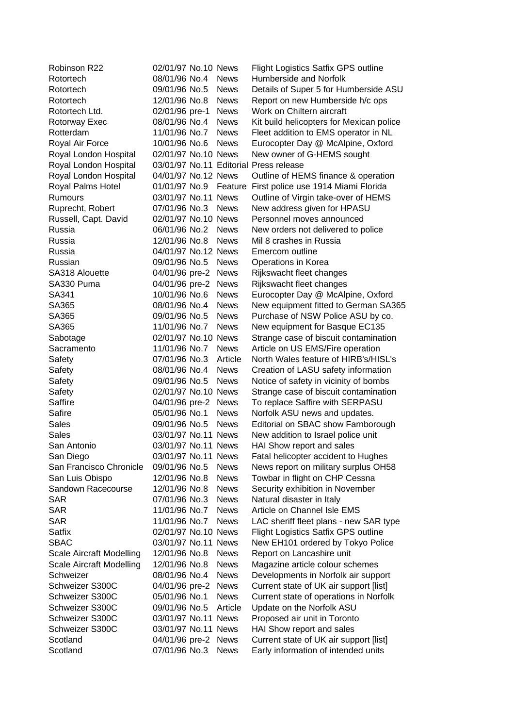| | | | | |
|---|---|---|---|---|
| Robinson R22 | 02/01/97 | No.10 | News | Flight Logistics Satfix GPS outline |
| Rotortech | 08/01/96 | No.4 | News | Humberside and Norfolk |
| Rotortech | 09/01/96 | No.5 | News | Details of Super 5 for Humberside ASU |
| Rotortech | 12/01/96 | No.8 | News | Report on new Humberside h/c ops |
| Rotortech Ltd. | 02/01/96 | pre-1 | News | Work on Chiltern aircraft |
| Rotorway Exec | 08/01/96 | No.4 | News | Kit build helicopters for Mexican police |
| Rotterdam | 11/01/96 | No.7 | News | Fleet addition to EMS operator in NL |
| Royal Air Force | 10/01/96 | No.6 | News | Eurocopter Day @ McAlpine, Oxford |
| Royal London Hospital | 02/01/97 | No.10 | News | New owner of G-HEMS sought |
| Royal London Hospital | 03/01/97 | No.11 | Editorial | Press release |
| Royal London Hospital | 04/01/97 | No.12 | News | Outline of HEMS finance & operation |
| Royal Palms Hotel | 01/01/97 | No.9 | Feature | First police use 1914 Miami Florida |
| Rumours | 03/01/97 | No.11 | News | Outline of Virgin take-over of HEMS |
| Ruprecht, Robert | 07/01/96 | No.3 | News | New address given for HPASU |
| Russell, Capt. David | 02/01/97 | No.10 | News | Personnel moves announced |
| Russia | 06/01/96 | No.2 | News | New orders not delivered to police |
| Russia | 12/01/96 | No.8 | News | Mil 8 crashes in Russia |
| Russia | 04/01/97 | No.12 | News | Emercom outline |
| Russian | 09/01/96 | No.5 | News | Operations in Korea |
| SA318 Alouette | 04/01/96 | pre-2 | News | Rijkswacht fleet changes |
| SA330 Puma | 04/01/96 | pre-2 | News | Rijkswacht fleet changes |
| SA341 | 10/01/96 | No.6 | News | Eurocopter Day @ McAlpine, Oxford |
| SA365 | 08/01/96 | No.4 | News | New equipment fitted to German SA365 |
| SA365 | 09/01/96 | No.5 | News | Purchase of NSW Police ASU by co. |
| SA365 | 11/01/96 | No.7 | News | New equipment for Basque EC135 |
| Sabotage | 02/01/97 | No.10 | News | Strange case of biscuit contamination |
| Sacramento | 11/01/96 | No.7 | News | Article on US EMS/Fire operation |
| Safety | 07/01/96 | No.3 | Article | North Wales feature of HIRB's/HISL's |
| Safety | 08/01/96 | No.4 | News | Creation of LASU safety information |
| Safety | 09/01/96 | No.5 | News | Notice of safety in vicinity of bombs |
| Safety | 02/01/97 | No.10 | News | Strange case of biscuit contamination |
| Saffire | 04/01/96 | pre-2 | News | To replace Saffire with SERPASU |
| Safire | 05/01/96 | No.1 | News | Norfolk ASU news and updates. |
| Sales | 09/01/96 | No.5 | News | Editorial on SBAC show Farnborough |
| Sales | 03/01/97 | No.11 | News | New addition to Israel police unit |
| San Antonio | 03/01/97 | No.11 | News | HAI Show report and sales |
| San Diego | 03/01/97 | No.11 | News | Fatal helicopter accident to Hughes |
| San Francisco Chronicle | 09/01/96 | No.5 | News | News report on military surplus OH58 |
| San Luis Obispo | 12/01/96 | No.8 | News | Towbar in flight on CHP Cessna |
| Sandown Racecourse | 12/01/96 | No.8 | News | Security exhibition in November |
| SAR | 07/01/96 | No.3 | News | Natural disaster in Italy |
| SAR | 11/01/96 | No.7 | News | Article on Channel Isle EMS |
| SAR | 11/01/96 | No.7 | News | LAC sheriff fleet plans - new SAR type |
| Satfix | 02/01/97 | No.10 | News | Flight Logistics Satfix GPS outline |
| SBAC | 03/01/97 | No.11 | News | New EH101 ordered by Tokyo Police |
| Scale Aircraft Modelling | 12/01/96 | No.8 | News | Report on Lancashire unit |
| Scale Aircraft Modelling | 12/01/96 | No.8 | News | Magazine article colour schemes |
| Schweizer | 08/01/96 | No.4 | News | Developments in Norfolk air support |
| Schweizer S300C | 04/01/96 | pre-2 | News | Current state of UK air support [list] |
| Schweizer S300C | 05/01/96 | No.1 | News | Current state of operations in Norfolk |
| Schweizer S300C | 09/01/96 | No.5 | Article | Update on the Norfolk ASU |
| Schweizer S300C | 03/01/97 | No.11 | News | Proposed air unit in Toronto |
| Schweizer S300C | 03/01/97 | No.11 | News | HAI Show report and sales |
| Scotland | 04/01/96 | pre-2 | News | Current state of UK air support [list] |
| Scotland | 07/01/96 | No.3 | News | Early information of intended units |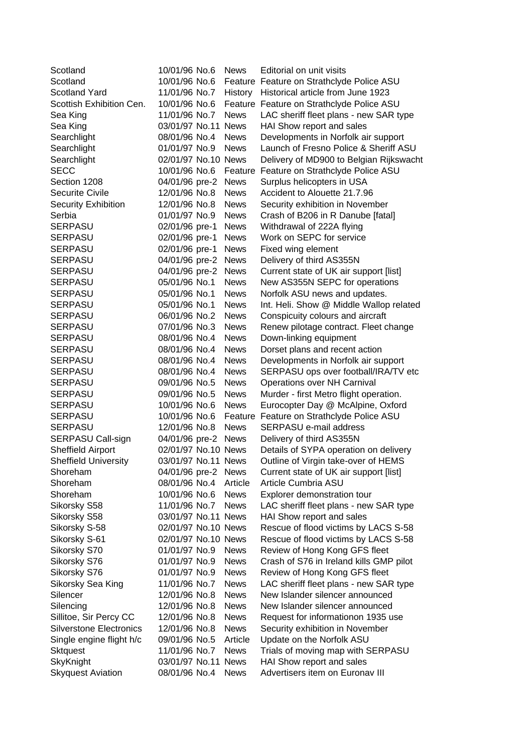| | | | |
|---|---|---|---|
| Scotland | 10/01/96 No.6 | News | Editorial on unit visits |
| Scotland | 10/01/96 No.6 | Feature | Feature on Strathclyde Police ASU |
| Scotland Yard | 11/01/96 No.7 | History | Historical article from June 1923 |
| Scottish Exhibition Cen. | 10/01/96 No.6 | Feature | Feature on Strathclyde Police ASU |
| Sea King | 11/01/96 No.7 | News | LAC sheriff fleet plans - new SAR type |
| Sea King | 03/01/97 No.11 | News | HAI Show report and sales |
| Searchlight | 08/01/96 No.4 | News | Developments in Norfolk air support |
| Searchlight | 01/01/97 No.9 | News | Launch of Fresno Police & Sheriff ASU |
| Searchlight | 02/01/97 No.10 | News | Delivery of MD900 to Belgian Rijkswacht |
| SECC | 10/01/96 No.6 | Feature | Feature on Strathclyde Police ASU |
| Section 1208 | 04/01/96 pre-2 | News | Surplus helicopters in USA |
| Securite Civile | 12/01/96 No.8 | News | Accident to Alouette 21.7.96 |
| Security Exhibition | 12/01/96 No.8 | News | Security exhibition in November |
| Serbia | 01/01/97 No.9 | News | Crash of B206 in R Danube [fatal] |
| SERPASU | 02/01/96 pre-1 | News | Withdrawal of 222A flying |
| SERPASU | 02/01/96 pre-1 | News | Work on SEPC for service |
| SERPASU | 02/01/96 pre-1 | News | Fixed wing element |
| SERPASU | 04/01/96 pre-2 | News | Delivery of third AS355N |
| SERPASU | 04/01/96 pre-2 | News | Current state of UK air support [list] |
| SERPASU | 05/01/96 No.1 | News | New AS355N SEPC for operations |
| SERPASU | 05/01/96 No.1 | News | Norfolk ASU news and updates. |
| SERPASU | 05/01/96 No.1 | News | Int. Heli. Show @ Middle Wallop related |
| SERPASU | 06/01/96 No.2 | News | Conspicuity colours and aircraft |
| SERPASU | 07/01/96 No.3 | News | Renew pilotage contract. Fleet change |
| SERPASU | 08/01/96 No.4 | News | Down-linking equipment |
| SERPASU | 08/01/96 No.4 | News | Dorset plans and recent action |
| SERPASU | 08/01/96 No.4 | News | Developments in Norfolk air support |
| SERPASU | 08/01/96 No.4 | News | SERPASU ops over football/IRA/TV etc |
| SERPASU | 09/01/96 No.5 | News | Operations over NH Carnival |
| SERPASU | 09/01/96 No.5 | News | Murder - first Metro flight operation. |
| SERPASU | 10/01/96 No.6 | News | Eurocopter Day @ McAlpine, Oxford |
| SERPASU | 10/01/96 No.6 | Feature | Feature on Strathclyde Police ASU |
| SERPASU | 12/01/96 No.8 | News | SERPASU e-mail address |
| SERPASU Call-sign | 04/01/96 pre-2 | News | Delivery of third AS355N |
| Sheffield Airport | 02/01/97 No.10 | News | Details of SYPA operation on delivery |
| Sheffield University | 03/01/97 No.11 | News | Outline of Virgin take-over of HEMS |
| Shoreham | 04/01/96 pre-2 | News | Current state of UK air support [list] |
| Shoreham | 08/01/96 No.4 | Article | Article Cumbria ASU |
| Shoreham | 10/01/96 No.6 | News | Explorer demonstration tour |
| Sikorsky S58 | 11/01/96 No.7 | News | LAC sheriff fleet plans - new SAR type |
| Sikorsky S58 | 03/01/97 No.11 | News | HAI Show report and sales |
| Sikorsky S-58 | 02/01/97 No.10 | News | Rescue of flood victims by LACS S-58 |
| Sikorsky S-61 | 02/01/97 No.10 | News | Rescue of flood victims by LACS S-58 |
| Sikorsky S70 | 01/01/97 No.9 | News | Review of Hong Kong GFS fleet |
| Sikorsky S76 | 01/01/97 No.9 | News | Crash of S76 in Ireland kills GMP pilot |
| Sikorsky S76 | 01/01/97 No.9 | News | Review of Hong Kong GFS fleet |
| Sikorsky Sea King | 11/01/96 No.7 | News | LAC sheriff fleet plans - new SAR type |
| Silencer | 12/01/96 No.8 | News | New Islander silencer announced |
| Silencing | 12/01/96 No.8 | News | New Islander silencer announced |
| Sillitoe, Sir Percy CC | 12/01/96 No.8 | News | Request for informationon 1935 use |
| Silverstone Electronics | 12/01/96 No.8 | News | Security exhibition in November |
| Single engine flight h/c | 09/01/96 No.5 | Article | Update on the Norfolk ASU |
| Sktquest | 11/01/96 No.7 | News | Trials of moving map with SERPASU |
| SkyKnight | 03/01/97 No.11 | News | HAI Show report and sales |
| Skyquest Aviation | 08/01/96 No.4 | News | Advertisers item on Euronav III |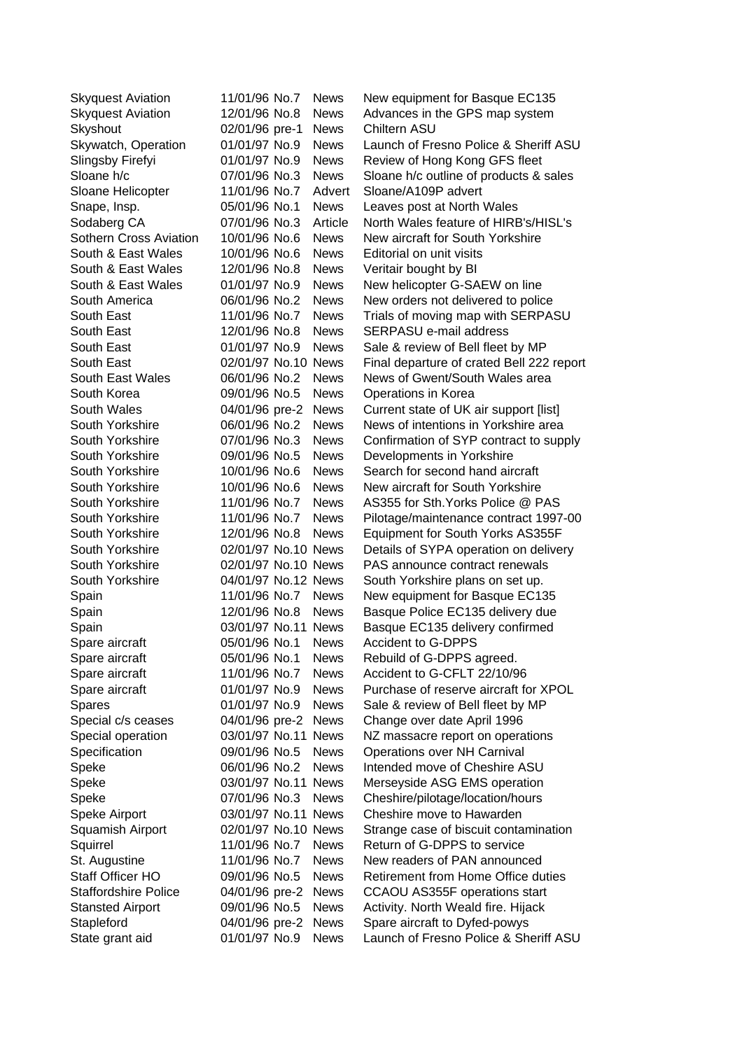| | | | | |
|---|---|---|---|---|
| Skyquest Aviation | 11/01/96 | No.7 | News | New equipment for Basque EC135 |
| Skyquest Aviation | 12/01/96 | No.8 | News | Advances in the GPS map system |
| Skyshout | 02/01/96 | pre-1 | News | Chiltern ASU |
| Skywatch, Operation | 01/01/97 | No.9 | News | Launch of Fresno Police & Sheriff ASU |
| Slingsby Firefyi | 01/01/97 | No.9 | News | Review of Hong Kong GFS fleet |
| Sloane h/c | 07/01/96 | No.3 | News | Sloane h/c outline of products & sales |
| Sloane Helicopter | 11/01/96 | No.7 | Advert | Sloane/A109P advert |
| Snape, Insp. | 05/01/96 | No.1 | News | Leaves post at North Wales |
| Sodaberg CA | 07/01/96 | No.3 | Article | North Wales feature of HIRB's/HISL's |
| Sothern Cross Aviation | 10/01/96 | No.6 | News | New aircraft for South Yorkshire |
| South & East Wales | 10/01/96 | No.6 | News | Editorial on unit visits |
| South & East Wales | 12/01/96 | No.8 | News | Veritair bought by BI |
| South & East Wales | 01/01/97 | No.9 | News | New helicopter G-SAEW on line |
| South America | 06/01/96 | No.2 | News | New orders not delivered to police |
| South East | 11/01/96 | No.7 | News | Trials of moving map with SERPASU |
| South East | 12/01/96 | No.8 | News | SERPASU e-mail address |
| South East | 01/01/97 | No.9 | News | Sale & review of Bell fleet by MP |
| South East | 02/01/97 | No.10 | News | Final departure of crated Bell 222 report |
| South East Wales | 06/01/96 | No.2 | News | News of Gwent/South Wales area |
| South Korea | 09/01/96 | No.5 | News | Operations in Korea |
| South Wales | 04/01/96 | pre-2 | News | Current state of UK air support [list] |
| South Yorkshire | 06/01/96 | No.2 | News | News of intentions in Yorkshire area |
| South Yorkshire | 07/01/96 | No.3 | News | Confirmation of SYP contract to supply |
| South Yorkshire | 09/01/96 | No.5 | News | Developments in Yorkshire |
| South Yorkshire | 10/01/96 | No.6 | News | Search for second hand aircraft |
| South Yorkshire | 10/01/96 | No.6 | News | New aircraft for South Yorkshire |
| South Yorkshire | 11/01/96 | No.7 | News | AS355 for Sth.Yorks Police @ PAS |
| South Yorkshire | 11/01/96 | No.7 | News | Pilotage/maintenance contract 1997-00 |
| South Yorkshire | 12/01/96 | No.8 | News | Equipment for South Yorks AS355F |
| South Yorkshire | 02/01/97 | No.10 | News | Details of SYPA operation on delivery |
| South Yorkshire | 02/01/97 | No.10 | News | PAS announce contract renewals |
| South Yorkshire | 04/01/97 | No.12 | News | South Yorkshire plans on set up. |
| Spain | 11/01/96 | No.7 | News | New equipment for Basque EC135 |
| Spain | 12/01/96 | No.8 | News | Basque Police EC135 delivery due |
| Spain | 03/01/97 | No.11 | News | Basque EC135 delivery confirmed |
| Spare aircraft | 05/01/96 | No.1 | News | Accident to G-DPPS |
| Spare aircraft | 05/01/96 | No.1 | News | Rebuild of G-DPPS agreed. |
| Spare aircraft | 11/01/96 | No.7 | News | Accident to G-CFLT 22/10/96 |
| Spare aircraft | 01/01/97 | No.9 | News | Purchase of reserve aircraft for XPOL |
| Spares | 01/01/97 | No.9 | News | Sale & review of Bell fleet by MP |
| Special c/s ceases | 04/01/96 | pre-2 | News | Change over date April 1996 |
| Special operation | 03/01/97 | No.11 | News | NZ massacre report on operations |
| Specification | 09/01/96 | No.5 | News | Operations over NH Carnival |
| Speke | 06/01/96 | No.2 | News | Intended move of Cheshire ASU |
| Speke | 03/01/97 | No.11 | News | Merseyside ASG EMS operation |
| Speke | 07/01/96 | No.3 | News | Cheshire/pilotage/location/hours |
| Speke Airport | 03/01/97 | No.11 | News | Cheshire move to Hawarden |
| Squamish Airport | 02/01/97 | No.10 | News | Strange case of biscuit contamination |
| Squirrel | 11/01/96 | No.7 | News | Return of G-DPPS to service |
| St. Augustine | 11/01/96 | No.7 | News | New readers of PAN announced |
| Staff Officer HO | 09/01/96 | No.5 | News | Retirement from Home Office duties |
| Staffordshire Police | 04/01/96 | pre-2 | News | CCAOU AS355F operations start |
| Stansted Airport | 09/01/96 | No.5 | News | Activity. North Weald fire. Hijack |
| Stapleford | 04/01/96 | pre-2 | News | Spare aircraft to Dyfed-powys |
| State grant aid | 01/01/97 | No.9 | News | Launch of Fresno Police & Sheriff ASU |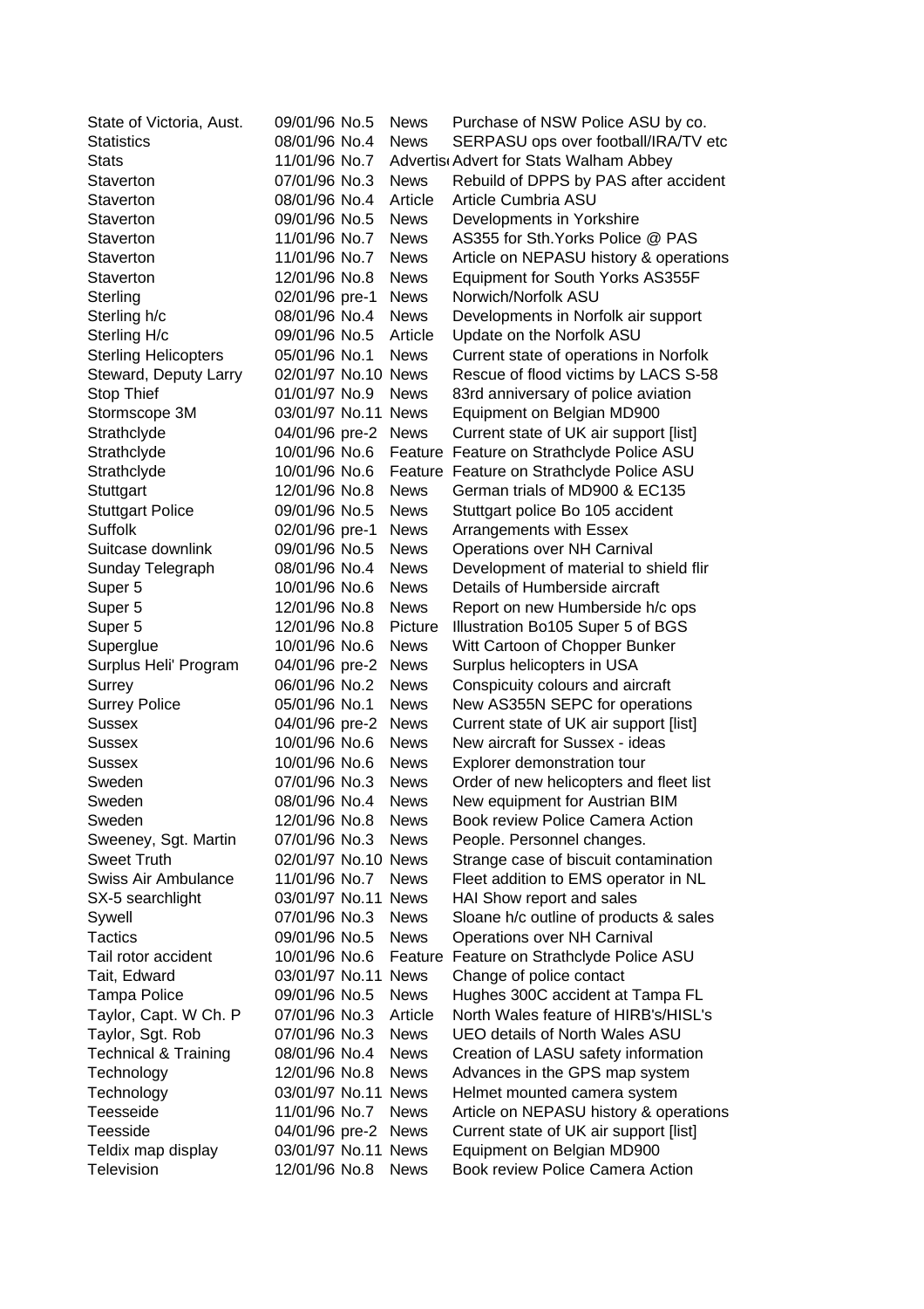| | | | |
|---|---|---|---|
| State of Victoria, Aust. | 09/01/96 No.5 | News | Purchase of NSW Police ASU by co. |
| Statistics | 08/01/96 No.4 | News | SERPASU ops over football/IRA/TV etc |
| Stats | 11/01/96 No.7 | Advertis | Advert for Stats Walham Abbey |
| Staverton | 07/01/96 No.3 | News | Rebuild of DPPS by PAS after accident |
| Staverton | 08/01/96 No.4 | Article | Article Cumbria ASU |
| Staverton | 09/01/96 No.5 | News | Developments in Yorkshire |
| Staverton | 11/01/96 No.7 | News | AS355 for Sth.Yorks Police @ PAS |
| Staverton | 11/01/96 No.7 | News | Article on NEPASU history & operations |
| Staverton | 12/01/96 No.8 | News | Equipment for South Yorks AS355F |
| Sterling | 02/01/96 pre-1 | News | Norwich/Norfolk ASU |
| Sterling h/c | 08/01/96 No.4 | News | Developments in Norfolk air support |
| Sterling H/c | 09/01/96 No.5 | Article | Update on the Norfolk ASU |
| Sterling Helicopters | 05/01/96 No.1 | News | Current state of operations in Norfolk |
| Steward, Deputy Larry | 02/01/97 No.10 | News | Rescue of flood victims by LACS S-58 |
| Stop Thief | 01/01/97 No.9 | News | 83rd anniversary of police aviation |
| Stormscope 3M | 03/01/97 No.11 | News | Equipment on Belgian MD900 |
| Strathclyde | 04/01/96 pre-2 | News | Current state of UK air support [list] |
| Strathclyde | 10/01/96 No.6 | Feature | Feature on Strathclyde Police ASU |
| Strathclyde | 10/01/96 No.6 | Feature | Feature on Strathclyde Police ASU |
| Stuttgart | 12/01/96 No.8 | News | German trials of MD900 & EC135 |
| Stuttgart Police | 09/01/96 No.5 | News | Stuttgart police Bo 105 accident |
| Suffolk | 02/01/96 pre-1 | News | Arrangements with Essex |
| Suitcase downlink | 09/01/96 No.5 | News | Operations over NH Carnival |
| Sunday Telegraph | 08/01/96 No.4 | News | Development of material to shield flir |
| Super 5 | 10/01/96 No.6 | News | Details of Humberside aircraft |
| Super 5 | 12/01/96 No.8 | News | Report on new Humberside h/c ops |
| Super 5 | 12/01/96 No.8 | Picture | Illustration Bo105 Super 5 of BGS |
| Superglue | 10/01/96 No.6 | News | Witt Cartoon of Chopper Bunker |
| Surplus Heli' Program | 04/01/96 pre-2 | News | Surplus helicopters in USA |
| Surrey | 06/01/96 No.2 | News | Conspicuity colours and aircraft |
| Surrey Police | 05/01/96 No.1 | News | New AS355N SEPC for operations |
| Sussex | 04/01/96 pre-2 | News | Current state of UK air support [list] |
| Sussex | 10/01/96 No.6 | News | New aircraft for Sussex - ideas |
| Sussex | 10/01/96 No.6 | News | Explorer demonstration tour |
| Sweden | 07/01/96 No.3 | News | Order of new helicopters and fleet list |
| Sweden | 08/01/96 No.4 | News | New equipment for Austrian BIM |
| Sweden | 12/01/96 No.8 | News | Book review Police Camera Action |
| Sweeney, Sgt. Martin | 07/01/96 No.3 | News | People. Personnel changes. |
| Sweet Truth | 02/01/97 No.10 | News | Strange case of biscuit contamination |
| Swiss Air Ambulance | 11/01/96 No.7 | News | Fleet addition to EMS operator in NL |
| SX-5 searchlight | 03/01/97 No.11 | News | HAI Show report and sales |
| Sywell | 07/01/96 No.3 | News | Sloane h/c outline of products & sales |
| Tactics | 09/01/96 No.5 | News | Operations over NH Carnival |
| Tail rotor accident | 10/01/96 No.6 | Feature | Feature on Strathclyde Police ASU |
| Tait, Edward | 03/01/97 No.11 | News | Change of police contact |
| Tampa Police | 09/01/96 No.5 | News | Hughes 300C accident at Tampa FL |
| Taylor, Capt. W Ch. P | 07/01/96 No.3 | Article | North Wales feature of HIRB's/HISL's |
| Taylor, Sgt. Rob | 07/01/96 No.3 | News | UEO details of North Wales ASU |
| Technical & Training | 08/01/96 No.4 | News | Creation of LASU safety information |
| Technology | 12/01/96 No.8 | News | Advances in the GPS map system |
| Technology | 03/01/97 No.11 | News | Helmet mounted camera system |
| Teesseide | 11/01/96 No.7 | News | Article on NEPASU history & operations |
| Teesside | 04/01/96 pre-2 | News | Current state of UK air support [list] |
| Teldix map display | 03/01/97 No.11 | News | Equipment on Belgian MD900 |
| Television | 12/01/96 No.8 | News | Book review Police Camera Action |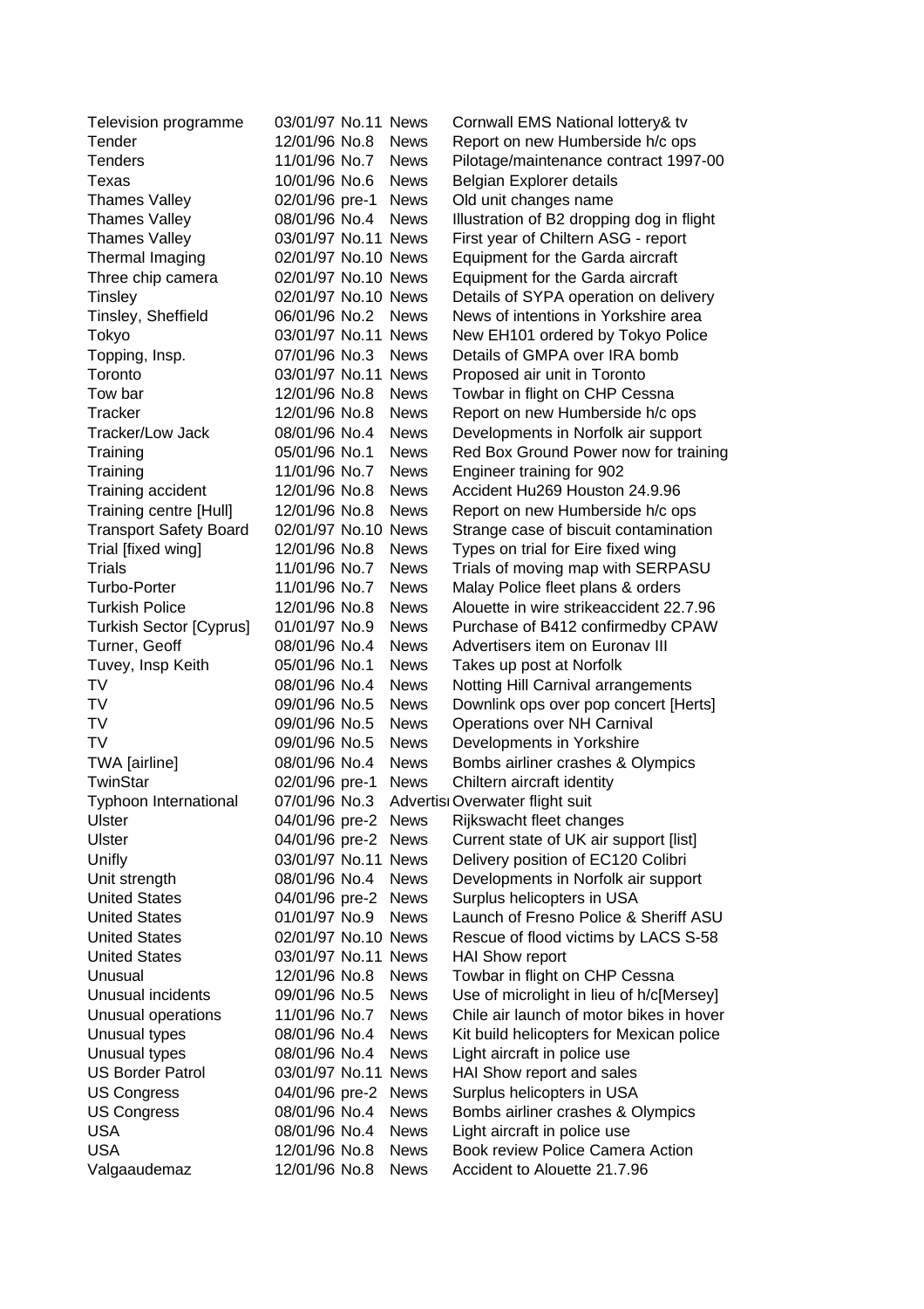| | | | | |
|---|---|---|---|---|
| Television programme | 03/01/97 | No.11 | News | Cornwall EMS National lottery& tv |
| Tender | 12/01/96 | No.8 | News | Report on new Humberside h/c ops |
| Tenders | 11/01/96 | No.7 | News | Pilotage/maintenance contract 1997-00 |
| Texas | 10/01/96 | No.6 | News | Belgian Explorer details |
| Thames Valley | 02/01/96 | pre-1 | News | Old unit changes name |
| Thames Valley | 08/01/96 | No.4 | News | Illustration of B2 dropping dog in flight |
| Thames Valley | 03/01/97 | No.11 | News | First year of Chiltern ASG - report |
| Thermal Imaging | 02/01/97 | No.10 | News | Equipment for the Garda aircraft |
| Three chip camera | 02/01/97 | No.10 | News | Equipment for the Garda aircraft |
| Tinsley | 02/01/97 | No.10 | News | Details of SYPA operation on delivery |
| Tinsley, Sheffield | 06/01/96 | No.2 | News | News of intentions in Yorkshire area |
| Tokyo | 03/01/97 | No.11 | News | New EH101 ordered by Tokyo Police |
| Topping, Insp. | 07/01/96 | No.3 | News | Details of GMPA over IRA bomb |
| Toronto | 03/01/97 | No.11 | News | Proposed air unit in Toronto |
| Tow bar | 12/01/96 | No.8 | News | Towbar in flight on CHP Cessna |
| Tracker | 12/01/96 | No.8 | News | Report on new Humberside h/c ops |
| Tracker/Low Jack | 08/01/96 | No.4 | News | Developments in Norfolk air support |
| Training | 05/01/96 | No.1 | News | Red Box Ground Power now for training |
| Training | 11/01/96 | No.7 | News | Engineer training for 902 |
| Training accident | 12/01/96 | No.8 | News | Accident Hu269 Houston 24.9.96 |
| Training centre [Hull] | 12/01/96 | No.8 | News | Report on new Humberside h/c ops |
| Transport Safety Board | 02/01/97 | No.10 | News | Strange case of biscuit contamination |
| Trial [fixed wing] | 12/01/96 | No.8 | News | Types on trial for Eire fixed wing |
| Trials | 11/01/96 | No.7 | News | Trials of moving map with SERPASU |
| Turbo-Porter | 11/01/96 | No.7 | News | Malay Police fleet plans & orders |
| Turkish Police | 12/01/96 | No.8 | News | Alouette in wire strikeaccident 22.7.96 |
| Turkish Sector [Cyprus] | 01/01/97 | No.9 | News | Purchase of B412 confirmedby CPAW |
| Turner, Geoff | 08/01/96 | No.4 | News | Advertisers item on Euronav III |
| Tuvey, Insp Keith | 05/01/96 | No.1 | News | Takes up post at Norfolk |
| TV | 08/01/96 | No.4 | News | Notting Hill Carnival arrangements |
| TV | 09/01/96 | No.5 | News | Downlink ops over pop concert [Herts] |
| TV | 09/01/96 | No.5 | News | Operations over NH Carnival |
| TV | 09/01/96 | No.5 | News | Developments in Yorkshire |
| TWA [airline] | 08/01/96 | No.4 | News | Bombs airliner crashes & Olympics |
| TwinStar | 02/01/96 | pre-1 | News | Chiltern aircraft identity |
| Typhoon International | 07/01/96 | No.3 | Advertisı | Overwater flight suit |
| Ulster | 04/01/96 | pre-2 | News | Rijkswacht fleet changes |
| Ulster | 04/01/96 | pre-2 | News | Current state of UK air support [list] |
| Unifly | 03/01/97 | No.11 | News | Delivery position of EC120 Colibri |
| Unit strength | 08/01/96 | No.4 | News | Developments in Norfolk air support |
| United States | 04/01/96 | pre-2 | News | Surplus helicopters in USA |
| United States | 01/01/97 | No.9 | News | Launch of Fresno Police & Sheriff ASU |
| United States | 02/01/97 | No.10 | News | Rescue of flood victims by LACS S-58 |
| United States | 03/01/97 | No.11 | News | HAI Show report |
| Unusual | 12/01/96 | No.8 | News | Towbar in flight on CHP Cessna |
| Unusual incidents | 09/01/96 | No.5 | News | Use of microlight in lieu of h/c[Mersey] |
| Unusual operations | 11/01/96 | No.7 | News | Chile air launch of motor bikes in hover |
| Unusual types | 08/01/96 | No.4 | News | Kit build helicopters for Mexican police |
| Unusual types | 08/01/96 | No.4 | News | Light aircraft in police use |
| US Border Patrol | 03/01/97 | No.11 | News | HAI Show report and sales |
| US Congress | 04/01/96 | pre-2 | News | Surplus helicopters in USA |
| US Congress | 08/01/96 | No.4 | News | Bombs airliner crashes & Olympics |
| USA | 08/01/96 | No.4 | News | Light aircraft in police use |
| USA | 12/01/96 | No.8 | News | Book review Police Camera Action |
| Valgaaudemaz | 12/01/96 | No.8 | News | Accident to Alouette 21.7.96 |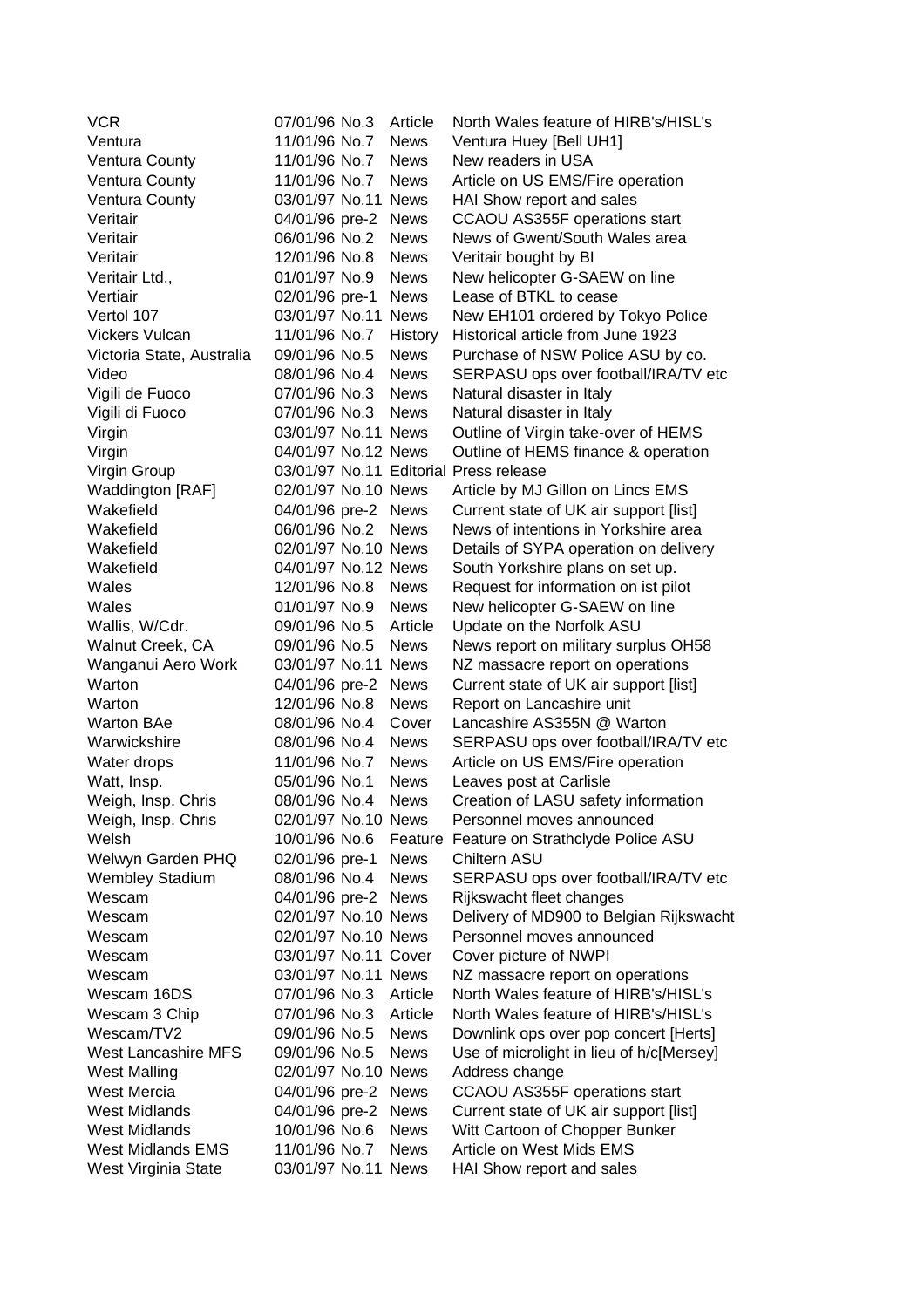| | | | | |
|---|---|---|---|---|
| VCR | 07/01/96 | No.3 | Article | North Wales feature of HIRB's/HISL's |
| Ventura | 11/01/96 | No.7 | News | Ventura Huey [Bell UH1] |
| Ventura County | 11/01/96 | No.7 | News | New readers in USA |
| Ventura County | 11/01/96 | No.7 | News | Article on US EMS/Fire operation |
| Ventura County | 03/01/97 | No.11 | News | HAI Show report and sales |
| Veritair | 04/01/96 | pre-2 | News | CCAOU AS355F operations start |
| Veritair | 06/01/96 | No.2 | News | News of Gwent/South Wales area |
| Veritair | 12/01/96 | No.8 | News | Veritair bought by BI |
| Veritair Ltd., | 01/01/97 | No.9 | News | New helicopter G-SAEW on line |
| Vertiair | 02/01/96 | pre-1 | News | Lease of BTKL to cease |
| Vertol 107 | 03/01/97 | No.11 | News | New EH101 ordered by Tokyo Police |
| Vickers Vulcan | 11/01/96 | No.7 | History | Historical article from June 1923 |
| Victoria State, Australia | 09/01/96 | No.5 | News | Purchase of NSW Police ASU by co. |
| Video | 08/01/96 | No.4 | News | SERPASU ops over football/IRA/TV etc |
| Vigili de Fuoco | 07/01/96 | No.3 | News | Natural disaster in Italy |
| Vigili di Fuoco | 07/01/96 | No.3 | News | Natural disaster in Italy |
| Virgin | 03/01/97 | No.11 | News | Outline of Virgin take-over of HEMS |
| Virgin | 04/01/97 | No.12 | News | Outline of HEMS finance & operation |
| Virgin Group | 03/01/97 | No.11 | Editorial | Press release |
| Waddington [RAF] | 02/01/97 | No.10 | News | Article by MJ Gillon on Lincs EMS |
| Wakefield | 04/01/96 | pre-2 | News | Current state of UK air support [list] |
| Wakefield | 06/01/96 | No.2 | News | News of intentions in Yorkshire area |
| Wakefield | 02/01/97 | No.10 | News | Details of SYPA operation on delivery |
| Wakefield | 04/01/97 | No.12 | News | South Yorkshire plans on set up. |
| Wales | 12/01/96 | No.8 | News | Request for information on ist pilot |
| Wales | 01/01/97 | No.9 | News | New helicopter G-SAEW on line |
| Wallis, W/Cdr. | 09/01/96 | No.5 | Article | Update on the Norfolk ASU |
| Walnut Creek, CA | 09/01/96 | No.5 | News | News report on military surplus OH58 |
| Wanganui Aero Work | 03/01/97 | No.11 | News | NZ massacre report on operations |
| Warton | 04/01/96 | pre-2 | News | Current state of UK air support [list] |
| Warton | 12/01/96 | No.8 | News | Report on Lancashire unit |
| Warton BAe | 08/01/96 | No.4 | Cover | Lancashire AS355N @ Warton |
| Warwickshire | 08/01/96 | No.4 | News | SERPASU ops over football/IRA/TV etc |
| Water drops | 11/01/96 | No.7 | News | Article on US EMS/Fire operation |
| Watt, Insp. | 05/01/96 | No.1 | News | Leaves post at Carlisle |
| Weigh, Insp. Chris | 08/01/96 | No.4 | News | Creation of LASU safety information |
| Weigh, Insp. Chris | 02/01/97 | No.10 | News | Personnel moves announced |
| Welsh | 10/01/96 | No.6 | Feature | Feature on Strathclyde Police ASU |
| Welwyn Garden PHQ | 02/01/96 | pre-1 | News | Chiltern ASU |
| Wembley Stadium | 08/01/96 | No.4 | News | SERPASU ops over football/IRA/TV etc |
| Wescam | 04/01/96 | pre-2 | News | Rijkswacht fleet changes |
| Wescam | 02/01/97 | No.10 | News | Delivery of MD900 to Belgian Rijkswacht |
| Wescam | 02/01/97 | No.10 | News | Personnel moves announced |
| Wescam | 03/01/97 | No.11 | Cover | Cover picture of NWPI |
| Wescam | 03/01/97 | No.11 | News | NZ massacre report on operations |
| Wescam 16DS | 07/01/96 | No.3 | Article | North Wales feature of HIRB's/HISL's |
| Wescam 3 Chip | 07/01/96 | No.3 | Article | North Wales feature of HIRB's/HISL's |
| Wescam/TV2 | 09/01/96 | No.5 | News | Downlink ops over pop concert [Herts] |
| West Lancashire MFS | 09/01/96 | No.5 | News | Use of microlight in lieu of h/c[Mersey] |
| West Malling | 02/01/97 | No.10 | News | Address change |
| West Mercia | 04/01/96 | pre-2 | News | CCAOU AS355F operations start |
| West Midlands | 04/01/96 | pre-2 | News | Current state of UK air support [list] |
| West Midlands | 10/01/96 | No.6 | News | Witt Cartoon of Chopper Bunker |
| West Midlands EMS | 11/01/96 | No.7 | News | Article on West Mids EMS |
| West Virginia State | 03/01/97 | No.11 | News | HAI Show report and sales |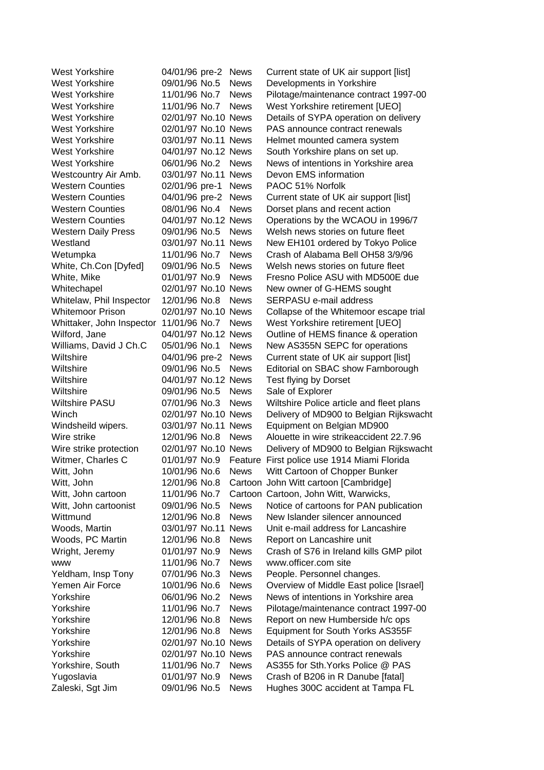| | | | | |
|---|---|---|---|---|
| West Yorkshire | 04/01/96 | pre-2 | News | Current state of UK air support [list] |
| West Yorkshire | 09/01/96 | No.5 | News | Developments in Yorkshire |
| West Yorkshire | 11/01/96 | No.7 | News | Pilotage/maintenance contract 1997-00 |
| West Yorkshire | 11/01/96 | No.7 | News | West Yorkshire retirement [UEO] |
| West Yorkshire | 02/01/97 | No.10 | News | Details of SYPA operation on delivery |
| West Yorkshire | 02/01/97 | No.10 | News | PAS announce contract renewals |
| West Yorkshire | 03/01/97 | No.11 | News | Helmet mounted camera system |
| West Yorkshire | 04/01/97 | No.12 | News | South Yorkshire plans on set up. |
| West Yorkshire | 06/01/96 | No.2 | News | News of intentions in Yorkshire area |
| Westcountry Air Amb. | 03/01/97 | No.11 | News | Devon EMS information |
| Western Counties | 02/01/96 | pre-1 | News | PAOC 51% Norfolk |
| Western Counties | 04/01/96 | pre-2 | News | Current state of UK air support [list] |
| Western Counties | 08/01/96 | No.4 | News | Dorset plans and recent action |
| Western Counties | 04/01/97 | No.12 | News | Operations by the WCAOU in 1996/7 |
| Western Daily Press | 09/01/96 | No.5 | News | Welsh news stories on future fleet |
| Westland | 03/01/97 | No.11 | News | New EH101 ordered by Tokyo Police |
| Wetumpka | 11/01/96 | No.7 | News | Crash of Alabama Bell OH58 3/9/96 |
| White, Ch.Con [Dyfed] | 09/01/96 | No.5 | News | Welsh news stories on future fleet |
| White, Mike | 01/01/97 | No.9 | News | Fresno Police ASU with MD500E due |
| Whitechapel | 02/01/97 | No.10 | News | New owner of G-HEMS sought |
| Whitelaw, Phil Inspector | 12/01/96 | No.8 | News | SERPASU e-mail address |
| Whitemoor Prison | 02/01/97 | No.10 | News | Collapse of the Whitemoor escape trial |
| Whittaker, John Inspector | 11/01/96 | No.7 | News | West Yorkshire retirement [UEO] |
| Wilford, Jane | 04/01/97 | No.12 | News | Outline of HEMS finance & operation |
| Williams, David J Ch.C | 05/01/96 | No.1 | News | New AS355N SEPC for operations |
| Wiltshire | 04/01/96 | pre-2 | News | Current state of UK air support [list] |
| Wiltshire | 09/01/96 | No.5 | News | Editorial on SBAC show Farnborough |
| Wiltshire | 04/01/97 | No.12 | News | Test flying by Dorset |
| Wiltshire | 09/01/96 | No.5 | News | Sale of Explorer |
| Wiltshire PASU | 07/01/96 | No.3 | News | Wiltshire Police article and fleet plans |
| Winch | 02/01/97 | No.10 | News | Delivery of MD900 to Belgian Rijkswacht |
| Windsheild wipers. | 03/01/97 | No.11 | News | Equipment on Belgian MD900 |
| Wire strike | 12/01/96 | No.8 | News | Alouette in wire strikeaccident 22.7.96 |
| Wire strike protection | 02/01/97 | No.10 | News | Delivery of MD900 to Belgian Rijkswacht |
| Witmer, Charles C | 01/01/97 | No.9 | Feature | First police use 1914 Miami Florida |
| Witt, John | 10/01/96 | No.6 | News | Witt Cartoon of Chopper Bunker |
| Witt, John | 12/01/96 | No.8 | Cartoon | John Witt cartoon [Cambridge] |
| Witt, John cartoon | 11/01/96 | No.7 | Cartoon | Cartoon, John Witt, Warwicks, |
| Witt, John cartoonist | 09/01/96 | No.5 | News | Notice of cartoons for PAN publication |
| Wittmund | 12/01/96 | No.8 | News | New Islander silencer announced |
| Woods, Martin | 03/01/97 | No.11 | News | Unit e-mail address for Lancashire |
| Woods, PC Martin | 12/01/96 | No.8 | News | Report on Lancashire unit |
| Wright, Jeremy | 01/01/97 | No.9 | News | Crash of S76 in Ireland kills GMP pilot |
| www | 11/01/96 | No.7 | News | www.officer.com site |
| Yeldham, Insp Tony | 07/01/96 | No.3 | News | People. Personnel changes. |
| Yemen Air Force | 10/01/96 | No.6 | News | Overview of Middle East police [Israel] |
| Yorkshire | 06/01/96 | No.2 | News | News of intentions in Yorkshire area |
| Yorkshire | 11/01/96 | No.7 | News | Pilotage/maintenance contract 1997-00 |
| Yorkshire | 12/01/96 | No.8 | News | Report on new Humberside h/c ops |
| Yorkshire | 12/01/96 | No.8 | News | Equipment for South Yorks AS355F |
| Yorkshire | 02/01/97 | No.10 | News | Details of SYPA operation on delivery |
| Yorkshire | 02/01/97 | No.10 | News | PAS announce contract renewals |
| Yorkshire, South | 11/01/96 | No.7 | News | AS355 for Sth.Yorks Police @ PAS |
| Yugoslavia | 01/01/97 | No.9 | News | Crash of B206 in R Danube [fatal] |
| Zaleski, Sgt Jim | 09/01/96 | No.5 | News | Hughes 300C accident at Tampa FL |